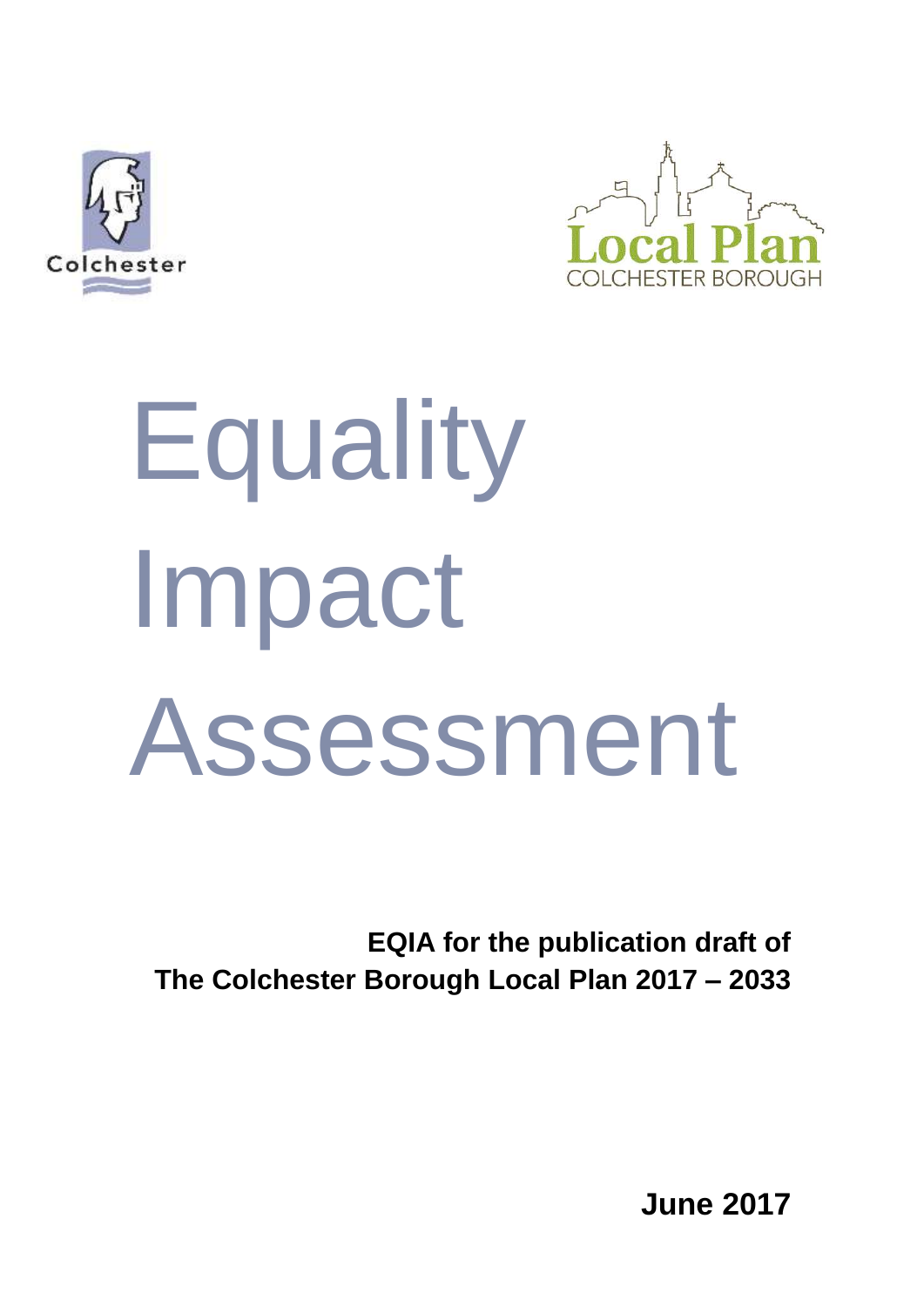Colchester

Local Plan
COLCHESTER BOROUGH

# Equality Impact Assessment

**EQIA for the publication draft of The Colchester Borough Local Plan 2017 – 2033**

**June 2017**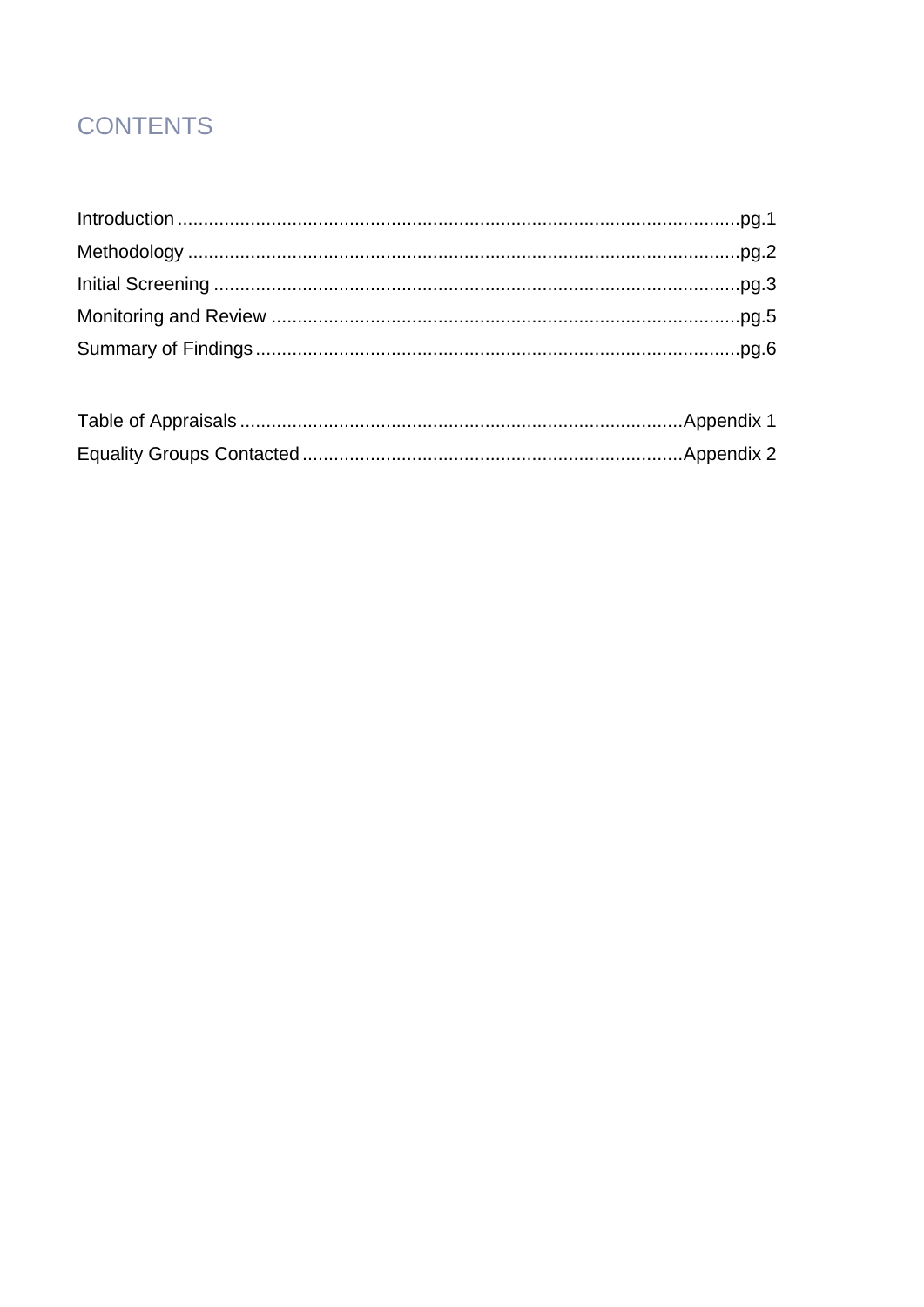# CONTENTS

Introduction ..........................................................................................................pg.1
Methodology .........................................................................................................pg.2
Initial Screening ....................................................................................................pg.3
Monitoring and Review .........................................................................................pg.5
Summary of Findings ............................................................................................pg.6

Table of Appraisals ...................................................................................Appendix 1
Equality Groups Contacted ........................................................................Appendix 2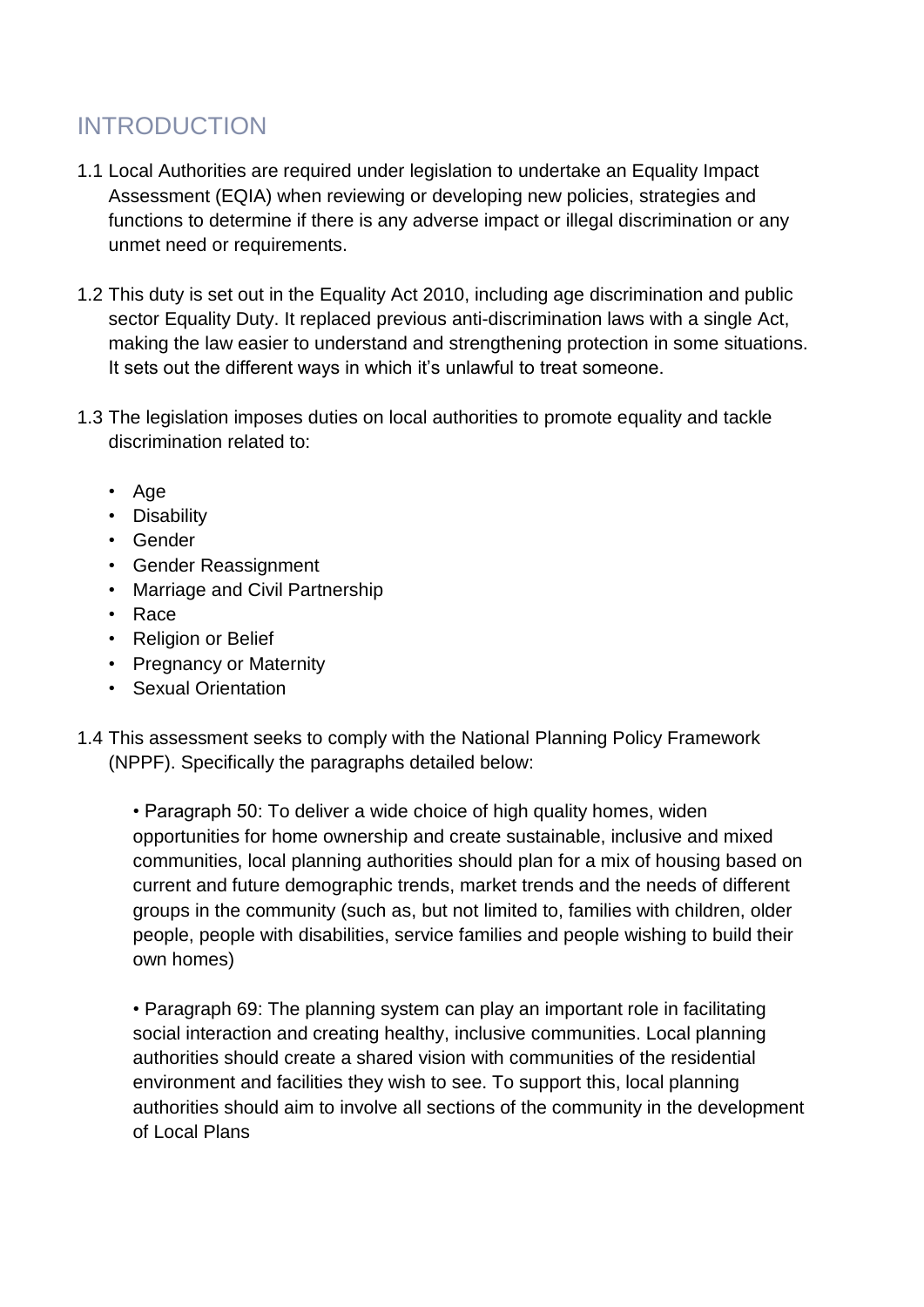# INTRODUCTION

1.1 Local Authorities are required under legislation to undertake an Equality Impact Assessment (EQIA) when reviewing or developing new policies, strategies and functions to determine if there is any adverse impact or illegal discrimination or any unmet need or requirements.

1.2 This duty is set out in the Equality Act 2010, including age discrimination and public sector Equality Duty. It replaced previous anti-discrimination laws with a single Act, making the law easier to understand and strengthening protection in some situations. It sets out the different ways in which it's unlawful to treat someone.

1.3 The legislation imposes duties on local authorities to promote equality and tackle discrimination related to:

- Age
- Disability
- Gender
- Gender Reassignment
- Marriage and Civil Partnership
- Race
- Religion or Belief
- Pregnancy or Maternity
- Sexual Orientation

1.4 This assessment seeks to comply with the National Planning Policy Framework (NPPF). Specifically the paragraphs detailed below:

• Paragraph 50: To deliver a wide choice of high quality homes, widen opportunities for home ownership and create sustainable, inclusive and mixed communities, local planning authorities should plan for a mix of housing based on current and future demographic trends, market trends and the needs of different groups in the community (such as, but not limited to, families with children, older people, people with disabilities, service families and people wishing to build their own homes)

• Paragraph 69: The planning system can play an important role in facilitating social interaction and creating healthy, inclusive communities. Local planning authorities should create a shared vision with communities of the residential environment and facilities they wish to see. To support this, local planning authorities should aim to involve all sections of the community in the development of Local Plans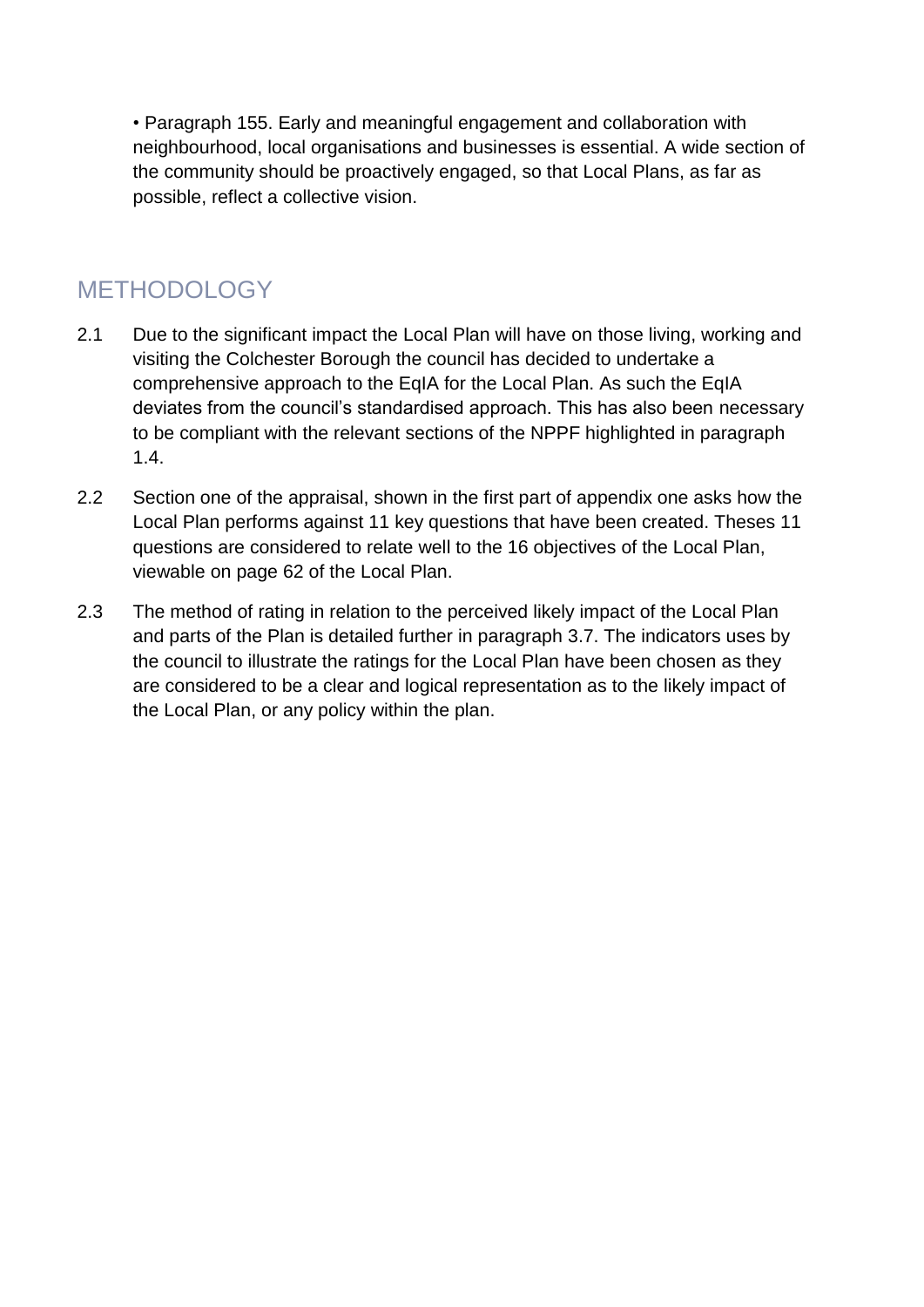- Paragraph 155. Early and meaningful engagement and collaboration with neighbourhood, local organisations and businesses is essential. A wide section of the community should be proactively engaged, so that Local Plans, as far as possible, reflect a collective vision.

## METHODOLOGY

2.1 Due to the significant impact the Local Plan will have on those living, working and visiting the Colchester Borough the council has decided to undertake a comprehensive approach to the EqIA for the Local Plan. As such the EqIA deviates from the council's standardised approach. This has also been necessary to be compliant with the relevant sections of the NPPF highlighted in paragraph 1.4.

2.2 Section one of the appraisal, shown in the first part of appendix one asks how the Local Plan performs against 11 key questions that have been created. Theses 11 questions are considered to relate well to the 16 objectives of the Local Plan, viewable on page 62 of the Local Plan.

2.3 The method of rating in relation to the perceived likely impact of the Local Plan and parts of the Plan is detailed further in paragraph 3.7. The indicators uses by the council to illustrate the ratings for the Local Plan have been chosen as they are considered to be a clear and logical representation as to the likely impact of the Local Plan, or any policy within the plan.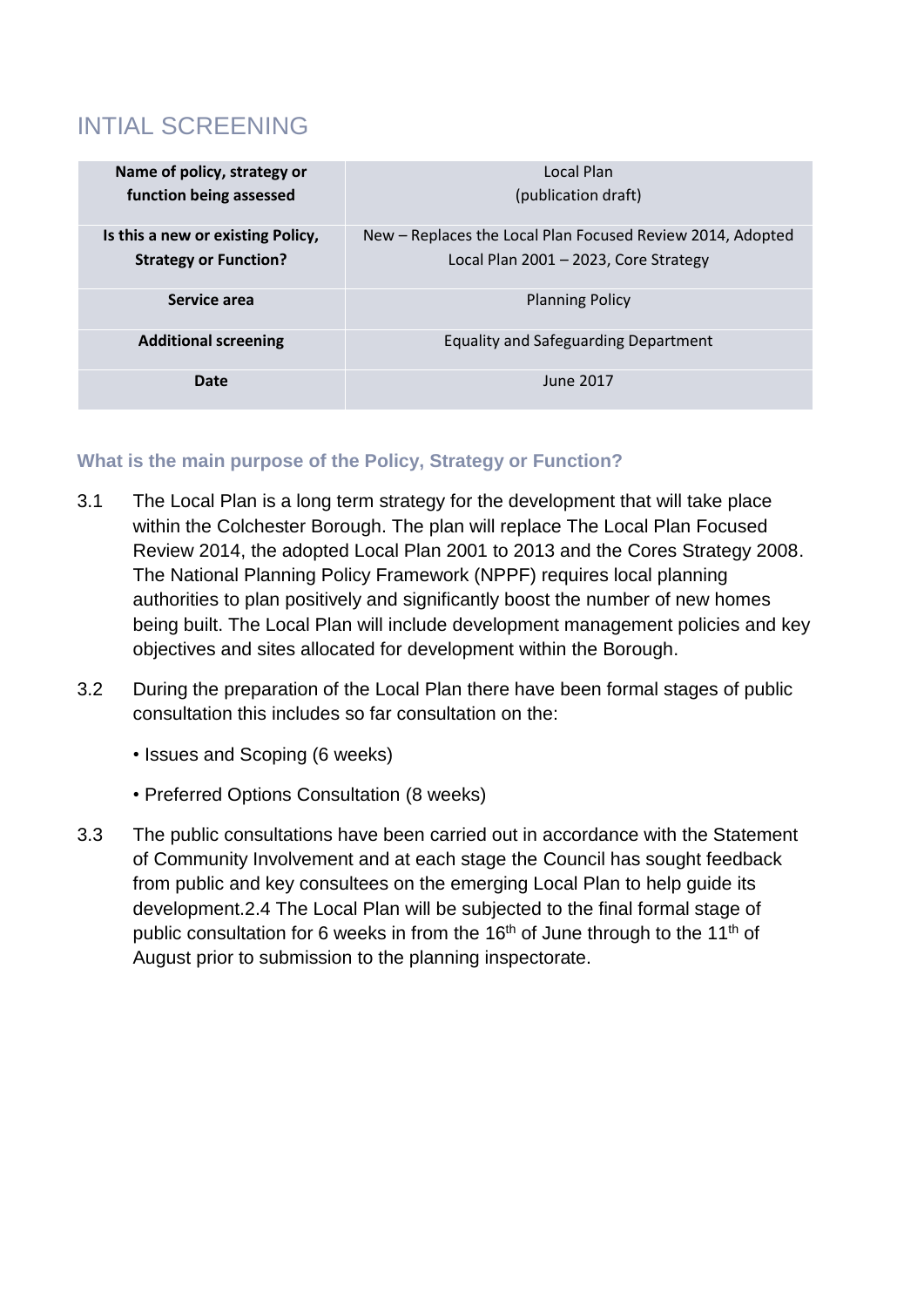## INTIAL SCREENING

| Name of policy, strategy or function being assessed | Local Plan (publication draft) |
|---|---|
| **Is this a new or existing Policy, Strategy or Function?** | New – Replaces the Local Plan Focused Review 2014, Adopted Local Plan 2001 – 2023, Core Strategy |
| **Service area** | Planning Policy |
| **Additional screening** | Equality and Safeguarding Department |
| **Date** | June 2017 |

### What is the main purpose of the Policy, Strategy or Function?

3.1 The Local Plan is a long term strategy for the development that will take place within the Colchester Borough. The plan will replace The Local Plan Focused Review 2014, the adopted Local Plan 2001 to 2013 and the Cores Strategy 2008. The National Planning Policy Framework (NPPF) requires local planning authorities to plan positively and significantly boost the number of new homes being built. The Local Plan will include development management policies and key objectives and sites allocated for development within the Borough.

3.2 During the preparation of the Local Plan there have been formal stages of public consultation this includes so far consultation on the:

- Issues and Scoping (6 weeks)
- Preferred Options Consultation (8 weeks)

3.3 The public consultations have been carried out in accordance with the Statement of Community Involvement and at each stage the Council has sought feedback from public and key consultees on the emerging Local Plan to help guide its development.2.4 The Local Plan will be subjected to the final formal stage of public consultation for 6 weeks in from the 16th of June through to the 11th of August prior to submission to the planning inspectorate.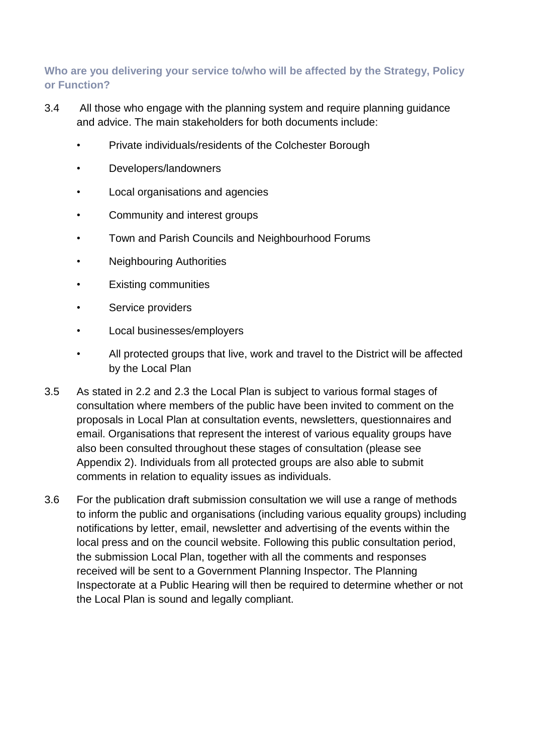### Who are you delivering your service to/who will be affected by the Strategy, Policy or Function?

3.4 All those who engage with the planning system and require planning guidance and advice. The main stakeholders for both documents include:

- Private individuals/residents of the Colchester Borough
- Developers/landowners
- Local organisations and agencies
- Community and interest groups
- Town and Parish Councils and Neighbourhood Forums
- Neighbouring Authorities
- Existing communities
- Service providers
- Local businesses/employers
- All protected groups that live, work and travel to the District will be affected by the Local Plan

3.5 As stated in 2.2 and 2.3 the Local Plan is subject to various formal stages of consultation where members of the public have been invited to comment on the proposals in Local Plan at consultation events, newsletters, questionnaires and email. Organisations that represent the interest of various equality groups have also been consulted throughout these stages of consultation (please see Appendix 2). Individuals from all protected groups are also able to submit comments in relation to equality issues as individuals.

3.6 For the publication draft submission consultation we will use a range of methods to inform the public and organisations (including various equality groups) including notifications by letter, email, newsletter and advertising of the events within the local press and on the council website. Following this public consultation period, the submission Local Plan, together with all the comments and responses received will be sent to a Government Planning Inspector. The Planning Inspectorate at a Public Hearing will then be required to determine whether or not the Local Plan is sound and legally compliant.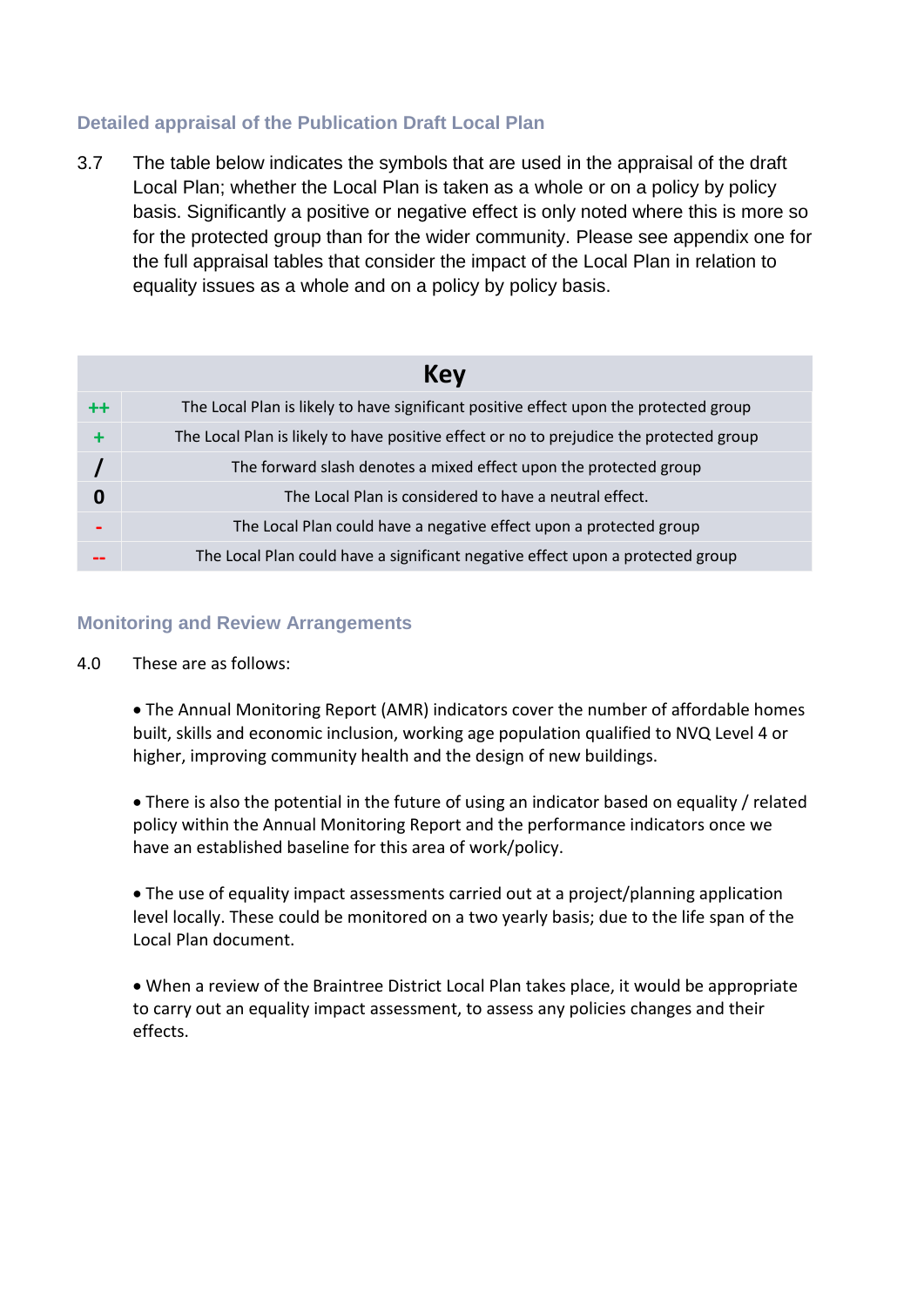## Detailed appraisal of the Publication Draft Local Plan

3.7 The table below indicates the symbols that are used in the appraisal of the draft Local Plan; whether the Local Plan is taken as a whole or on a policy by policy basis. Significantly a positive or negative effect is only noted where this is more so for the protected group than for the wider community. Please see appendix one for the full appraisal tables that consider the impact of the Local Plan in relation to equality issues as a whole and on a policy by policy basis.

| Key | |
|---|---|
| ++ | The Local Plan is likely to have significant positive effect upon the protected group |
| + | The Local Plan is likely to have positive effect or no to prejudice the protected group |
| / | The forward slash denotes a mixed effect upon the protected group |
| 0 | The Local Plan is considered to have a neutral effect. |
| - | The Local Plan could have a negative effect upon a protected group |
| -- | The Local Plan could have a significant negative effect upon a protected group |

## Monitoring and Review Arrangements

4.0 These are as follows:

- The Annual Monitoring Report (AMR) indicators cover the number of affordable homes built, skills and economic inclusion, working age population qualified to NVQ Level 4 or higher, improving community health and the design of new buildings.

- There is also the potential in the future of using an indicator based on equality / related policy within the Annual Monitoring Report and the performance indicators once we have an established baseline for this area of work/policy.

- The use of equality impact assessments carried out at a project/planning application level locally. These could be monitored on a two yearly basis; due to the life span of the Local Plan document.

- When a review of the Braintree District Local Plan takes place, it would be appropriate to carry out an equality impact assessment, to assess any policies changes and their effects.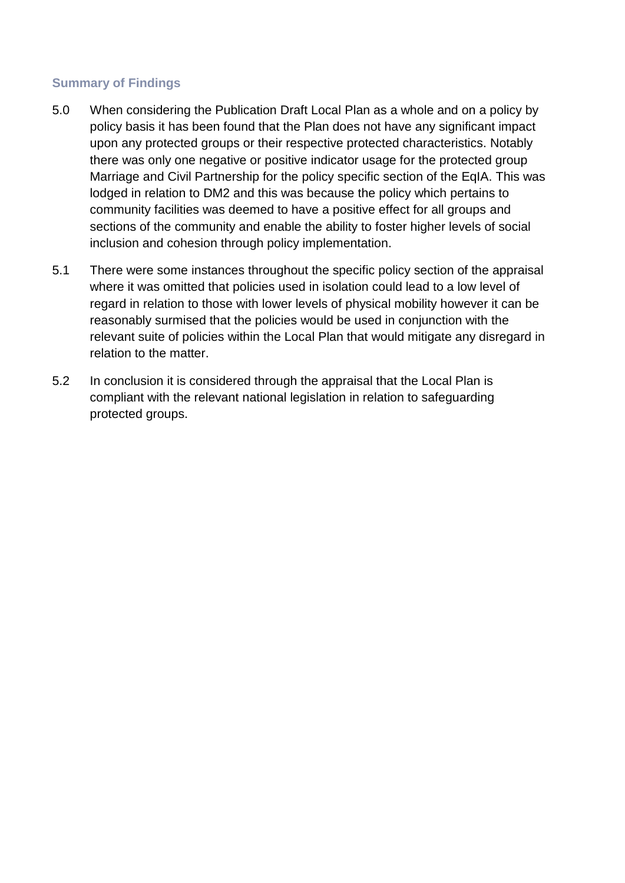### Summary of Findings

5.0 When considering the Publication Draft Local Plan as a whole and on a policy by policy basis it has been found that the Plan does not have any significant impact upon any protected groups or their respective protected characteristics. Notably there was only one negative or positive indicator usage for the protected group Marriage and Civil Partnership for the policy specific section of the EqIA. This was lodged in relation to DM2 and this was because the policy which pertains to community facilities was deemed to have a positive effect for all groups and sections of the community and enable the ability to foster higher levels of social inclusion and cohesion through policy implementation.

5.1 There were some instances throughout the specific policy section of the appraisal where it was omitted that policies used in isolation could lead to a low level of regard in relation to those with lower levels of physical mobility however it can be reasonably surmised that the policies would be used in conjunction with the relevant suite of policies within the Local Plan that would mitigate any disregard in relation to the matter.

5.2 In conclusion it is considered through the appraisal that the Local Plan is compliant with the relevant national legislation in relation to safeguarding protected groups.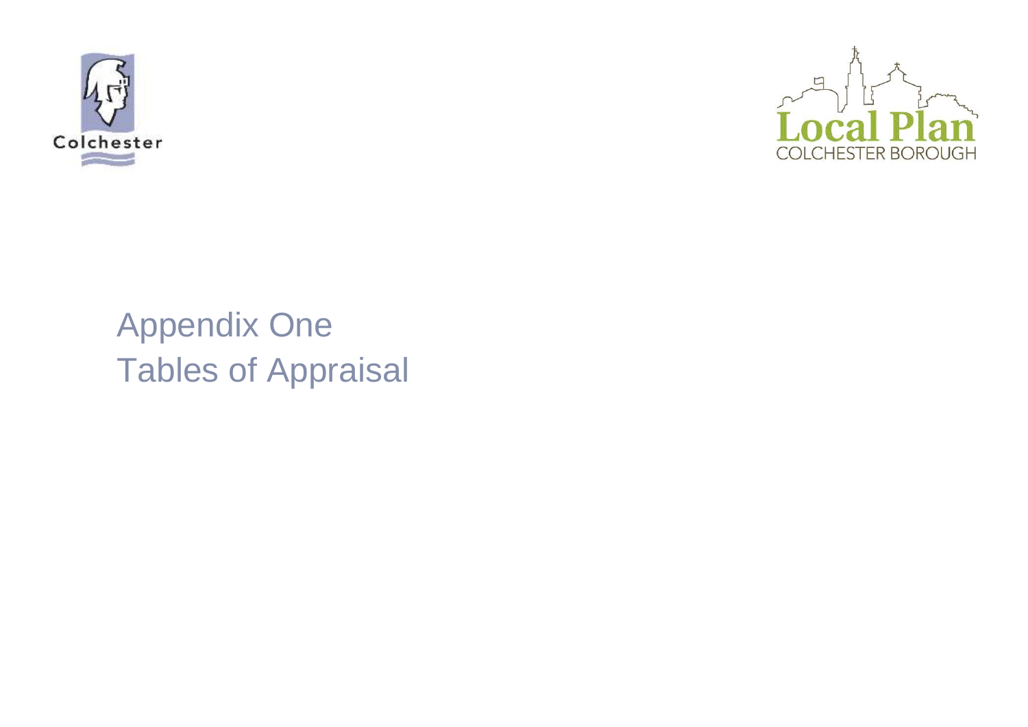Colchester

Local Plan
COLCHESTER BOROUGH

# Appendix One
# Tables of Appraisal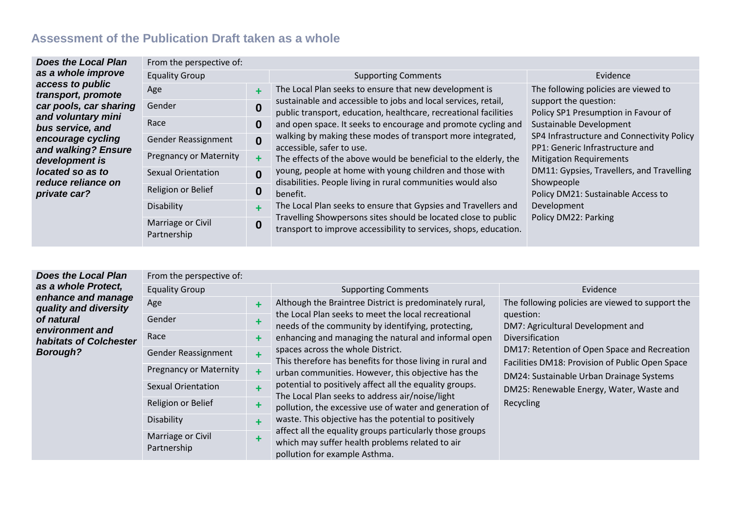## Assessment of the Publication Draft taken as a whole

| ***Does the Local Plan as a whole improve access to public transport, promote car pools, car sharing and voluntary mini bus service, and encourage cycling and walking? Ensure development is located so as to reduce reliance on private car?*** | From the perspective of: | | | |
|---|---|---|---|---|
| | Equality Group | | Supporting Comments | Evidence |
| | Age | + | The Local Plan seeks to ensure that new development is sustainable and accessible to jobs and local services, retail, public transport, education, healthcare, recreational facilities and open space. It seeks to encourage and promote cycling and walking by making these modes of transport more integrated, accessible, safer to use.<br>The effects of the above would be beneficial to the elderly, the young, people at home with young children and those with disabilities. People living in rural communities would also benefit.<br>The Local Plan seeks to ensure that Gypsies and Travellers and Travelling Showpersons sites should be located close to public transport to improve accessibility to services, shops, education. | The following policies are viewed to support the question:<br>Policy SP1 Presumption in Favour of Sustainable Development<br>SP4 Infrastructure and Connectivity Policy PP1: Generic Infrastructure and Mitigation Requirements<br>DM11: Gypsies, Travellers, and Travelling Showpeople<br>Policy DM21: Sustainable Access to Development<br>Policy DM22: Parking |
| | Gender | 0 | | |
| | Race | 0 | | |
| | Gender Reassignment | 0 | | |
| | Pregnancy or Maternity | + | | |
| | Sexual Orientation | 0 | | |
| | Religion or Belief | 0 | | |
| | Disability | + | | |
| | Marriage or Civil Partnership | 0 | | |

| ***Does the Local Plan as a whole Protect, enhance and manage quality and diversity of natural environment and habitats of Colchester Borough?*** | From the perspective of: | | | |
|---|---|---|---|---|
| | Equality Group | | Supporting Comments | Evidence |
| | Age | + | Although the Braintree District is predominately rural, the Local Plan seeks to meet the local recreational needs of the community by identifying, protecting, enhancing and managing the natural and informal open spaces across the whole District.<br>This therefore has benefits for those living in rural and urban communities. However, this objective has the potential to positively affect all the equality groups.<br>The Local Plan seeks to address air/noise/light pollution, the excessive use of water and generation of waste. This objective has the potential to positively affect all the equality groups particularly those groups which may suffer health problems related to air pollution for example Asthma. | The following policies are viewed to support the question:<br>DM7: Agricultural Development and Diversification<br>DM17: Retention of Open Space and Recreation Facilities DM18: Provision of Public Open Space<br>DM24: Sustainable Urban Drainage Systems<br>DM25: Renewable Energy, Water, Waste and Recycling |
| | Gender | + | | |
| | Race | + | | |
| | Gender Reassignment | + | | |
| | Pregnancy or Maternity | + | | |
| | Sexual Orientation | + | | |
| | Religion or Belief | + | | |
| | Disability | + | | |
| | Marriage or Civil Partnership | + | | |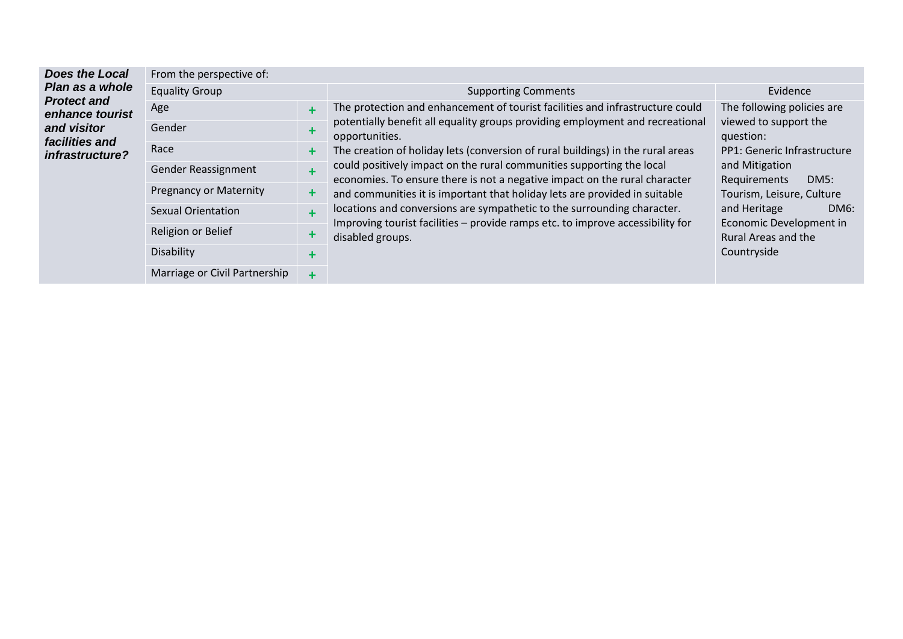| Does the Local Plan as a whole Protect and enhance tourist and visitor facilities and infrastructure? | From the perspective of: | | | |
|---|---|---|---|---|
| | Equality Group | | Supporting Comments | Evidence |
| | Age | + | The protection and enhancement of tourist facilities and infrastructure could potentially benefit all equality groups providing employment and recreational opportunities.<br>The creation of holiday lets (conversion of rural buildings) in the rural areas could positively impact on the rural communities supporting the local economies. To ensure there is not a negative impact on the rural character and communities it is important that holiday lets are provided in suitable locations and conversions are sympathetic to the surrounding character.<br>Improving tourist facilities – provide ramps etc. to improve accessibility for disabled groups. | The following policies are viewed to support the question:<br>PP1: Generic Infrastructure and Mitigation Requirements DM5: Tourism, Leisure, Culture and Heritage DM6: Economic Development in Rural Areas and the Countryside |
| | Gender | + | | |
| | Race | + | | |
| | Gender Reassignment | + | | |
| | Pregnancy or Maternity | + | | |
| | Sexual Orientation | + | | |
| | Religion or Belief | + | | |
| | Disability | + | | |
| | Marriage or Civil Partnership | + | | |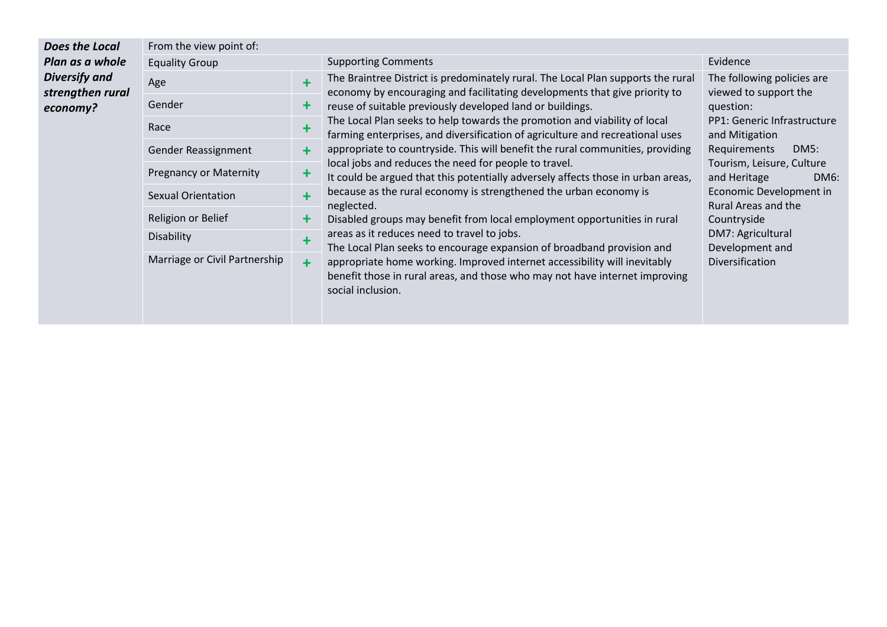| ***Does the Local Plan as a whole Diversify and strengthen rural economy?*** | From the view point of: | | | |
|---|---|---|---|---|
| | Equality Group | | Supporting Comments | Evidence |
| | Age | + | The Braintree District is predominately rural. The Local Plan supports the rural economy by encouraging and facilitating developments that give priority to reuse of suitable previously developed land or buildings.<br>The Local Plan seeks to help towards the promotion and viability of local farming enterprises, and diversification of agriculture and recreational uses appropriate to countryside. This will benefit the rural communities, providing local jobs and reduces the need for people to travel.<br>It could be argued that this potentially adversely affects those in urban areas, because as the rural economy is strengthened the urban economy is neglected.<br>Disabled groups may benefit from local employment opportunities in rural areas as it reduces need to travel to jobs.<br>The Local Plan seeks to encourage expansion of broadband provision and appropriate home working. Improved internet accessibility will inevitably benefit those in rural areas, and those who may not have internet improving social inclusion. | The following policies are viewed to support the question:<br>PP1: Generic Infrastructure and Mitigation Requirements DM5: Tourism, Leisure, Culture and Heritage DM6: Economic Development in Rural Areas and the Countryside<br>DM7: Agricultural Development and Diversification |
| | Gender | + | | |
| | Race | + | | |
| | Gender Reassignment | + | | |
| | Pregnancy or Maternity | + | | |
| | Sexual Orientation | + | | |
| | Religion or Belief | + | | |
| | Disability | + | | |
| | Marriage or Civil Partnership | + | | |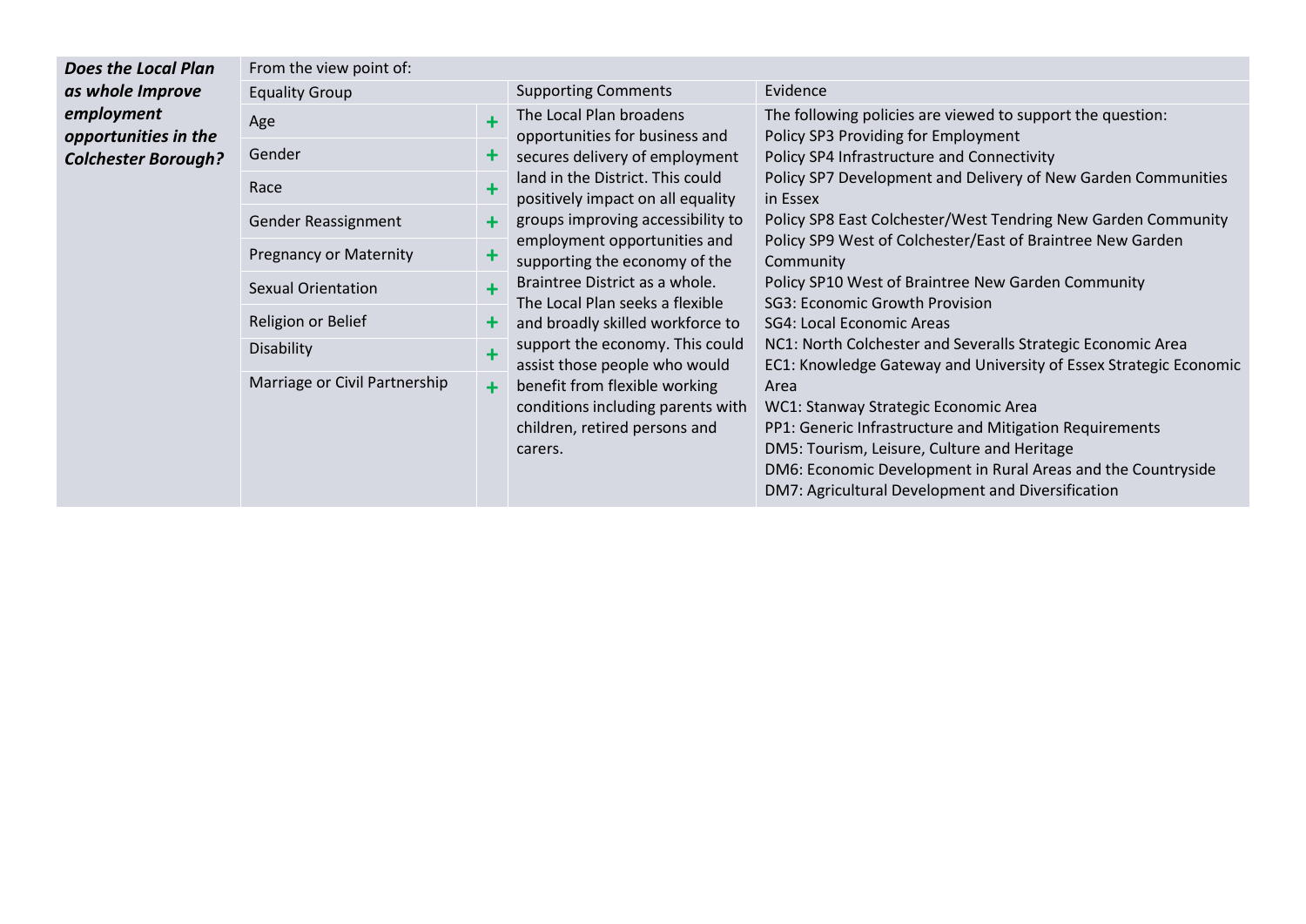| *Does the Local Plan as whole Improve employment opportunities in the Colchester Borough?* | From the view point of: | | | |
|---|---|---|---|---|
| | Equality Group | | Supporting Comments | Evidence |
| | Age | + | The Local Plan broadens opportunities for business and secures delivery of employment land in the District. This could positively impact on all equality groups improving accessibility to employment opportunities and supporting the economy of the Braintree District as a whole. The Local Plan seeks a flexible and broadly skilled workforce to support the economy. This could assist those people who would benefit from flexible working conditions including parents with children, retired persons and carers. | The following policies are viewed to support the question: Policy SP3 Providing for Employment Policy SP4 Infrastructure and Connectivity Policy SP7 Development and Delivery of New Garden Communities in Essex Policy SP8 East Colchester/West Tendring New Garden Community Policy SP9 West of Colchester/East of Braintree New Garden Community Policy SP10 West of Braintree New Garden Community SG3: Economic Growth Provision SG4: Local Economic Areas NC1: North Colchester and Severalls Strategic Economic Area EC1: Knowledge Gateway and University of Essex Strategic Economic Area WC1: Stanway Strategic Economic Area PP1: Generic Infrastructure and Mitigation Requirements DM5: Tourism, Leisure, Culture and Heritage DM6: Economic Development in Rural Areas and the Countryside DM7: Agricultural Development and Diversification |
| | Gender | + | | |
| | Race | + | | |
| | Gender Reassignment | + | | |
| | Pregnancy or Maternity | + | | |
| | Sexual Orientation | + | | |
| | Religion or Belief | + | | |
| | Disability | + | | |
| | Marriage or Civil Partnership | + | | |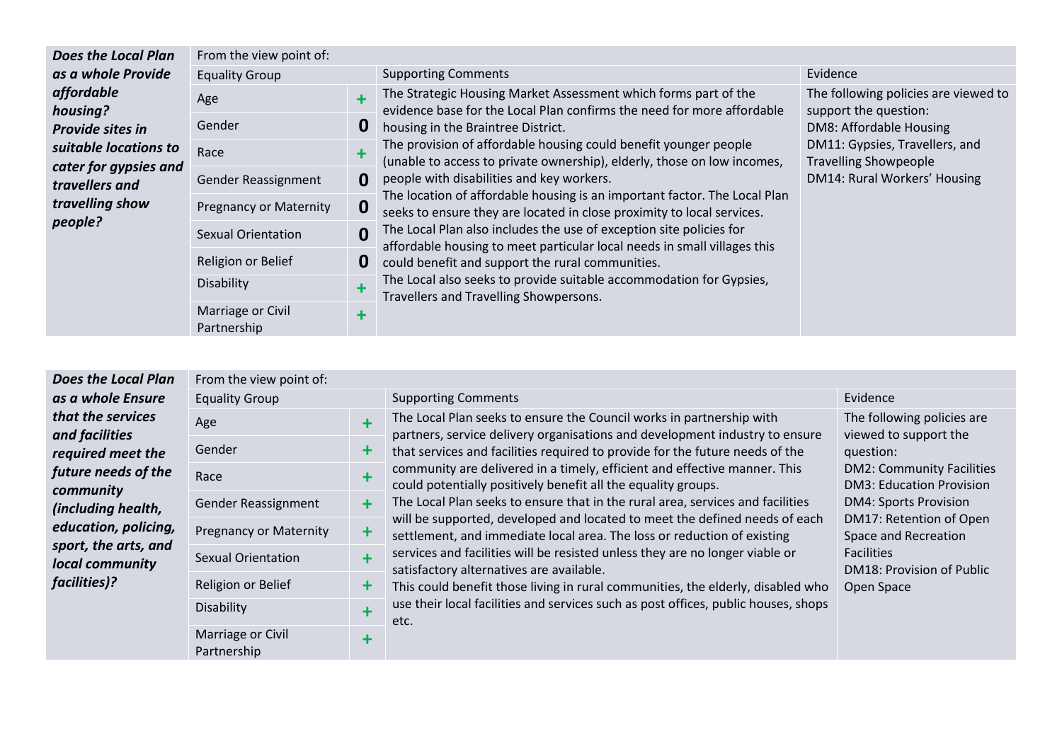| Does the Local Plan as a whole Provide affordable housing? Provide sites in suitable locations to cater for gypsies and travellers and travelling show people? | From the view point of: | | | |
|---|---|---|---|---|
| | Equality Group | | Supporting Comments | Evidence |
| | Age | + | The Strategic Housing Market Assessment which forms part of the evidence base for the Local Plan confirms the need for more affordable housing in the Braintree District.<br>The provision of affordable housing could benefit younger people (unable to access to private ownership), elderly, those on low incomes, people with disabilities and key workers.<br>The location of affordable housing is an important factor. The Local Plan seeks to ensure they are located in close proximity to local services.<br>The Local Plan also includes the use of exception site policies for affordable housing to meet particular local needs in small villages this could benefit and support the rural communities.<br>The Local also seeks to provide suitable accommodation for Gypsies, Travellers and Travelling Showpersons. | The following policies are viewed to support the question:<br>DM8: Affordable Housing<br>DM11: Gypsies, Travellers, and Travelling Showpeople<br>DM14: Rural Workers' Housing |
| | Gender | 0 | | |
| | Race | + | | |
| | Gender Reassignment | 0 | | |
| | Pregnancy or Maternity | 0 | | |
| | Sexual Orientation | 0 | | |
| | Religion or Belief | 0 | | |
| | Disability | + | | |
| | Marriage or Civil Partnership | + | | |

| Does the Local Plan as a whole Ensure that the services and facilities required meet the future needs of the community (including health, education, policing, sport, the arts, and local community facilities)? | From the view point of: | | | |
|---|---|---|---|---|
| | Equality Group | | Supporting Comments | Evidence |
| | Age | + | The Local Plan seeks to ensure the Council works in partnership with partners, service delivery organisations and development industry to ensure that services and facilities required to provide for the future needs of the community are delivered in a timely, efficient and effective manner. This could potentially positively benefit all the equality groups.<br>The Local Plan seeks to ensure that in the rural area, services and facilities will be supported, developed and located to meet the defined needs of each settlement, and immediate local area. The loss or reduction of existing services and facilities will be resisted unless they are no longer viable or satisfactory alternatives are available.<br>This could benefit those living in rural communities, the elderly, disabled who use their local facilities and services such as post offices, public houses, shops etc. | The following policies are viewed to support the question:<br>DM2: Community Facilities<br>DM3: Education Provision<br>DM4: Sports Provision<br>DM17: Retention of Open Space and Recreation Facilities<br>DM18: Provision of Public Open Space |
| | Gender | + | | |
| | Race | + | | |
| | Gender Reassignment | + | | |
| | Pregnancy or Maternity | + | | |
| | Sexual Orientation | + | | |
| | Religion or Belief | + | | |
| | Disability | + | | |
| | Marriage or Civil Partnership | + | | |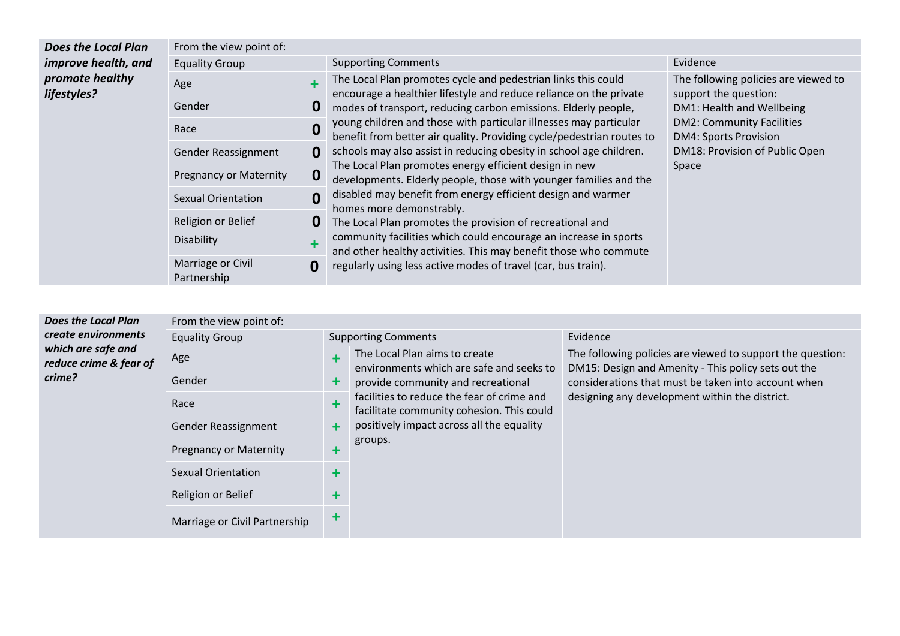| ***Does the Local Plan improve health, and promote healthy lifestyles?*** | From the view point of: | | | |
|---|---|---|---|---|
| | Equality Group | | Supporting Comments | Evidence |
| | Age | + | The Local Plan promotes cycle and pedestrian links this could encourage a healthier lifestyle and reduce reliance on the private modes of transport, reducing carbon emissions. Elderly people, young children and those with particular illnesses may particular benefit from better air quality. Providing cycle/pedestrian routes to schools may also assist in reducing obesity in school age children. The Local Plan promotes energy efficient design in new developments. Elderly people, those with younger families and the disabled may benefit from energy efficient design and warmer homes more demonstrably. The Local Plan promotes the provision of recreational and community facilities which could encourage an increase in sports and other healthy activities. This may benefit those who commute regularly using less active modes of travel (car, bus train). | The following policies are viewed to support the question: DM1: Health and Wellbeing DM2: Community Facilities DM4: Sports Provision DM18: Provision of Public Open Space |
| | Gender | 0 | | |
| | Race | 0 | | |
| | Gender Reassignment | 0 | | |
| | Pregnancy or Maternity | 0 | | |
| | Sexual Orientation | 0 | | |
| | Religion or Belief | 0 | | |
| | Disability | + | | |
| | Marriage or Civil Partnership | 0 | | |

| ***Does the Local Plan create environments which are safe and reduce crime & fear of crime?*** | From the view point of: | | | |
|---|---|---|---|---|
| | Equality Group | Supporting Comments | | Evidence |
| | Age | + | The Local Plan aims to create environments which are safe and seeks to provide community and recreational facilities to reduce the fear of crime and facilitate community cohesion. This could positively impact across all the equality groups. | The following policies are viewed to support the question: DM15: Design and Amenity - This policy sets out the considerations that must be taken into account when designing any development within the district. |
| | Gender | + | | |
| | Race | + | | |
| | Gender Reassignment | + | | |
| | Pregnancy or Maternity | + | | |
| | Sexual Orientation | + | | |
| | Religion or Belief | + | | |
| | Marriage or Civil Partnership | + | | |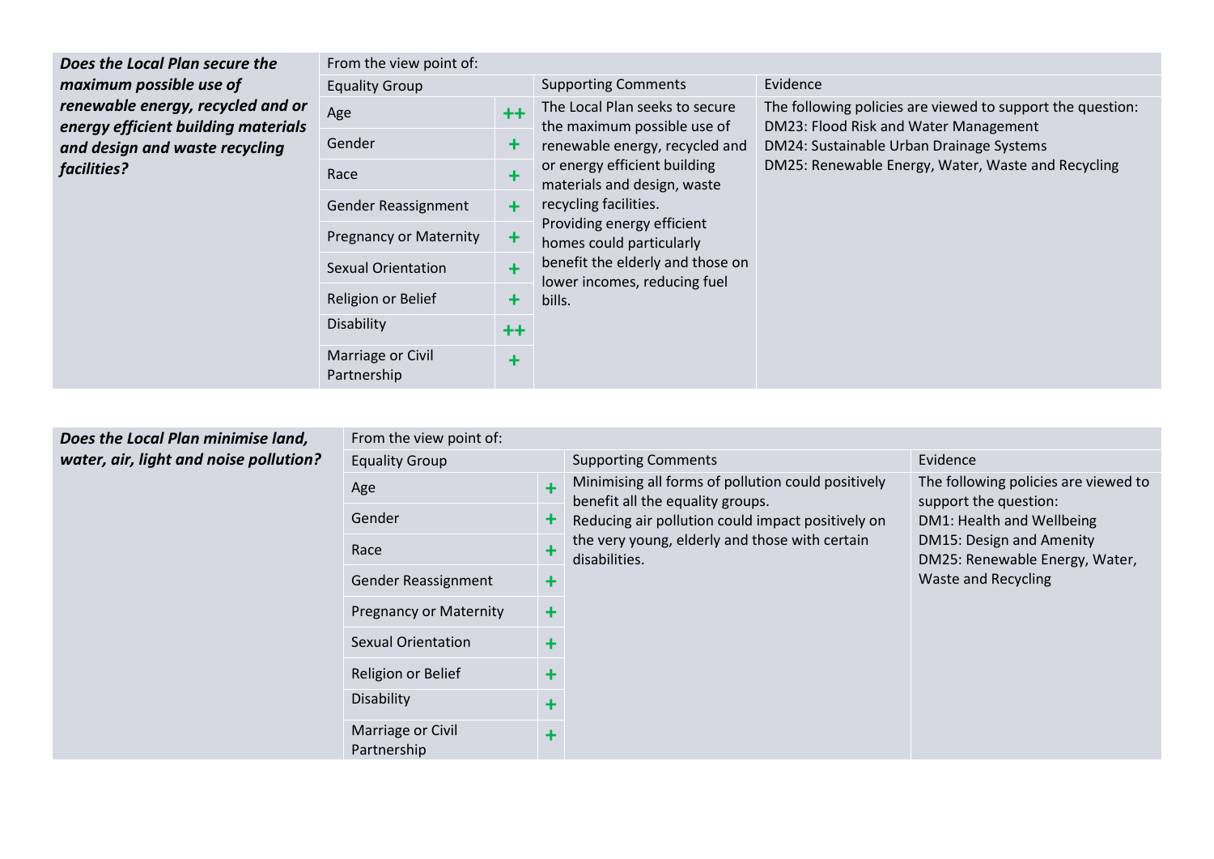| ***Does the Local Plan secure the maximum possible use of renewable energy, recycled and or energy efficient building materials and design and waste recycling facilities?*** | From the view point of: | | | |
|---|---|---|---|---|
| | Equality Group | | Supporting Comments | Evidence |
| | Age | ++ | The Local Plan seeks to secure the maximum possible use of renewable energy, recycled and or energy efficient building materials and design, waste recycling facilities.<br>Providing energy efficient homes could particularly benefit the elderly and those on lower incomes, reducing fuel bills. | The following policies are viewed to support the question:<br>DM23: Flood Risk and Water Management<br>DM24: Sustainable Urban Drainage Systems<br>DM25: Renewable Energy, Water, Waste and Recycling |
| | Gender | + | | |
| | Race | + | | |
| | Gender Reassignment | + | | |
| | Pregnancy or Maternity | + | | |
| | Sexual Orientation | + | | |
| | Religion or Belief | + | | |
| | Disability | ++ | | |
| | Marriage or Civil Partnership | + | | |

| ***Does the Local Plan minimise land, water, air, light and noise pollution?*** | From the view point of: | | | |
|---|---|---|---|---|
| | Equality Group | | Supporting Comments | Evidence |
| | Age | + | Minimising all forms of pollution could positively benefit all the equality groups.<br>Reducing air pollution could impact positively on the very young, elderly and those with certain disabilities. | The following policies are viewed to support the question:<br>DM1: Health and Wellbeing<br>DM15: Design and Amenity<br>DM25: Renewable Energy, Water, Waste and Recycling |
| | Gender | + | | |
| | Race | + | | |
| | Gender Reassignment | + | | |
| | Pregnancy or Maternity | + | | |
| | Sexual Orientation | + | | |
| | Religion or Belief | + | | |
| | Disability | + | | |
| | Marriage or Civil Partnership | + | | |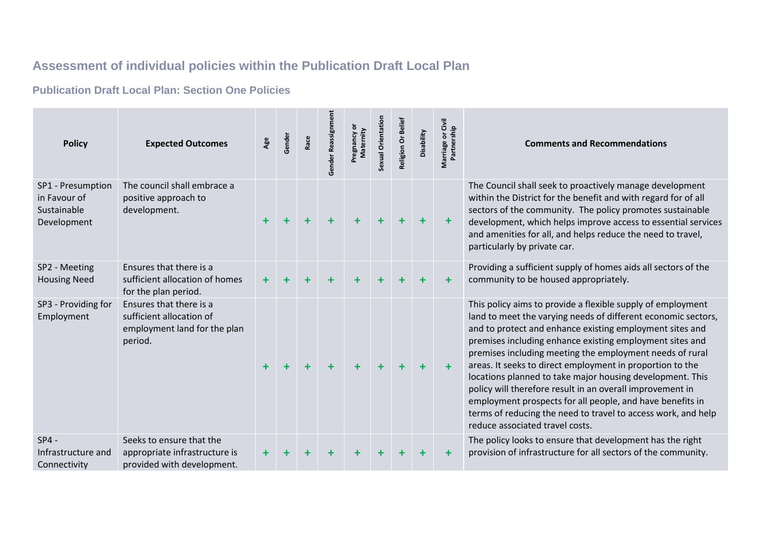## Assessment of individual policies within the Publication Draft Local Plan

### Publication Draft Local Plan: Section One Policies

| Policy | Expected Outcomes | Age | Gender | Race | Gender Reassignment | Pregnancy or Maternity | Sexual Orientation | Religion Or Belief | Disability | Marriage or Civil Partnership | Comments and Recommendations |
|---|---|---|---|---|---|---|---|---|---|---|---|
| SP1 - Presumption in Favour of Sustainable Development | The council shall embrace a positive approach to development. | + | + | + | + | + | + | + | + | + | The Council shall seek to proactively manage development within the District for the benefit and with regard for of all sectors of the community. The policy promotes sustainable development, which helps improve access to essential services and amenities for all, and helps reduce the need to travel, particularly by private car. |
| SP2 - Meeting Housing Need | Ensures that there is a sufficient allocation of homes for the plan period. | + | + | + | + | + | + | + | + | + | Providing a sufficient supply of homes aids all sectors of the community to be housed appropriately. |
| SP3 - Providing for Employment | Ensures that there is a sufficient allocation of employment land for the plan period. | + | + | + | + | + | + | + | + | + | This policy aims to provide a flexible supply of employment land to meet the varying needs of different economic sectors, and to protect and enhance existing employment sites and premises including enhance existing employment sites and premises including meeting the employment needs of rural areas. It seeks to direct employment in proportion to the locations planned to take major housing development. This policy will therefore result in an overall improvement in employment prospects for all people, and have benefits in terms of reducing the need to travel to access work, and help reduce associated travel costs. |
| SP4 - Infrastructure and Connectivity | Seeks to ensure that the appropriate infrastructure is provided with development. | + | + | + | + | + | + | + | + | + | The policy looks to ensure that development has the right provision of infrastructure for all sectors of the community. |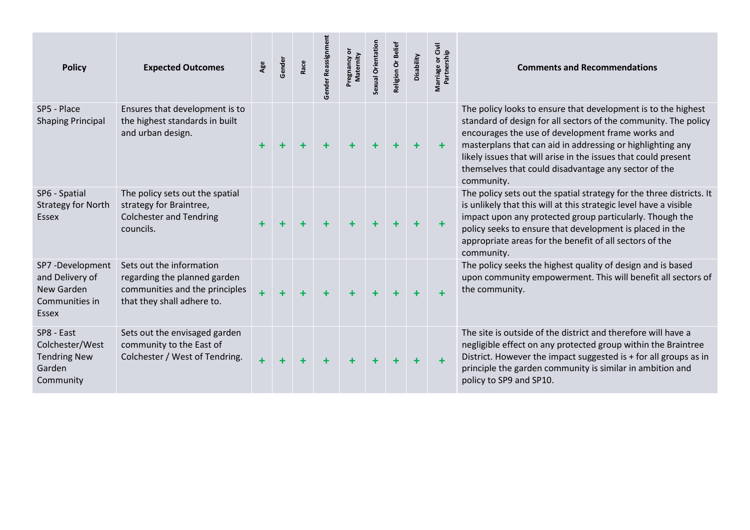| Policy | Expected Outcomes | Age | Gender | Race | Gender Reassignment | Pregnancy or Maternity | Sexual Orientation | Religion Or Belief | Disability | Marriage or Civil Partnership | Comments and Recommendations |
|---|---|---|---|---|---|---|---|---|---|---|---|
| SP5 - Place Shaping Principal | Ensures that development is to the highest standards in built and urban design. | + | + | + | + | + | + | + | + | + | The policy looks to ensure that development is to the highest standard of design for all sectors of the community. The policy encourages the use of development frame works and masterplans that can aid in addressing or highlighting any likely issues that will arise in the issues that could present themselves that could disadvantage any sector of the community. |
| SP6 - Spatial Strategy for North Essex | The policy sets out the spatial strategy for Braintree, Colchester and Tendring councils. | + | + | + | + | + | + | + | + | + | The policy sets out the spatial strategy for the three districts. It is unlikely that this will at this strategic level have a visible impact upon any protected group particularly. Though the policy seeks to ensure that development is placed in the appropriate areas for the benefit of all sectors of the community. |
| SP7 -Development and Delivery of New Garden Communities in Essex | Sets out the information regarding the planned garden communities and the principles that they shall adhere to. | + | + | + | + | + | + | + | + | + | The policy seeks the highest quality of design and is based upon community empowerment. This will benefit all sectors of the community. |
| SP8 - East Colchester/West Tendring New Garden Community | Sets out the envisaged garden community to the East of Colchester / West of Tendring. | + | + | + | + | + | + | + | + | + | The site is outside of the district and therefore will have a negligible effect on any protected group within the Braintree District. However the impact suggested is + for all groups as in principle the garden community is similar in ambition and policy to SP9 and SP10. |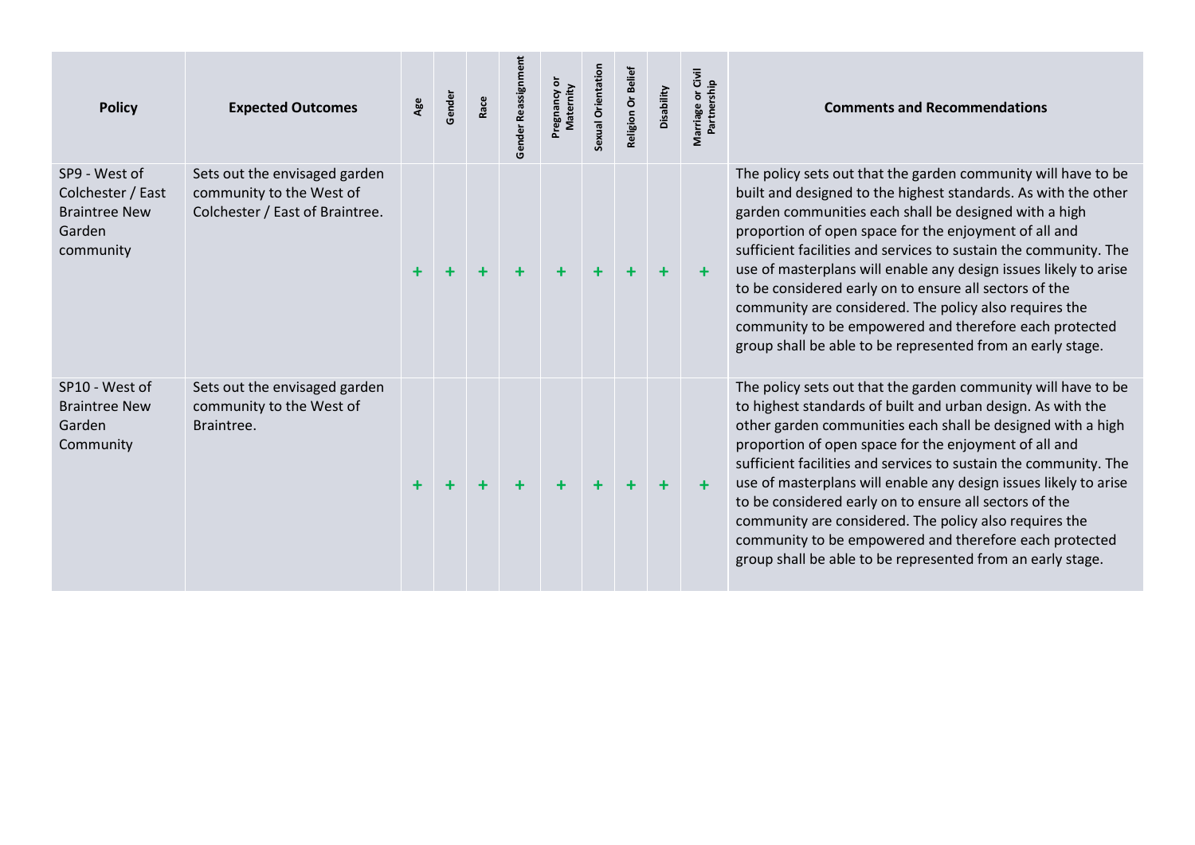| Policy | Expected Outcomes | Age | Gender | Race | Gender Reassignment | Pregnancy or Maternity | Sexual Orientation | Religion Or Belief | Disability | Marriage or Civil Partnership | Comments and Recommendations |
|---|---|---|---|---|---|---|---|---|---|---|---|
| SP9 - West of Colchester / East Braintree New Garden community | Sets out the envisaged garden community to the West of Colchester / East of Braintree. | + | + | + | + | + | + | + | + | + | The policy sets out that the garden community will have to be built and designed to the highest standards. As with the other garden communities each shall be designed with a high proportion of open space for the enjoyment of all and sufficient facilities and services to sustain the community. The use of masterplans will enable any design issues likely to arise to be considered early on to ensure all sectors of the community are considered. The policy also requires the community to be empowered and therefore each protected group shall be able to be represented from an early stage. |
| SP10 - West of Braintree New Garden Community | Sets out the envisaged garden community to the West of Braintree. | + | + | + | + | + | + | + | + | + | The policy sets out that the garden community will have to be to highest standards of built and urban design. As with the other garden communities each shall be designed with a high proportion of open space for the enjoyment of all and sufficient facilities and services to sustain the community. The use of masterplans will enable any design issues likely to arise to be considered early on to ensure all sectors of the community are considered. The policy also requires the community to be empowered and therefore each protected group shall be able to be represented from an early stage. |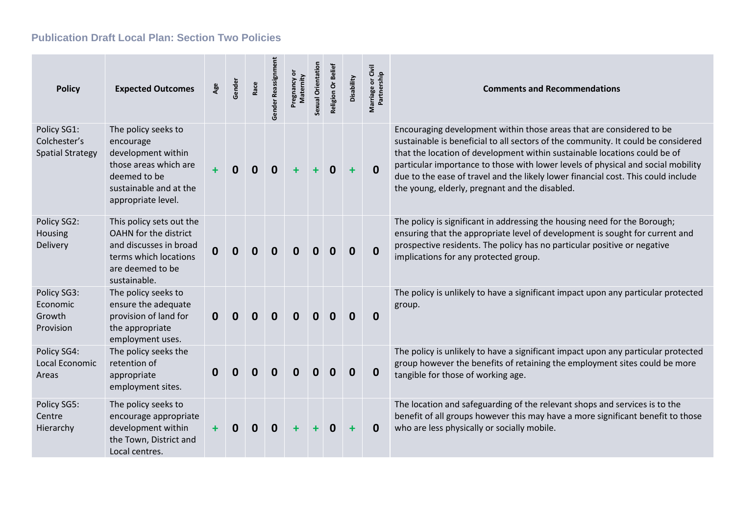## Publication Draft Local Plan: Section Two Policies

| Policy | Expected Outcomes | Age | Gender | Race | Gender Reassignment | Pregnancy or Maternity | Sexual Orientation | Religion Or Belief | Disability | Marriage or Civil Partnership | Comments and Recommendations |
|---|---|---|---|---|---|---|---|---|---|---|---|
| Policy SG1: Colchester's Spatial Strategy | The policy seeks to encourage development within those areas which are deemed to be sustainable and at the appropriate level. | + | 0 | 0 | 0 | + | + | 0 | + | 0 | Encouraging development within those areas that are considered to be sustainable is beneficial to all sectors of the community. It could be considered that the location of development within sustainable locations could be of particular importance to those with lower levels of physical and social mobility due to the ease of travel and the likely lower financial cost. This could include the young, elderly, pregnant and the disabled. |
| Policy SG2: Housing Delivery | This policy sets out the OAHN for the district and discusses in broad terms which locations are deemed to be sustainable. | 0 | 0 | 0 | 0 | 0 | 0 | 0 | 0 | 0 | The policy is significant in addressing the housing need for the Borough; ensuring that the appropriate level of development is sought for current and prospective residents. The policy has no particular positive or negative implications for any protected group. |
| Policy SG3: Economic Growth Provision | The policy seeks to ensure the adequate provision of land for the appropriate employment uses. | 0 | 0 | 0 | 0 | 0 | 0 | 0 | 0 | 0 | The policy is unlikely to have a significant impact upon any particular protected group. |
| Policy SG4: Local Economic Areas | The policy seeks the retention of appropriate employment sites. | 0 | 0 | 0 | 0 | 0 | 0 | 0 | 0 | 0 | The policy is unlikely to have a significant impact upon any particular protected group however the benefits of retaining the employment sites could be more tangible for those of working age. |
| Policy SG5: Centre Hierarchy | The policy seeks to encourage appropriate development within the Town, District and Local centres. | + | 0 | 0 | 0 | + | + | 0 | + | 0 | The location and safeguarding of the relevant shops and services is to the benefit of all groups however this may have a more significant benefit to those who are less physically or socially mobile. |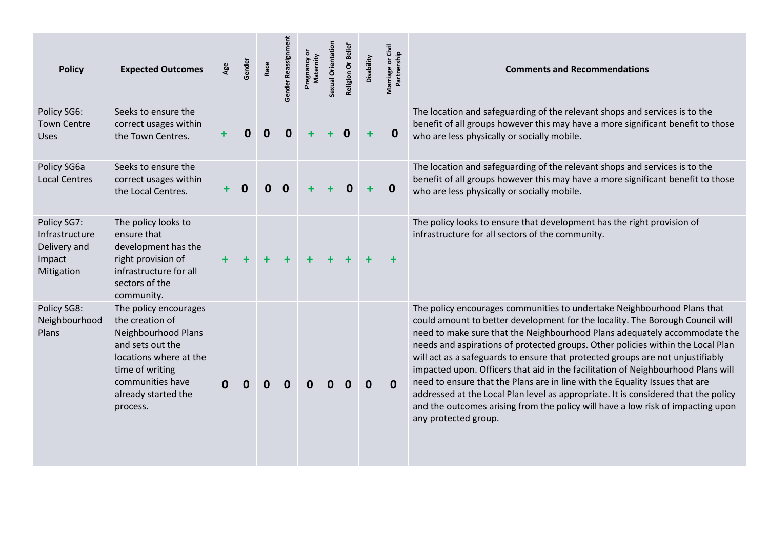| Policy | Expected Outcomes | Age | Gender | Race | Gender Reassignment | Pregnancy or Maternity | Sexual Orientation | Religion Or Belief | Disability | Marriage or Civil Partnership | Comments and Recommendations |
|---|---|---|---|---|---|---|---|---|---|---|---|
| Policy SG6: Town Centre Uses | Seeks to ensure the correct usages within the Town Centres. | + | 0 | 0 | 0 | + | + | 0 | + | 0 | The location and safeguarding of the relevant shops and services is to the benefit of all groups however this may have a more significant benefit to those who are less physically or socially mobile. |
| Policy SG6a Local Centres | Seeks to ensure the correct usages within the Local Centres. | + | 0 | 0 | 0 | + | + | 0 | + | 0 | The location and safeguarding of the relevant shops and services is to the benefit of all groups however this may have a more significant benefit to those who are less physically or socially mobile. |
| Policy SG7: Infrastructure Delivery and Impact Mitigation | The policy looks to ensure that development has the right provision of infrastructure for all sectors of the community. | + | + | + | + | + | + | + | + | + | The policy looks to ensure that development has the right provision of infrastructure for all sectors of the community. |
| Policy SG8: Neighbourhood Plans | The policy encourages the creation of Neighbourhood Plans and sets out the locations where at the time of writing communities have already started the process. | 0 | 0 | 0 | 0 | 0 | 0 | 0 | 0 | 0 | The policy encourages communities to undertake Neighbourhood Plans that could amount to better development for the locality. The Borough Council will need to make sure that the Neighbourhood Plans adequately accommodate the needs and aspirations of protected groups. Other policies within the Local Plan will act as a safeguards to ensure that protected groups are not unjustifiably impacted upon. Officers that aid in the facilitation of Neighbourhood Plans will need to ensure that the Plans are in line with the Equality Issues that are addressed at the Local Plan level as appropriate. It is considered that the policy and the outcomes arising from the policy will have a low risk of impacting upon any protected group. |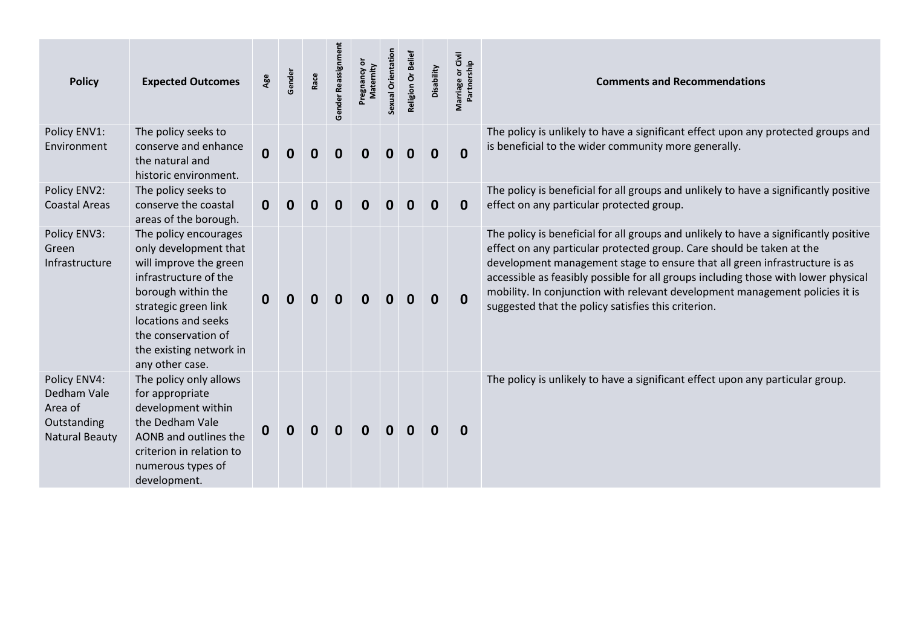| Policy | Expected Outcomes | Age | Gender | Race | Gender Reassignment | Pregnancy or Maternity | Sexual Orientation | Religion Or Belief | Disability | Marriage or Civil Partnership | Comments and Recommendations |
|---|---|---|---|---|---|---|---|---|---|---|---|
| Policy ENV1: Environment | The policy seeks to conserve and enhance the natural and historic environment. | **0** | **0** | **0** | **0** | **0** | **0** | **0** | **0** | **0** | The policy is unlikely to have a significant effect upon any protected groups and is beneficial to the wider community more generally. |
| Policy ENV2: Coastal Areas | The policy seeks to conserve the coastal areas of the borough. | **0** | **0** | **0** | **0** | **0** | **0** | **0** | **0** | **0** | The policy is beneficial for all groups and unlikely to have a significantly positive effect on any particular protected group. |
| Policy ENV3: Green Infrastructure | The policy encourages only development that will improve the green infrastructure of the borough within the strategic green link locations and seeks the conservation of the existing network in any other case. | **0** | **0** | **0** | **0** | **0** | **0** | **0** | **0** | **0** | The policy is beneficial for all groups and unlikely to have a significantly positive effect on any particular protected group. Care should be taken at the development management stage to ensure that all green infrastructure is as accessible as feasibly possible for all groups including those with lower physical mobility. In conjunction with relevant development management policies it is suggested that the policy satisfies this criterion. |
| Policy ENV4: Dedham Vale Area of Outstanding Natural Beauty | The policy only allows for appropriate development within the Dedham Vale AONB and outlines the criterion in relation to numerous types of development. | **0** | **0** | **0** | **0** | **0** | **0** | **0** | **0** | **0** | The policy is unlikely to have a significant effect upon any particular group. |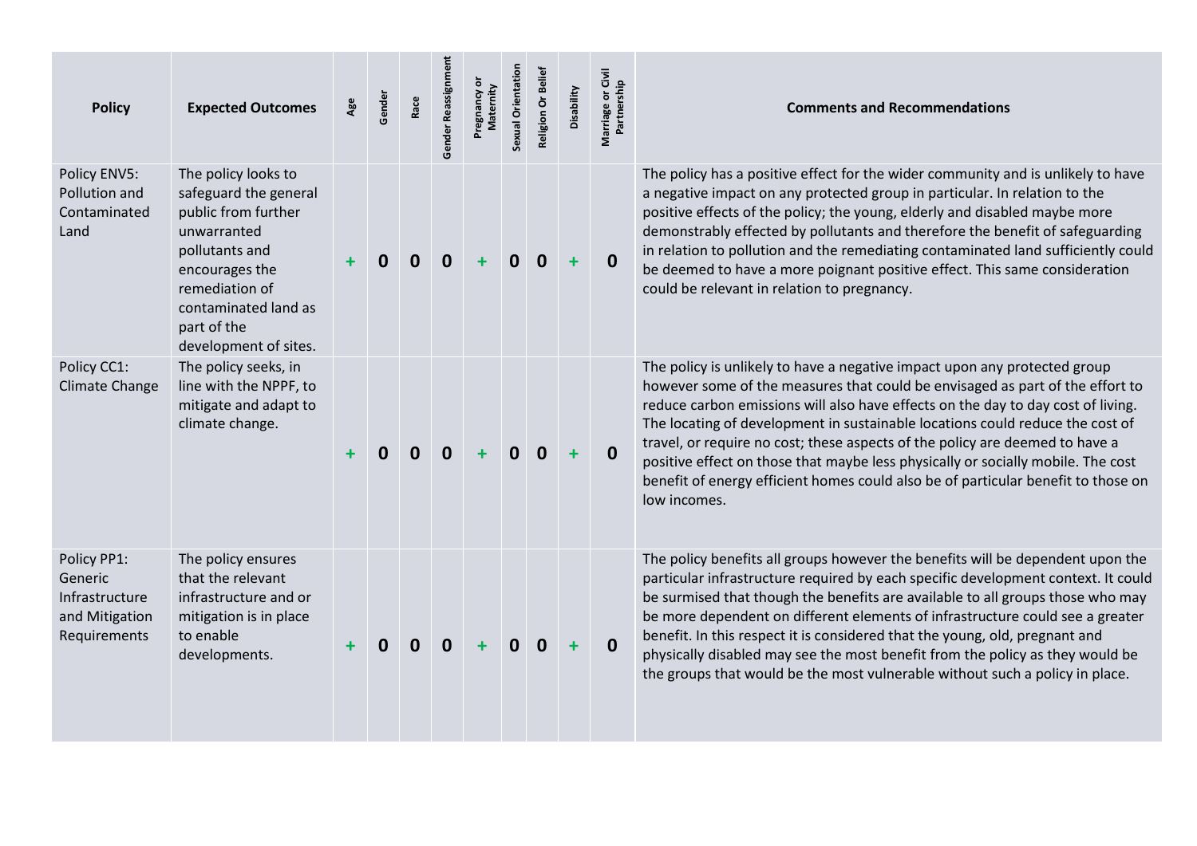| Policy | Expected Outcomes | Age | Gender | Race | Gender Reassignment | Pregnancy or Maternity | Sexual Orientation | Religion Or Belief | Disability | Marriage or Civil Partnership | Comments and Recommendations |
|---|---|---|---|---|---|---|---|---|---|---|---|
| Policy ENV5: Pollution and Contaminated Land | The policy looks to safeguard the general public from further unwarranted pollutants and encourages the remediation of contaminated land as part of the development of sites. | + | 0 | 0 | 0 | + | 0 | 0 | + | 0 | The policy has a positive effect for the wider community and is unlikely to have a negative impact on any protected group in particular. In relation to the positive effects of the policy; the young, elderly and disabled maybe more demonstrably effected by pollutants and therefore the benefit of safeguarding in relation to pollution and the remediating contaminated land sufficiently could be deemed to have a more poignant positive effect. This same consideration could be relevant in relation to pregnancy. |
| Policy CC1: Climate Change | The policy seeks, in line with the NPPF, to mitigate and adapt to climate change. | + | 0 | 0 | 0 | + | 0 | 0 | + | 0 | The policy is unlikely to have a negative impact upon any protected group however some of the measures that could be envisaged as part of the effort to reduce carbon emissions will also have effects on the day to day cost of living. The locating of development in sustainable locations could reduce the cost of travel, or require no cost; these aspects of the policy are deemed to have a positive effect on those that maybe less physically or socially mobile. The cost benefit of energy efficient homes could also be of particular benefit to those on low incomes. |
| Policy PP1: Generic Infrastructure and Mitigation Requirements | The policy ensures that the relevant infrastructure and or mitigation is in place to enable developments. | + | 0 | 0 | 0 | + | 0 | 0 | + | 0 | The policy benefits all groups however the benefits will be dependent upon the particular infrastructure required by each specific development context. It could be surmised that though the benefits are available to all groups those who may be more dependent on different elements of infrastructure could see a greater benefit. In this respect it is considered that the young, old, pregnant and physically disabled may see the most benefit from the policy as they would be the groups that would be the most vulnerable without such a policy in place. |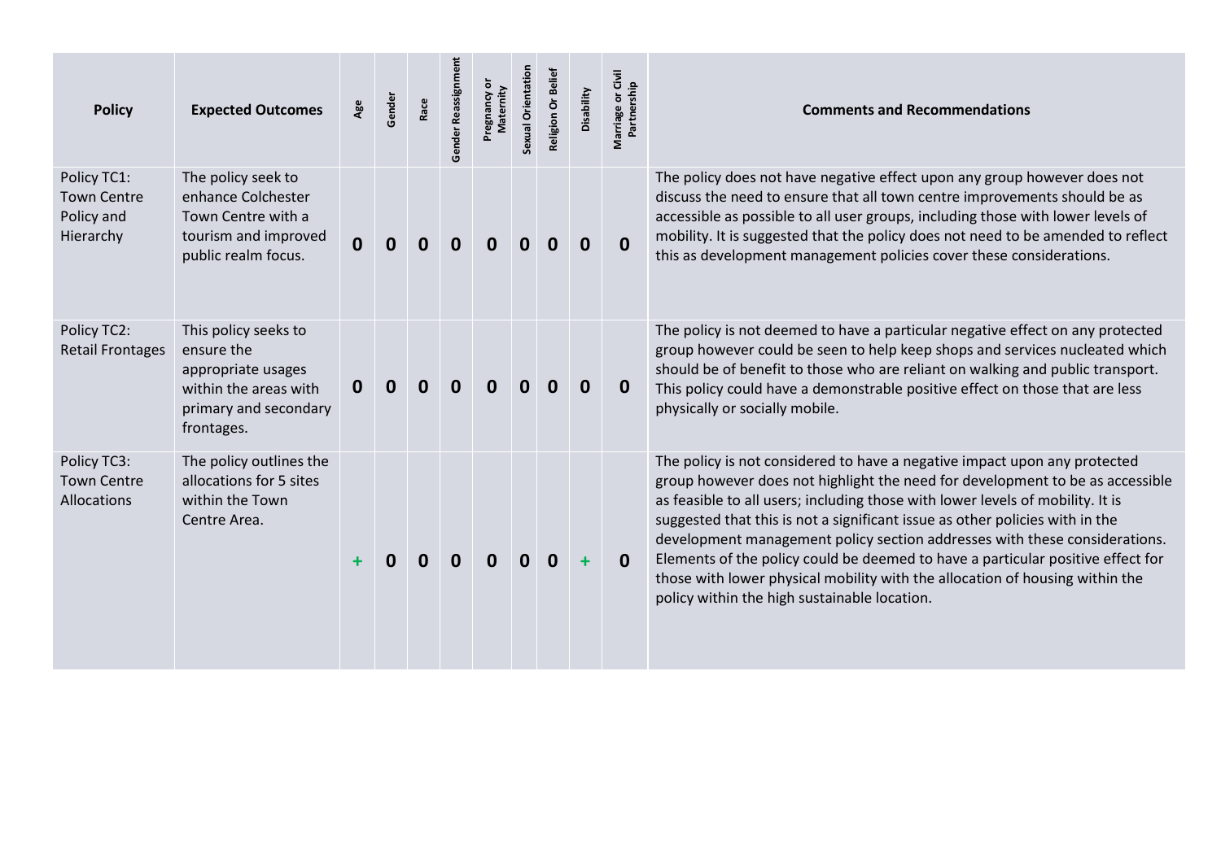| Policy | Expected Outcomes | Age | Gender | Race | Gender Reassignment | Pregnancy or Maternity | Sexual Orientation | Religion Or Belief | Disability | Marriage or Civil Partnership | Comments and Recommendations |
|---|---|---|---|---|---|---|---|---|---|---|---|
| Policy TC1: Town Centre Policy and Hierarchy | The policy seek to enhance Colchester Town Centre with a tourism and improved public realm focus. | 0 | 0 | 0 | 0 | 0 | 0 | 0 | 0 | 0 | The policy does not have negative effect upon any group however does not discuss the need to ensure that all town centre improvements should be as accessible as possible to all user groups, including those with lower levels of mobility. It is suggested that the policy does not need to be amended to reflect this as development management policies cover these considerations. |
| Policy TC2: Retail Frontages | This policy seeks to ensure the appropriate usages within the areas with primary and secondary frontages. | 0 | 0 | 0 | 0 | 0 | 0 | 0 | 0 | 0 | The policy is not deemed to have a particular negative effect on any protected group however could be seen to help keep shops and services nucleated which should be of benefit to those who are reliant on walking and public transport. This policy could have a demonstrable positive effect on those that are less physically or socially mobile. |
| Policy TC3: Town Centre Allocations | The policy outlines the allocations for 5 sites within the Town Centre Area. | + | 0 | 0 | 0 | 0 | 0 | 0 | + | 0 | The policy is not considered to have a negative impact upon any protected group however does not highlight the need for development to be as accessible as feasible to all users; including those with lower levels of mobility. It is suggested that this is not a significant issue as other policies with in the development management policy section addresses with these considerations. Elements of the policy could be deemed to have a particular positive effect for those with lower physical mobility with the allocation of housing within the policy within the high sustainable location. |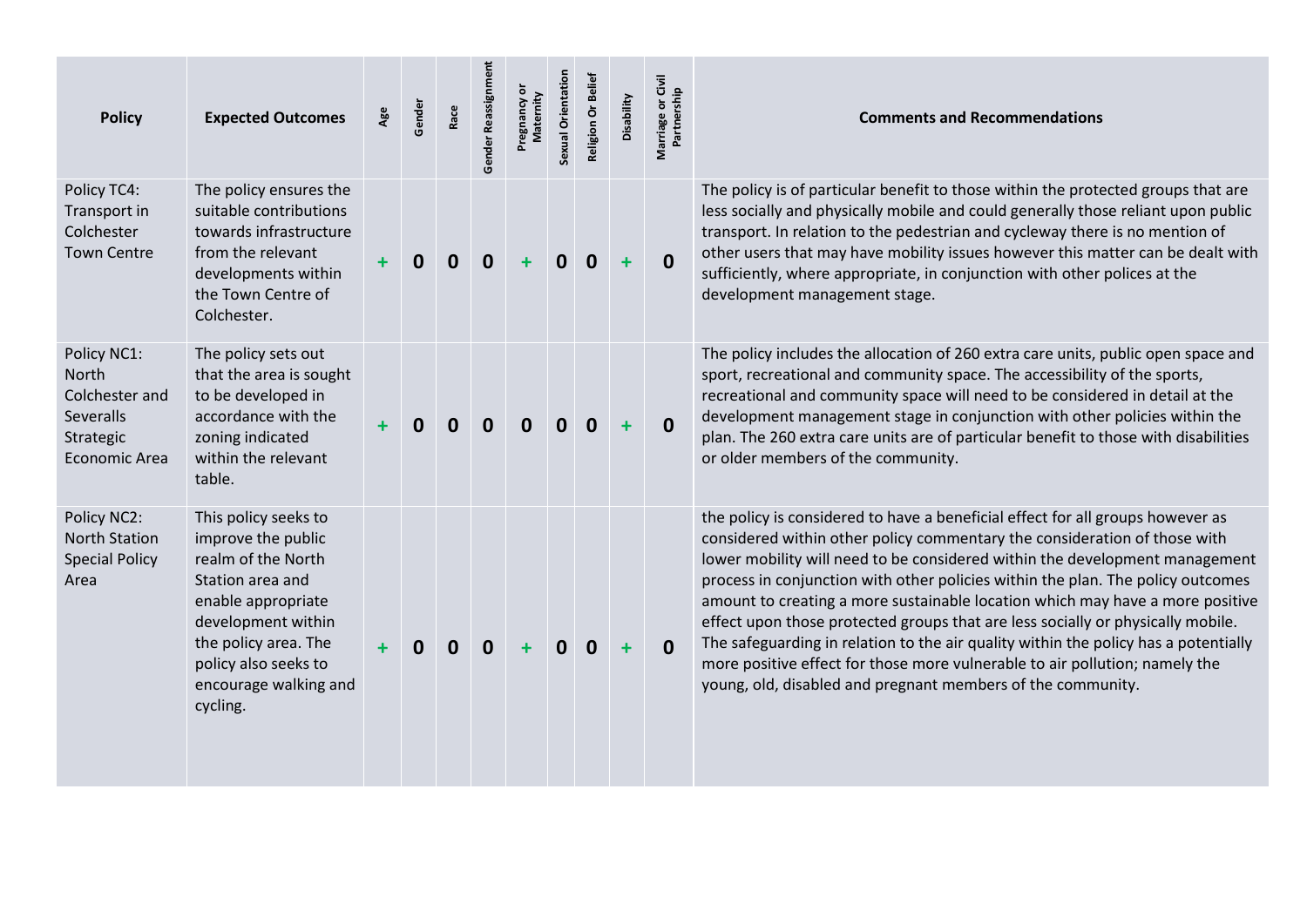| Policy | Expected Outcomes | Age | Gender | Race | Gender Reassignment | Pregnancy or Maternity | Sexual Orientation | Religion Or Belief | Disability | Marriage or Civil Partnership | Comments and Recommendations |
|---|---|---|---|---|---|---|---|---|---|---|---|
| Policy TC4: Transport in Colchester Town Centre | The policy ensures the suitable contributions towards infrastructure from the relevant developments within the Town Centre of Colchester. | + | 0 | 0 | 0 | + | 0 | 0 | + | 0 | The policy is of particular benefit to those within the protected groups that are less socially and physically mobile and could generally those reliant upon public transport. In relation to the pedestrian and cycleway there is no mention of other users that may have mobility issues however this matter can be dealt with sufficiently, where appropriate, in conjunction with other polices at the development management stage. |
| Policy NC1: North Colchester and Severalls Strategic Economic Area | The policy sets out that the area is sought to be developed in accordance with the zoning indicated within the relevant table. | + | 0 | 0 | 0 | 0 | 0 | 0 | + | 0 | The policy includes the allocation of 260 extra care units, public open space and sport, recreational and community space. The accessibility of the sports, recreational and community space will need to be considered in detail at the development management stage in conjunction with other policies within the plan. The 260 extra care units are of particular benefit to those with disabilities or older members of the community. |
| Policy NC2: North Station Special Policy Area | This policy seeks to improve the public realm of the North Station area and enable appropriate development within the policy area. The policy also seeks to encourage walking and cycling. | + | 0 | 0 | 0 | + | 0 | 0 | + | 0 | the policy is considered to have a beneficial effect for all groups however as considered within other policy commentary the consideration of those with lower mobility will need to be considered within the development management process in conjunction with other policies within the plan. The policy outcomes amount to creating a more sustainable location which may have a more positive effect upon those protected groups that are less socially or physically mobile. The safeguarding in relation to the air quality within the policy has a potentially more positive effect for those more vulnerable to air pollution; namely the young, old, disabled and pregnant members of the community. |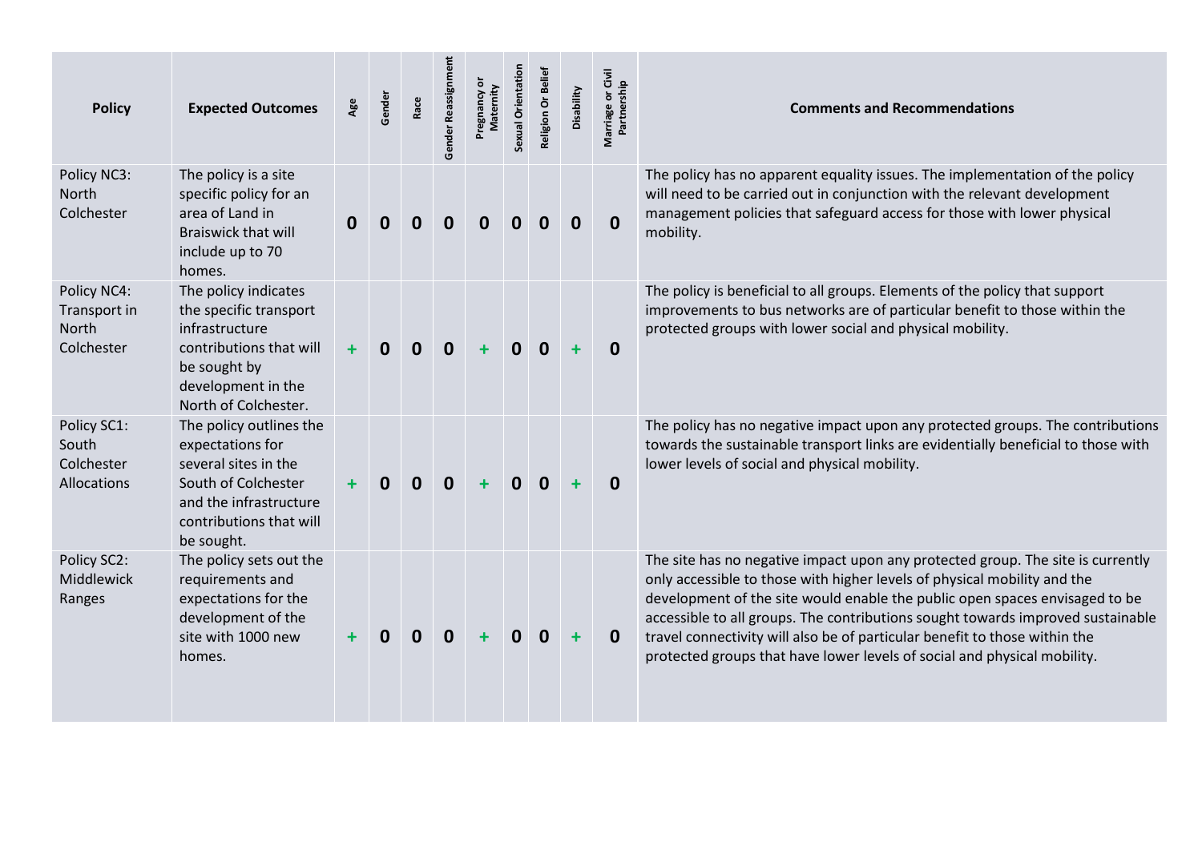| Policy | Expected Outcomes | Age | Gender | Race | Gender Reassignment | Pregnancy or Maternity | Sexual Orientation | Religion Or Belief | Disability | Marriage or Civil Partnership | Comments and Recommendations |
|---|---|---|---|---|---|---|---|---|---|---|---|
| Policy NC3: North Colchester | The policy is a site specific policy for an area of Land in Braiswick that will include up to 70 homes. | 0 | 0 | 0 | 0 | 0 | 0 | 0 | 0 | 0 | The policy has no apparent equality issues. The implementation of the policy will need to be carried out in conjunction with the relevant development management policies that safeguard access for those with lower physical mobility. |
| Policy NC4: Transport in North Colchester | The policy indicates the specific transport infrastructure contributions that will be sought by development in the North of Colchester. | + | 0 | 0 | 0 | + | 0 | 0 | + | 0 | The policy is beneficial to all groups. Elements of the policy that support improvements to bus networks are of particular benefit to those within the protected groups with lower social and physical mobility. |
| Policy SC1: South Colchester Allocations | The policy outlines the expectations for several sites in the South of Colchester and the infrastructure contributions that will be sought. | + | 0 | 0 | 0 | + | 0 | 0 | + | 0 | The policy has no negative impact upon any protected groups. The contributions towards the sustainable transport links are evidentially beneficial to those with lower levels of social and physical mobility. |
| Policy SC2: Middlewick Ranges | The policy sets out the requirements and expectations for the development of the site with 1000 new homes. | + | 0 | 0 | 0 | + | 0 | 0 | + | 0 | The site has no negative impact upon any protected group. The site is currently only accessible to those with higher levels of physical mobility and the development of the site would enable the public open spaces envisaged to be accessible to all groups. The contributions sought towards improved sustainable travel connectivity will also be of particular benefit to those within the protected groups that have lower levels of social and physical mobility. |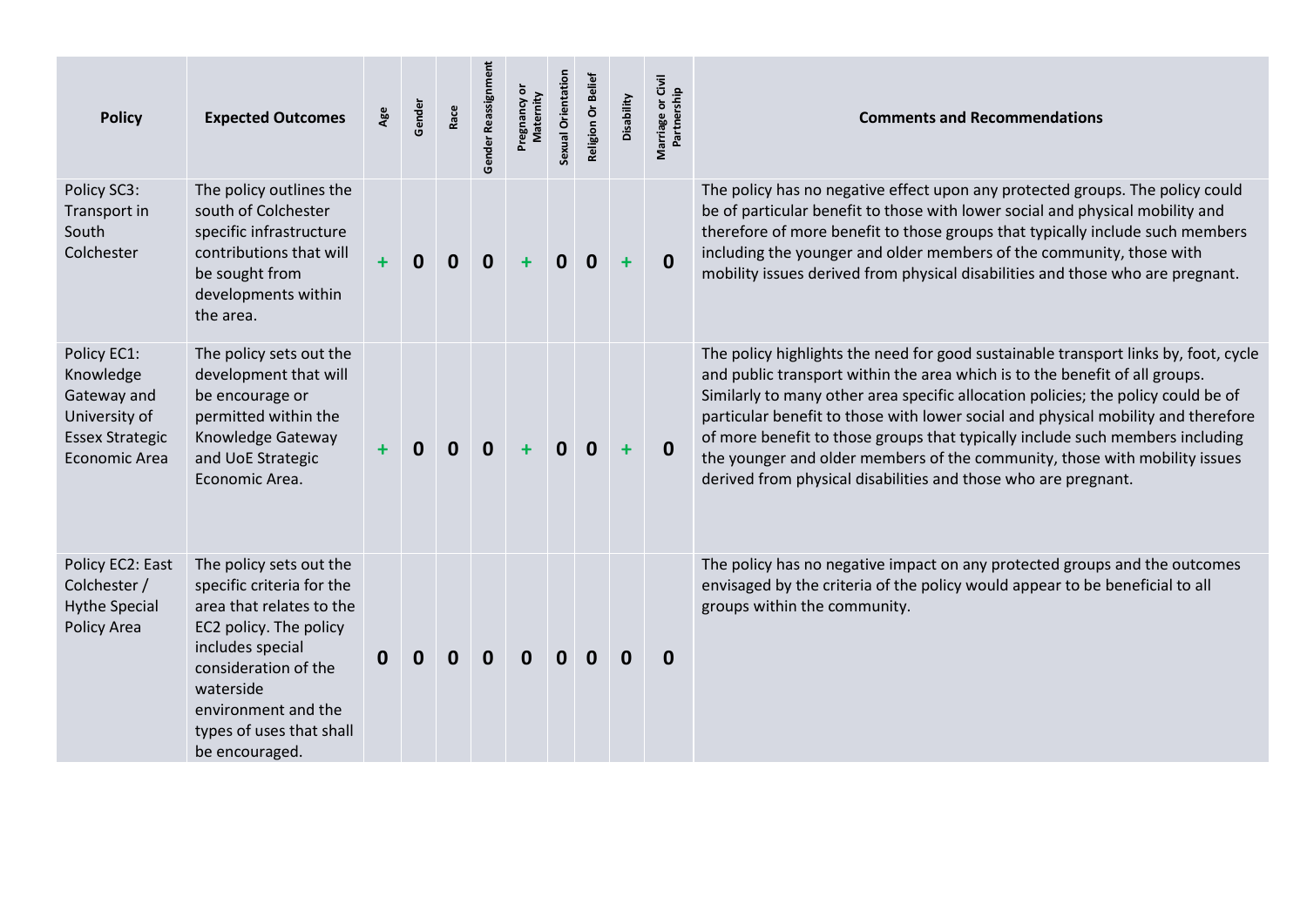| Policy | Expected Outcomes | Age | Gender | Race | Gender Reassignment | Pregnancy or Maternity | Sexual Orientation | Religion Or Belief | Disability | Marriage or Civil Partnership | Comments and Recommendations |
|---|---|---|---|---|---|---|---|---|---|---|---|
| Policy SC3: Transport in South Colchester | The policy outlines the south of Colchester specific infrastructure contributions that will be sought from developments within the area. | + | 0 | 0 | 0 | + | 0 | 0 | + | 0 | The policy has no negative effect upon any protected groups. The policy could be of particular benefit to those with lower social and physical mobility and therefore of more benefit to those groups that typically include such members including the younger and older members of the community, those with mobility issues derived from physical disabilities and those who are pregnant. |
| Policy EC1: Knowledge Gateway and University of Essex Strategic Economic Area | The policy sets out the development that will be encourage or permitted within the Knowledge Gateway and UoE Strategic Economic Area. | + | 0 | 0 | 0 | + | 0 | 0 | + | 0 | The policy highlights the need for good sustainable transport links by, foot, cycle and public transport within the area which is to the benefit of all groups. Similarly to many other area specific allocation policies; the policy could be of particular benefit to those with lower social and physical mobility and therefore of more benefit to those groups that typically include such members including the younger and older members of the community, those with mobility issues derived from physical disabilities and those who are pregnant. |
| Policy EC2: East Colchester / Hythe Special Policy Area | The policy sets out the specific criteria for the area that relates to the EC2 policy. The policy includes special consideration of the waterside environment and the types of uses that shall be encouraged. | 0 | 0 | 0 | 0 | 0 | 0 | 0 | 0 | 0 | The policy has no negative impact on any protected groups and the outcomes envisaged by the criteria of the policy would appear to be beneficial to all groups within the community. |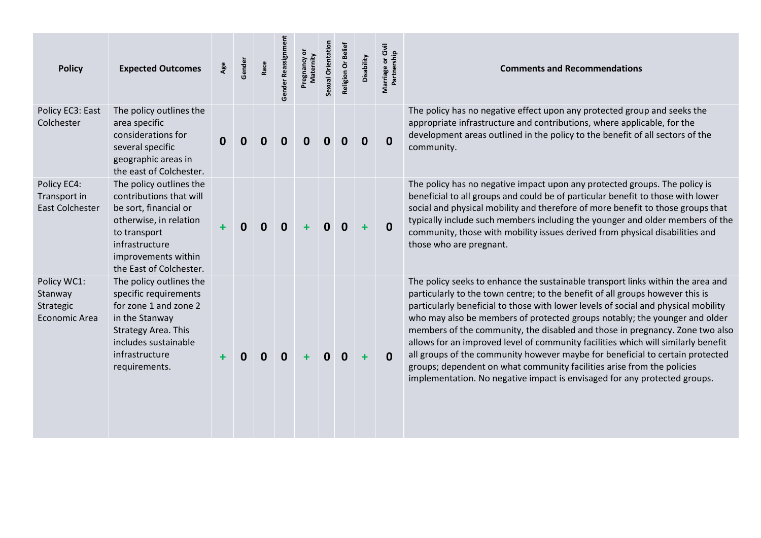| Policy | Expected Outcomes | Age | Gender | Race | Gender Reassignment | Pregnancy or Maternity | Sexual Orientation | Religion Or Belief | Disability | Marriage or Civil Partnership | Comments and Recommendations |
|---|---|---|---|---|---|---|---|---|---|---|---|
| Policy EC3: East Colchester | The policy outlines the area specific considerations for several specific geographic areas in the east of Colchester. | 0 | 0 | 0 | 0 | 0 | 0 | 0 | 0 | 0 | The policy has no negative effect upon any protected group and seeks the appropriate infrastructure and contributions, where applicable, for the development areas outlined in the policy to the benefit of all sectors of the community. |
| Policy EC4: Transport in East Colchester | The policy outlines the contributions that will be sort, financial or otherwise, in relation to transport infrastructure improvements within the East of Colchester. | + | 0 | 0 | 0 | + | 0 | 0 | + | 0 | The policy has no negative impact upon any protected groups. The policy is beneficial to all groups and could be of particular benefit to those with lower social and physical mobility and therefore of more benefit to those groups that typically include such members including the younger and older members of the community, those with mobility issues derived from physical disabilities and those who are pregnant. |
| Policy WC1: Stanway Strategic Economic Area | The policy outlines the specific requirements for zone 1 and zone 2 in the Stanway Strategy Area. This includes sustainable infrastructure requirements. | + | 0 | 0 | 0 | + | 0 | 0 | + | 0 | The policy seeks to enhance the sustainable transport links within the area and particularly to the town centre; to the benefit of all groups however this is particularly beneficial to those with lower levels of social and physical mobility who may also be members of protected groups notably; the younger and older members of the community, the disabled and those in pregnancy. Zone two also allows for an improved level of community facilities which will similarly benefit all groups of the community however maybe for beneficial to certain protected groups; dependent on what community facilities arise from the policies implementation. No negative impact is envisaged for any protected groups. |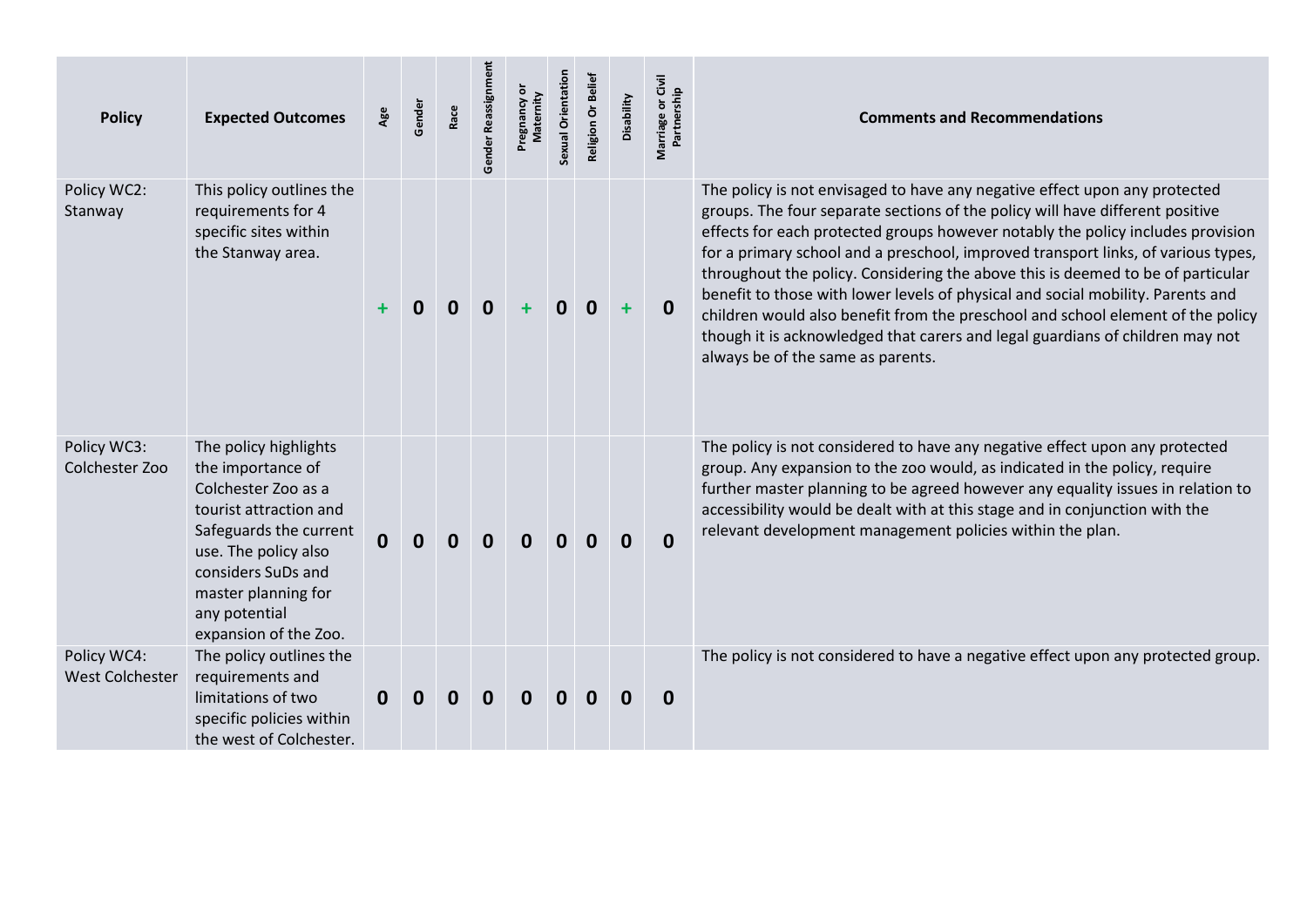| Policy | Expected Outcomes | Age | Gender | Race | Gender Reassignment | Pregnancy or Maternity | Sexual Orientation | Religion Or Belief | Disability | Marriage or Civil Partnership | Comments and Recommendations |
|---|---|---|---|---|---|---|---|---|---|---|---|
| Policy WC2: Stanway | This policy outlines the requirements for 4 specific sites within the Stanway area. | + | 0 | 0 | 0 | + | 0 | 0 | + | 0 | The policy is not envisaged to have any negative effect upon any protected groups. The four separate sections of the policy will have different positive effects for each protected groups however notably the policy includes provision for a primary school and a preschool, improved transport links, of various types, throughout the policy. Considering the above this is deemed to be of particular benefit to those with lower levels of physical and social mobility. Parents and children would also benefit from the preschool and school element of the policy though it is acknowledged that carers and legal guardians of children may not always be of the same as parents. |
| Policy WC3: Colchester Zoo | The policy highlights the importance of Colchester Zoo as a tourist attraction and Safeguards the current use. The policy also considers SuDs and master planning for any potential expansion of the Zoo. | 0 | 0 | 0 | 0 | 0 | 0 | 0 | 0 | 0 | The policy is not considered to have any negative effect upon any protected group. Any expansion to the zoo would, as indicated in the policy, require further master planning to be agreed however any equality issues in relation to accessibility would be dealt with at this stage and in conjunction with the relevant development management policies within the plan. |
| Policy WC4: West Colchester | The policy outlines the requirements and limitations of two specific policies within the west of Colchester. | 0 | 0 | 0 | 0 | 0 | 0 | 0 | 0 | 0 | The policy is not considered to have a negative effect upon any protected group. |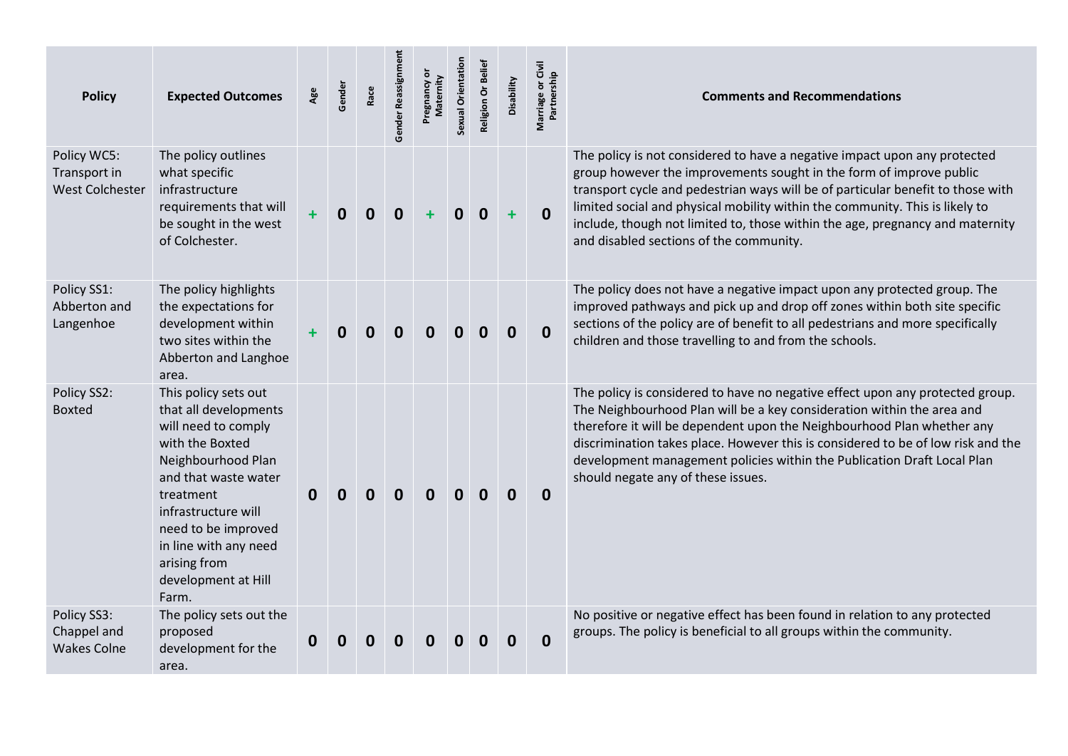| Policy | Expected Outcomes | Age | Gender | Race | Gender Reassignment | Pregnancy or Maternity | Sexual Orientation | Religion Or Belief | Disability | Marriage or Civil Partnership | Comments and Recommendations |
|---|---|---|---|---|---|---|---|---|---|---|---|
| Policy WC5: Transport in West Colchester | The policy outlines what specific infrastructure requirements that will be sought in the west of Colchester. | + | 0 | 0 | 0 | + | 0 | 0 | + | 0 | The policy is not considered to have a negative impact upon any protected group however the improvements sought in the form of improve public transport cycle and pedestrian ways will be of particular benefit to those with limited social and physical mobility within the community. This is likely to include, though not limited to, those within the age, pregnancy and maternity and disabled sections of the community. |
| Policy SS1: Abberton and Langenhoe | The policy highlights the expectations for development within two sites within the Abberton and Langhoe area. | + | 0 | 0 | 0 | 0 | 0 | 0 | 0 | 0 | The policy does not have a negative impact upon any protected group. The improved pathways and pick up and drop off zones within both site specific sections of the policy are of benefit to all pedestrians and more specifically children and those travelling to and from the schools. |
| Policy SS2: Boxted | This policy sets out that all developments will need to comply with the Boxted Neighbourhood Plan and that waste water treatment infrastructure will need to be improved in line with any need arising from development at Hill Farm. | 0 | 0 | 0 | 0 | 0 | 0 | 0 | 0 | 0 | The policy is considered to have no negative effect upon any protected group. The Neighbourhood Plan will be a key consideration within the area and therefore it will be dependent upon the Neighbourhood Plan whether any discrimination takes place. However this is considered to be of low risk and the development management policies within the Publication Draft Local Plan should negate any of these issues. |
| Policy SS3: Chappel and Wakes Colne | The policy sets out the proposed development for the area. | 0 | 0 | 0 | 0 | 0 | 0 | 0 | 0 | 0 | No positive or negative effect has been found in relation to any protected groups. The policy is beneficial to all groups within the community. |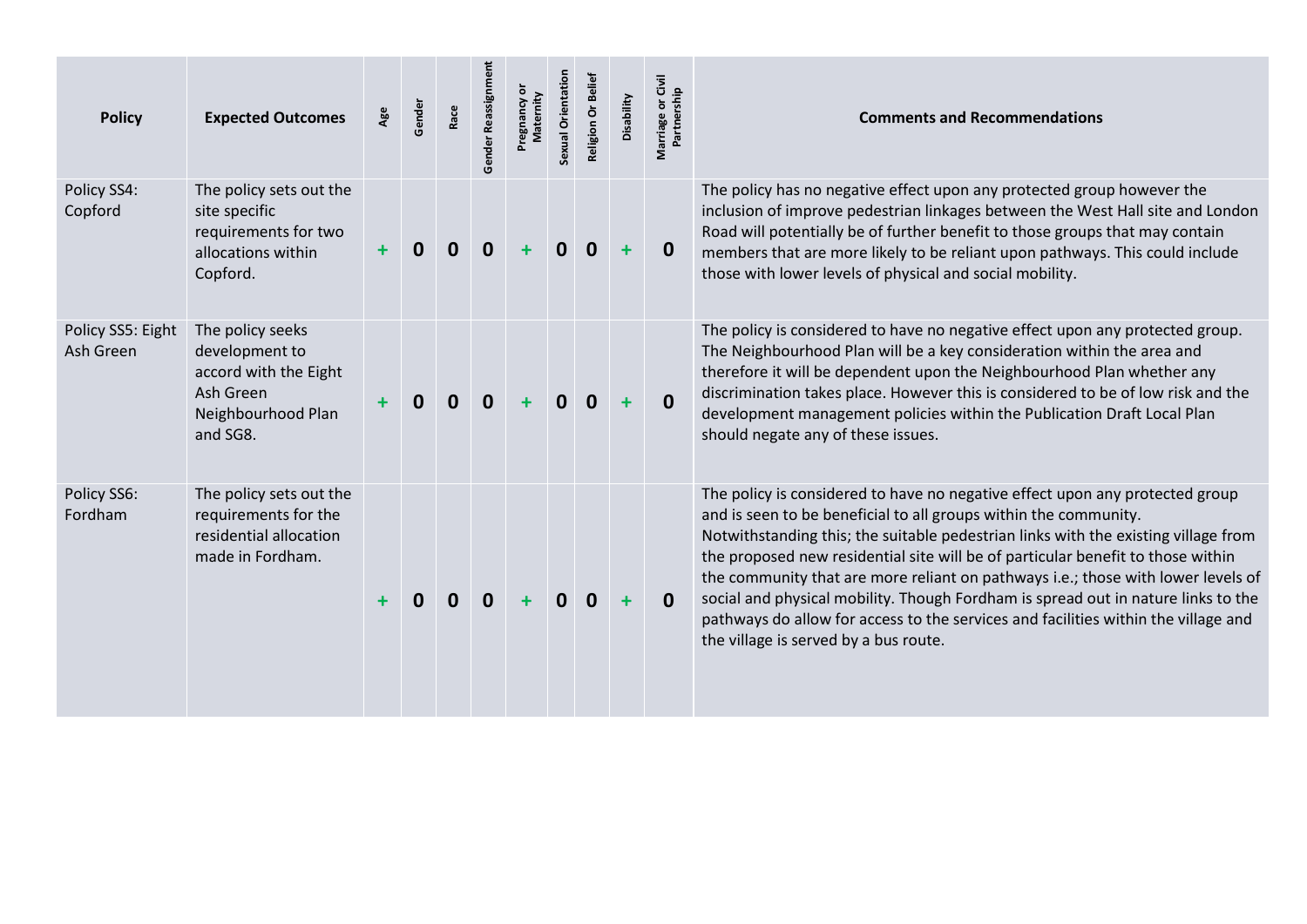| Policy | Expected Outcomes | Age | Gender | Race | Gender Reassignment | Pregnancy or Maternity | Sexual Orientation | Religion Or Belief | Disability | Marriage or Civil Partnership | Comments and Recommendations |
|---|---|---|---|---|---|---|---|---|---|---|---|
| Policy SS4: Copford | The policy sets out the site specific requirements for two allocations within Copford. | + | 0 | 0 | 0 | + | 0 | 0 | + | 0 | The policy has no negative effect upon any protected group however the inclusion of improve pedestrian linkages between the West Hall site and London Road will potentially be of further benefit to those groups that may contain members that are more likely to be reliant upon pathways. This could include those with lower levels of physical and social mobility. |
| Policy SS5: Eight Ash Green | The policy seeks development to accord with the Eight Ash Green Neighbourhood Plan and SG8. | + | 0 | 0 | 0 | + | 0 | 0 | + | 0 | The policy is considered to have no negative effect upon any protected group. The Neighbourhood Plan will be a key consideration within the area and therefore it will be dependent upon the Neighbourhood Plan whether any discrimination takes place. However this is considered to be of low risk and the development management policies within the Publication Draft Local Plan should negate any of these issues. |
| Policy SS6: Fordham | The policy sets out the requirements for the residential allocation made in Fordham. | + | 0 | 0 | 0 | + | 0 | 0 | + | 0 | The policy is considered to have no negative effect upon any protected group and is seen to be beneficial to all groups within the community. Notwithstanding this; the suitable pedestrian links with the existing village from the proposed new residential site will be of particular benefit to those within the community that are more reliant on pathways i.e.; those with lower levels of social and physical mobility. Though Fordham is spread out in nature links to the pathways do allow for access to the services and facilities within the village and the village is served by a bus route. |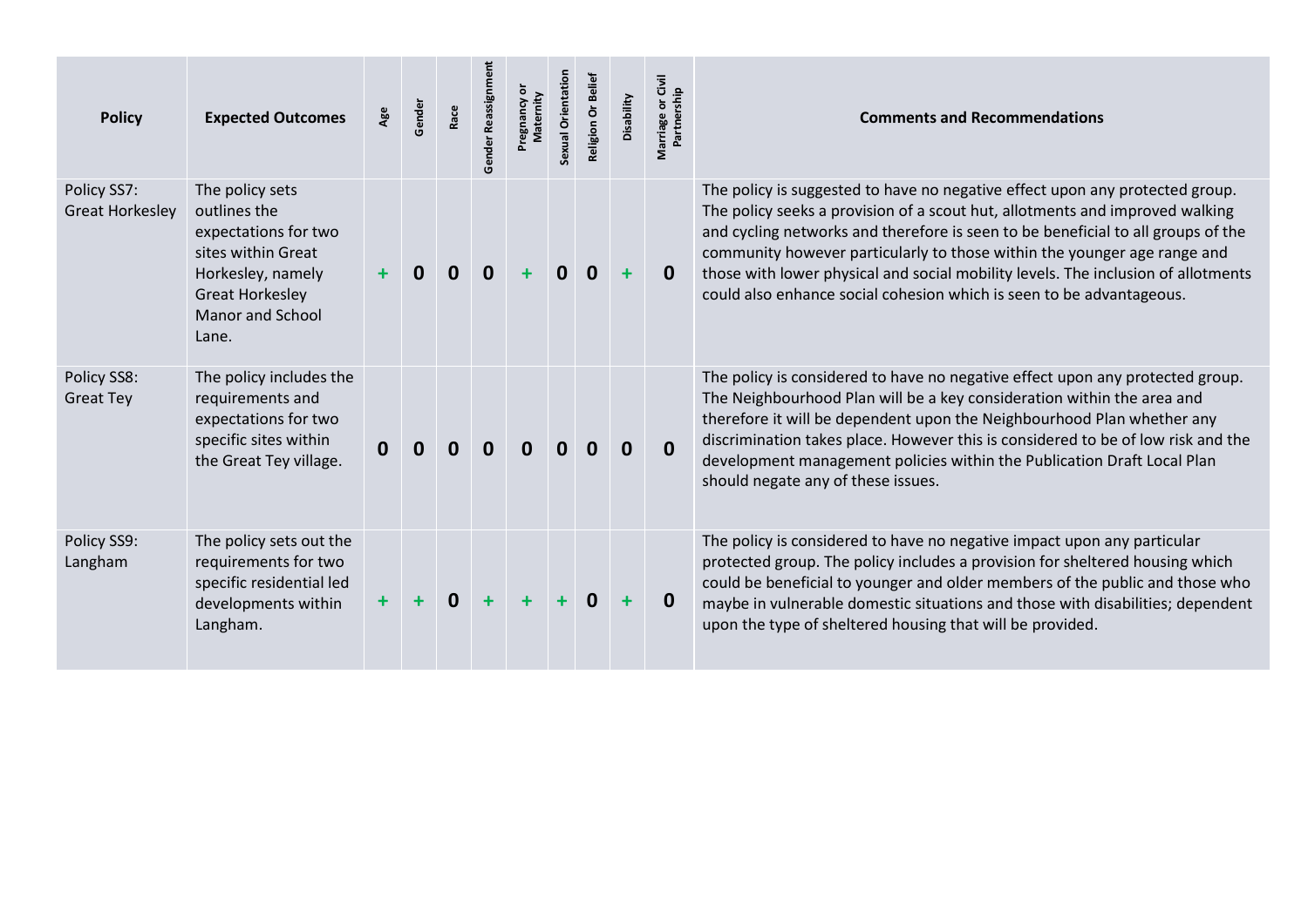| Policy | Expected Outcomes | Age | Gender | Race | Gender Reassignment | Pregnancy or Maternity | Sexual Orientation | Religion Or Belief | Disability | Marriage or Civil Partnership | Comments and Recommendations |
|---|---|---|---|---|---|---|---|---|---|---|---|
| Policy SS7: Great Horkesley | The policy sets outlines the expectations for two sites within Great Horkesley, namely Great Horkesley Manor and School Lane. | + | 0 | 0 | 0 | + | 0 | 0 | + | 0 | The policy is suggested to have no negative effect upon any protected group. The policy seeks a provision of a scout hut, allotments and improved walking and cycling networks and therefore is seen to be beneficial to all groups of the community however particularly to those within the younger age range and those with lower physical and social mobility levels. The inclusion of allotments could also enhance social cohesion which is seen to be advantageous. |
| Policy SS8: Great Tey | The policy includes the requirements and expectations for two specific sites within the Great Tey village. | 0 | 0 | 0 | 0 | 0 | 0 | 0 | 0 | 0 | The policy is considered to have no negative effect upon any protected group. The Neighbourhood Plan will be a key consideration within the area and therefore it will be dependent upon the Neighbourhood Plan whether any discrimination takes place. However this is considered to be of low risk and the development management policies within the Publication Draft Local Plan should negate any of these issues. |
| Policy SS9: Langham | The policy sets out the requirements for two specific residential led developments within Langham. | + | + | 0 | + | + | + | 0 | + | 0 | The policy is considered to have no negative impact upon any particular protected group. The policy includes a provision for sheltered housing which could be beneficial to younger and older members of the public and those who maybe in vulnerable domestic situations and those with disabilities; dependent upon the type of sheltered housing that will be provided. |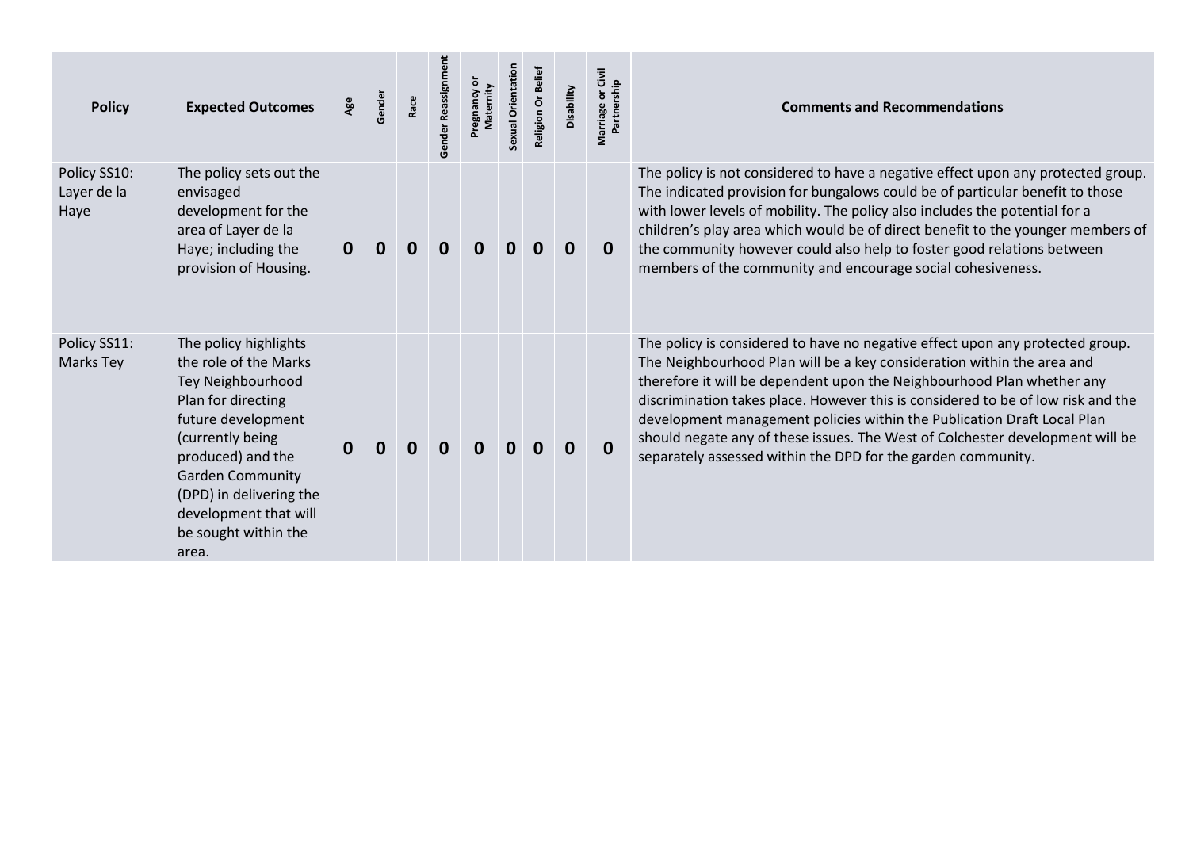| Policy | Expected Outcomes | Age | Gender | Race | Gender Reassignment | Pregnancy or Maternity | Sexual Orientation | Religion Or Belief | Disability | Marriage or Civil Partnership | Comments and Recommendations |
|---|---|---|---|---|---|---|---|---|---|---|---|
| Policy SS10: Layer de la Haye | The policy sets out the envisaged development for the area of Layer de la Haye; including the provision of Housing. | **0** | **0** | **0** | **0** | **0** | **0** | **0** | **0** | **0** | The policy is not considered to have a negative effect upon any protected group. The indicated provision for bungalows could be of particular benefit to those with lower levels of mobility. The policy also includes the potential for a children's play area which would be of direct benefit to the younger members of the community however could also help to foster good relations between members of the community and encourage social cohesiveness. |
| Policy SS11: Marks Tey | The policy highlights the role of the Marks Tey Neighbourhood Plan for directing future development (currently being produced) and the Garden Community (DPD) in delivering the development that will be sought within the area. | **0** | **0** | **0** | **0** | **0** | **0** | **0** | **0** | **0** | The policy is considered to have no negative effect upon any protected group. The Neighbourhood Plan will be a key consideration within the area and therefore it will be dependent upon the Neighbourhood Plan whether any discrimination takes place. However this is considered to be of low risk and the development management policies within the Publication Draft Local Plan should negate any of these issues. The West of Colchester development will be separately assessed within the DPD for the garden community. |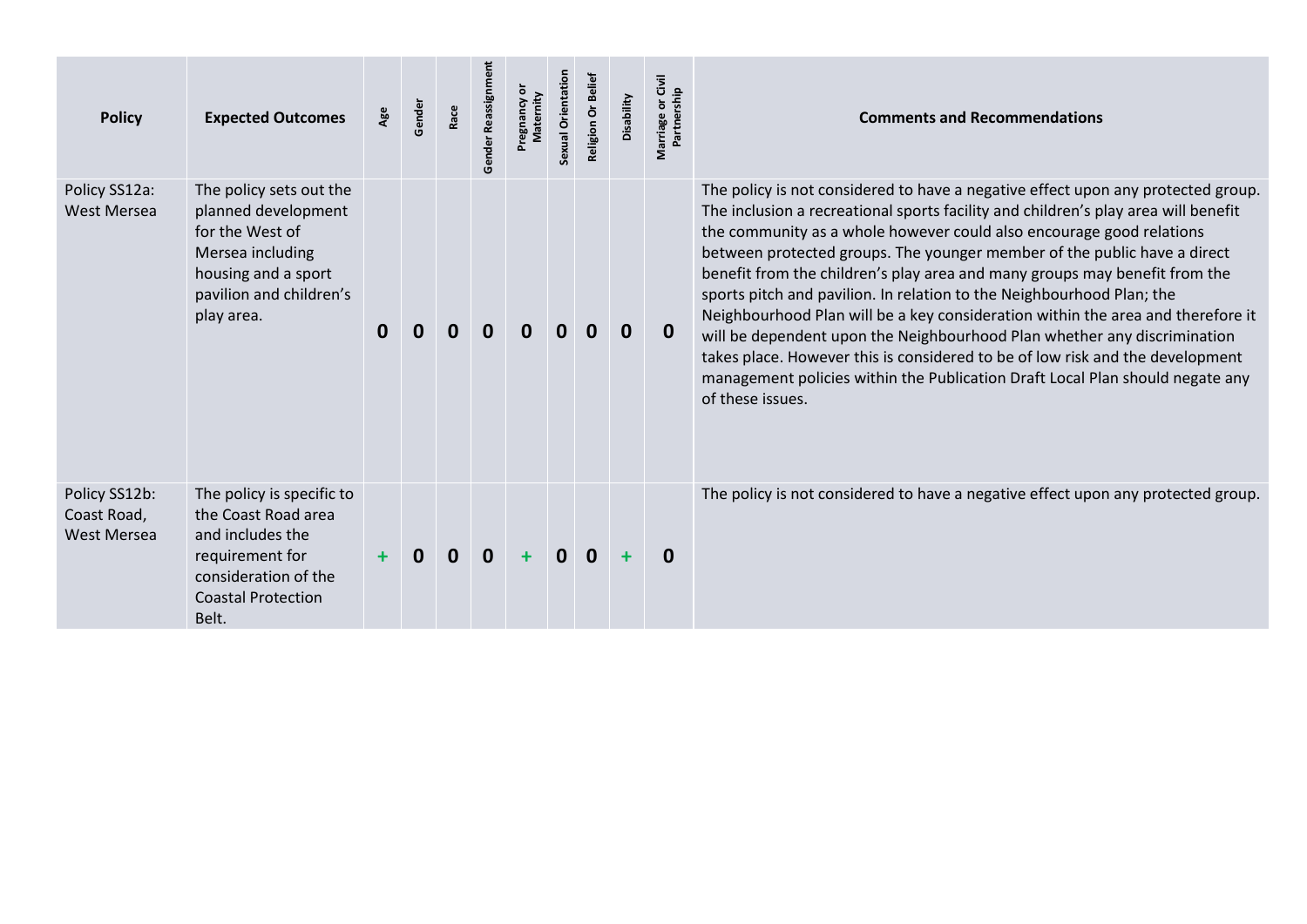| Policy | Expected Outcomes | Age | Gender | Race | Gender Reassignment | Pregnancy or Maternity | Sexual Orientation | Religion Or Belief | Disability | Marriage or Civil Partnership | Comments and Recommendations |
|---|---|---|---|---|---|---|---|---|---|---|---|
| Policy SS12a: West Mersea | The policy sets out the planned development for the West of Mersea including housing and a sport pavilion and children's play area. | 0 | 0 | 0 | 0 | 0 | 0 | 0 | 0 | 0 | The policy is not considered to have a negative effect upon any protected group. The inclusion a recreational sports facility and children's play area will benefit the community as a whole however could also encourage good relations between protected groups. The younger member of the public have a direct benefit from the children's play area and many groups may benefit from the sports pitch and pavilion. In relation to the Neighbourhood Plan; the Neighbourhood Plan will be a key consideration within the area and therefore it will be dependent upon the Neighbourhood Plan whether any discrimination takes place. However this is considered to be of low risk and the development management policies within the Publication Draft Local Plan should negate any of these issues. |
| Policy SS12b: Coast Road, West Mersea | The policy is specific to the Coast Road area and includes the requirement for consideration of the Coastal Protection Belt. | + | 0 | 0 | 0 | + | 0 | 0 | + | 0 | The policy is not considered to have a negative effect upon any protected group. |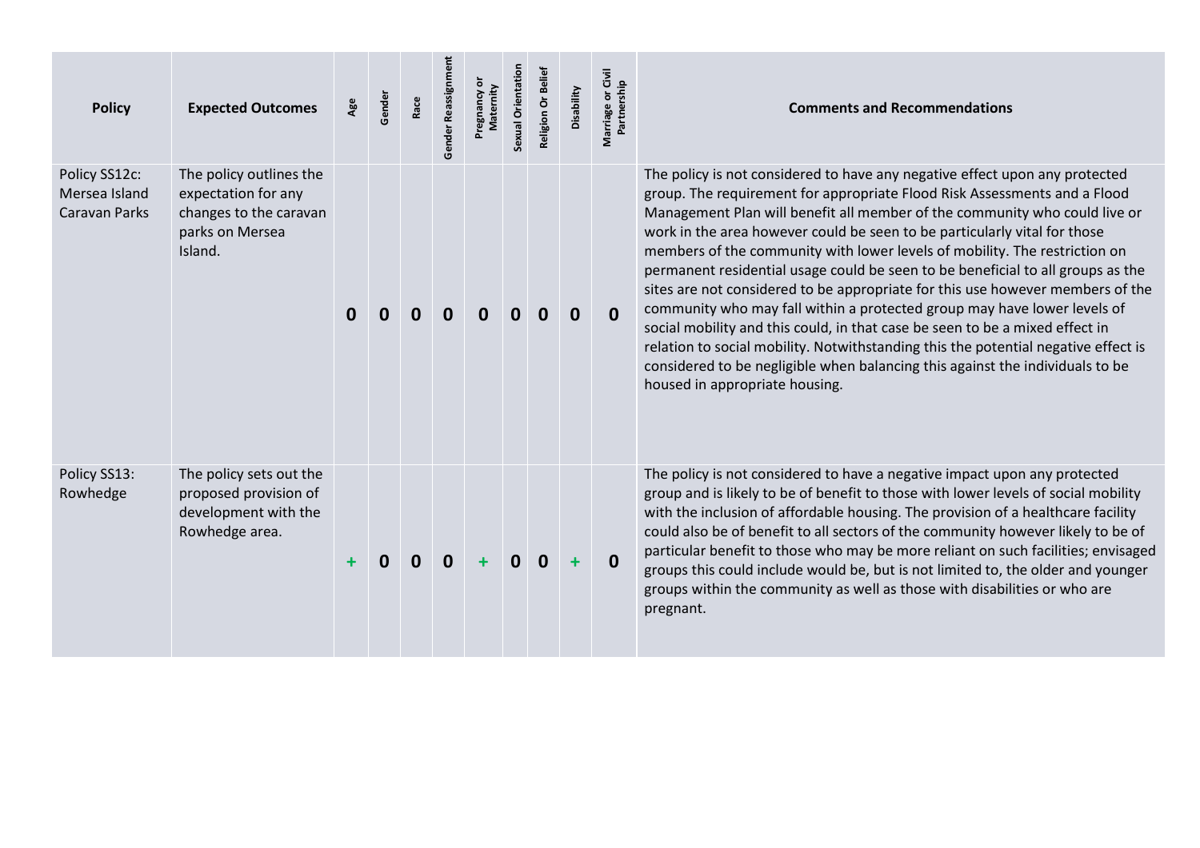| Policy | Expected Outcomes | Age | Gender | Race | Gender Reassignment | Pregnancy or Maternity | Sexual Orientation | Religion Or Belief | Disability | Marriage or Civil Partnership | Comments and Recommendations |
|---|---|---|---|---|---|---|---|---|---|---|---|
| Policy SS12c: Mersea Island Caravan Parks | The policy outlines the expectation for any changes to the caravan parks on Mersea Island. | 0 | 0 | 0 | 0 | 0 | 0 | 0 | 0 | 0 | The policy is not considered to have any negative effect upon any protected group. The requirement for appropriate Flood Risk Assessments and a Flood Management Plan will benefit all member of the community who could live or work in the area however could be seen to be particularly vital for those members of the community with lower levels of mobility. The restriction on permanent residential usage could be seen to be beneficial to all groups as the sites are not considered to be appropriate for this use however members of the community who may fall within a protected group may have lower levels of social mobility and this could, in that case be seen to be a mixed effect in relation to social mobility. Notwithstanding this the potential negative effect is considered to be negligible when balancing this against the individuals to be housed in appropriate housing. |
| Policy SS13: Rowhedge | The policy sets out the proposed provision of development with the Rowhedge area. | + | 0 | 0 | 0 | + | 0 | 0 | + | 0 | The policy is not considered to have a negative impact upon any protected group and is likely to be of benefit to those with lower levels of social mobility with the inclusion of affordable housing. The provision of a healthcare facility could also be of benefit to all sectors of the community however likely to be of particular benefit to those who may be more reliant on such facilities; envisaged groups this could include would be, but is not limited to, the older and younger groups within the community as well as those with disabilities or who are pregnant. |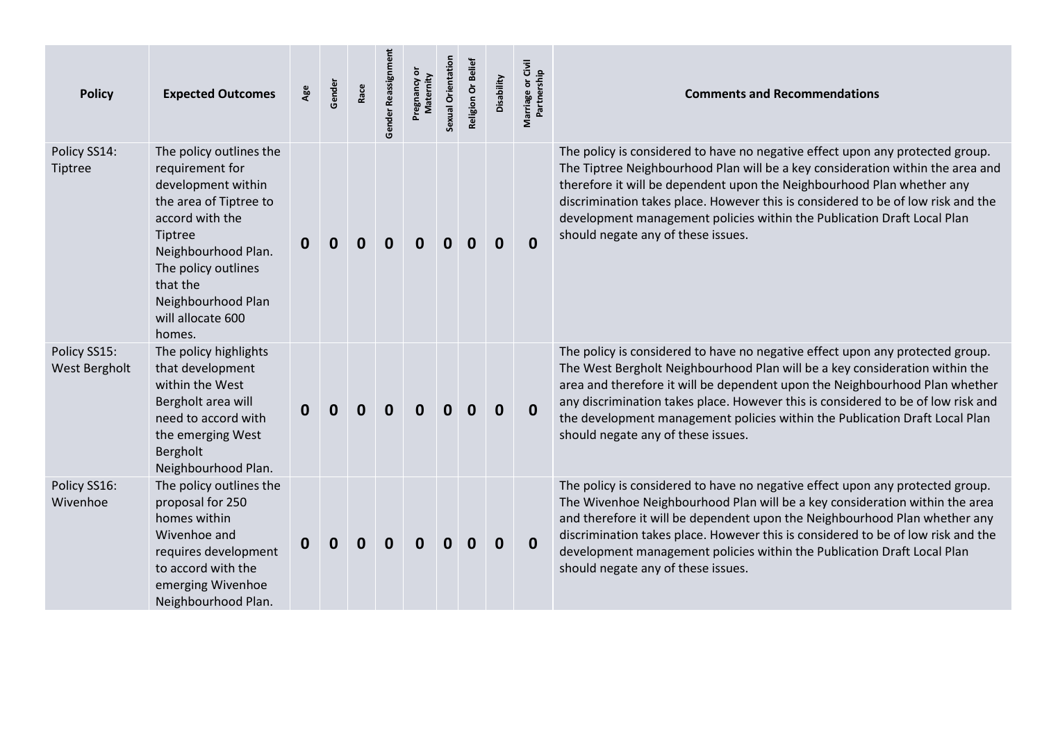| Policy | Expected Outcomes | Age | Gender | Race | Gender Reassignment | Pregnancy or Maternity | Sexual Orientation | Religion Or Belief | Disability | Marriage or Civil Partnership | Comments and Recommendations |
|---|---|---|---|---|---|---|---|---|---|---|---|
| Policy SS14: Tiptree | The policy outlines the requirement for development within the area of Tiptree to accord with the Tiptree Neighbourhood Plan. The policy outlines that the Neighbourhood Plan will allocate 600 homes. | **0** | **0** | **0** | **0** | **0** | **0** | **0** | **0** | **0** | The policy is considered to have no negative effect upon any protected group. The Tiptree Neighbourhood Plan will be a key consideration within the area and therefore it will be dependent upon the Neighbourhood Plan whether any discrimination takes place. However this is considered to be of low risk and the development management policies within the Publication Draft Local Plan should negate any of these issues. |
| Policy SS15: West Bergholt | The policy highlights that development within the West Bergholt area will need to accord with the emerging West Bergholt Neighbourhood Plan. | **0** | **0** | **0** | **0** | **0** | **0** | **0** | **0** | **0** | The policy is considered to have no negative effect upon any protected group. The West Bergholt Neighbourhood Plan will be a key consideration within the area and therefore it will be dependent upon the Neighbourhood Plan whether any discrimination takes place. However this is considered to be of low risk and the development management policies within the Publication Draft Local Plan should negate any of these issues. |
| Policy SS16: Wivenhoe | The policy outlines the proposal for 250 homes within Wivenhoe and requires development to accord with the emerging Wivenhoe Neighbourhood Plan. | **0** | **0** | **0** | **0** | **0** | **0** | **0** | **0** | **0** | The policy is considered to have no negative effect upon any protected group. The Wivenhoe Neighbourhood Plan will be a key consideration within the area and therefore it will be dependent upon the Neighbourhood Plan whether any discrimination takes place. However this is considered to be of low risk and the development management policies within the Publication Draft Local Plan should negate any of these issues. |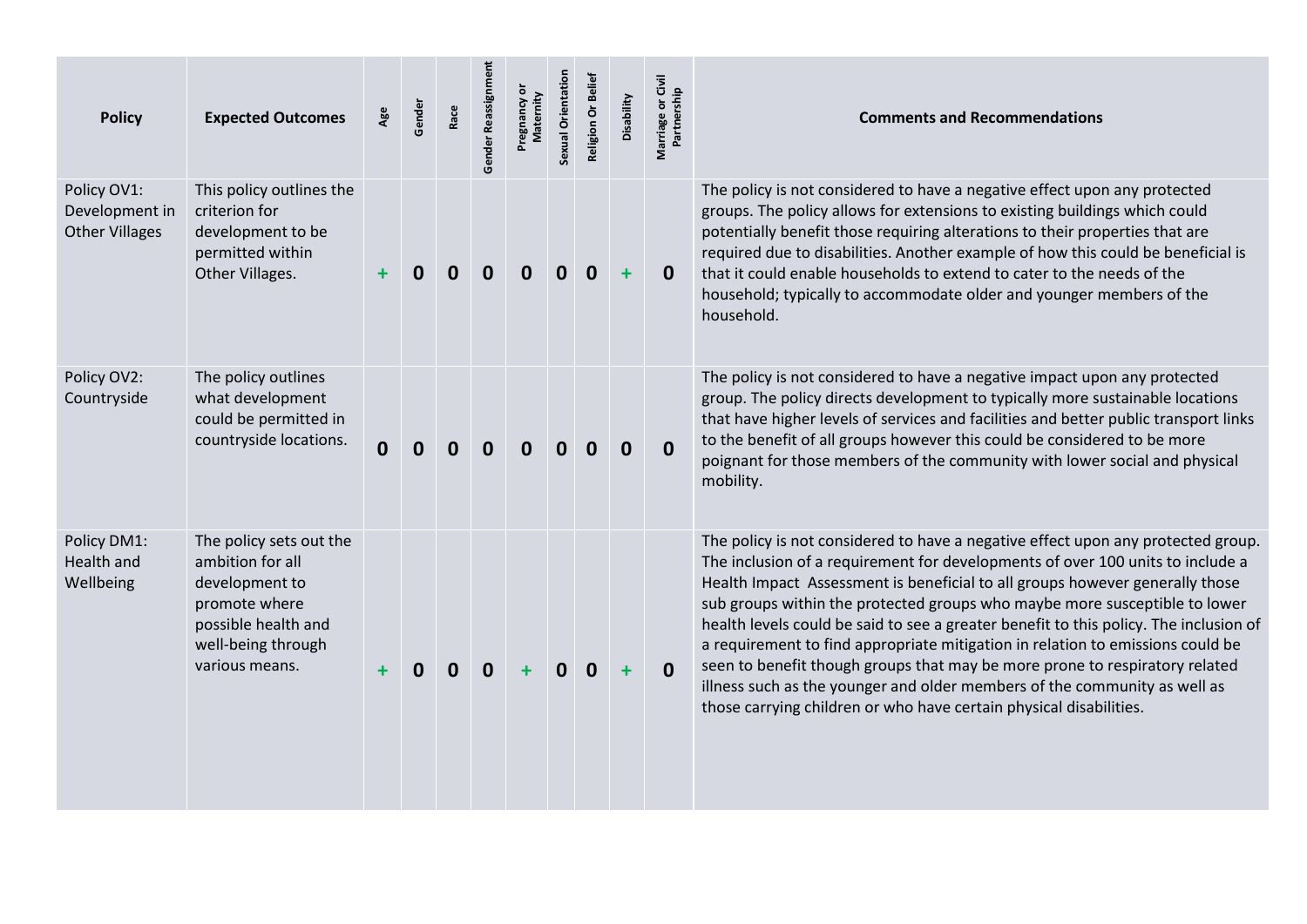| Policy | Expected Outcomes | Age | Gender | Race | Gender Reassignment | Pregnancy or Maternity | Sexual Orientation | Religion Or Belief | Disability | Marriage or Civil Partnership | Comments and Recommendations |
|---|---|---|---|---|---|---|---|---|---|---|---|
| Policy OV1: Development in Other Villages | This policy outlines the criterion for development to be permitted within Other Villages. | + | 0 | 0 | 0 | 0 | 0 | 0 | + | 0 | The policy is not considered to have a negative effect upon any protected groups. The policy allows for extensions to existing buildings which could potentially benefit those requiring alterations to their properties that are required due to disabilities. Another example of how this could be beneficial is that it could enable households to extend to cater to the needs of the household; typically to accommodate older and younger members of the household. |
| Policy OV2: Countryside | The policy outlines what development could be permitted in countryside locations. | 0 | 0 | 0 | 0 | 0 | 0 | 0 | 0 | 0 | The policy is not considered to have a negative impact upon any protected group. The policy directs development to typically more sustainable locations that have higher levels of services and facilities and better public transport links to the benefit of all groups however this could be considered to be more poignant for those members of the community with lower social and physical mobility. |
| Policy DM1: Health and Wellbeing | The policy sets out the ambition for all development to promote where possible health and well-being through various means. | + | 0 | 0 | 0 | + | 0 | 0 | + | 0 | The policy is not considered to have a negative effect upon any protected group. The inclusion of a requirement for developments of over 100 units to include a Health Impact Assessment is beneficial to all groups however generally those sub groups within the protected groups who maybe more susceptible to lower health levels could be said to see a greater benefit to this policy. The inclusion of a requirement to find appropriate mitigation in relation to emissions could be seen to benefit though groups that may be more prone to respiratory related illness such as the younger and older members of the community as well as those carrying children or who have certain physical disabilities. |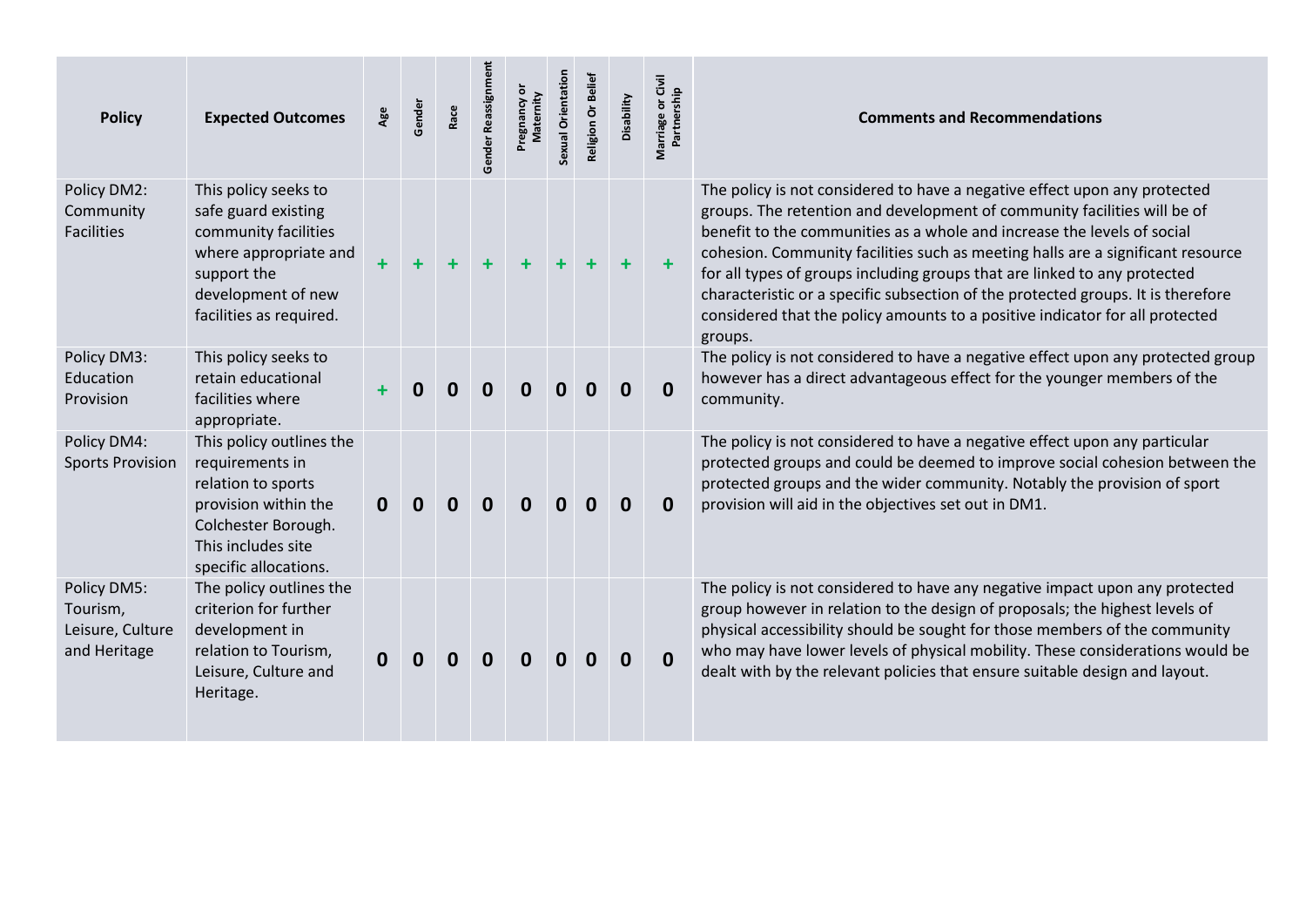| Policy | Expected Outcomes | Age | Gender | Race | Gender Reassignment | Pregnancy or Maternity | Sexual Orientation | Religion Or Belief | Disability | Marriage or Civil Partnership | Comments and Recommendations |
|---|---|---|---|---|---|---|---|---|---|---|---|
| Policy DM2: Community Facilities | This policy seeks to safe guard existing community facilities where appropriate and support the development of new facilities as required. | + | + | + | + | + | + | + | + | + | The policy is not considered to have a negative effect upon any protected groups. The retention and development of community facilities will be of benefit to the communities as a whole and increase the levels of social cohesion. Community facilities such as meeting halls are a significant resource for all types of groups including groups that are linked to any protected characteristic or a specific subsection of the protected groups. It is therefore considered that the policy amounts to a positive indicator for all protected groups. |
| Policy DM3: Education Provision | This policy seeks to retain educational facilities where appropriate. | + | 0 | 0 | 0 | 0 | 0 | 0 | 0 | 0 | The policy is not considered to have a negative effect upon any protected group however has a direct advantageous effect for the younger members of the community. |
| Policy DM4: Sports Provision | This policy outlines the requirements in relation to sports provision within the Colchester Borough. This includes site specific allocations. | 0 | 0 | 0 | 0 | 0 | 0 | 0 | 0 | 0 | The policy is not considered to have a negative effect upon any particular protected groups and could be deemed to improve social cohesion between the protected groups and the wider community. Notably the provision of sport provision will aid in the objectives set out in DM1. |
| Policy DM5: Tourism, Leisure, Culture and Heritage | The policy outlines the criterion for further development in relation to Tourism, Leisure, Culture and Heritage. | 0 | 0 | 0 | 0 | 0 | 0 | 0 | 0 | 0 | The policy is not considered to have any negative impact upon any protected group however in relation to the design of proposals; the highest levels of physical accessibility should be sought for those members of the community who may have lower levels of physical mobility. These considerations would be dealt with by the relevant policies that ensure suitable design and layout. |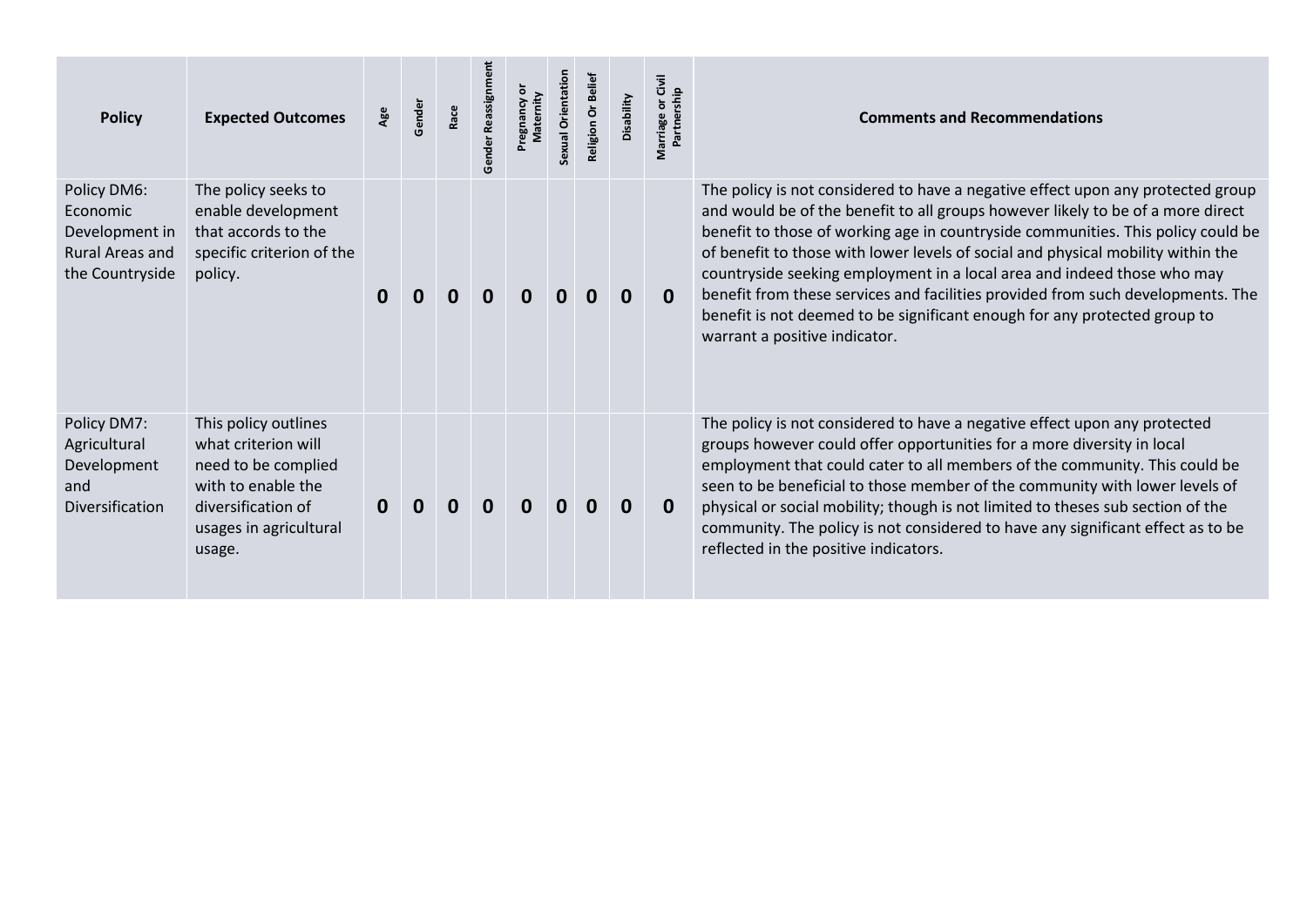| Policy | Expected Outcomes | Age | Gender | Race | Gender Reassignment | Pregnancy or Maternity | Sexual Orientation | Religion Or Belief | Disability | Marriage or Civil Partnership | Comments and Recommendations |
|---|---|---|---|---|---|---|---|---|---|---|---|
| Policy DM6: Economic Development in Rural Areas and the Countryside | The policy seeks to enable development that accords to the specific criterion of the policy. | **0** | **0** | **0** | **0** | **0** | **0** | **0** | **0** | **0** | The policy is not considered to have a negative effect upon any protected group and would be of the benefit to all groups however likely to be of a more direct benefit to those of working age in countryside communities. This policy could be of benefit to those with lower levels of social and physical mobility within the countryside seeking employment in a local area and indeed those who may benefit from these services and facilities provided from such developments. The benefit is not deemed to be significant enough for any protected group to warrant a positive indicator. |
| Policy DM7: Agricultural Development and Diversification | This policy outlines what criterion will need to be complied with to enable the diversification of usages in agricultural usage. | **0** | **0** | **0** | **0** | **0** | **0** | **0** | **0** | **0** | The policy is not considered to have a negative effect upon any protected groups however could offer opportunities for a more diversity in local employment that could cater to all members of the community. This could be seen to be beneficial to those member of the community with lower levels of physical or social mobility; though is not limited to theses sub section of the community. The policy is not considered to have any significant effect as to be reflected in the positive indicators. |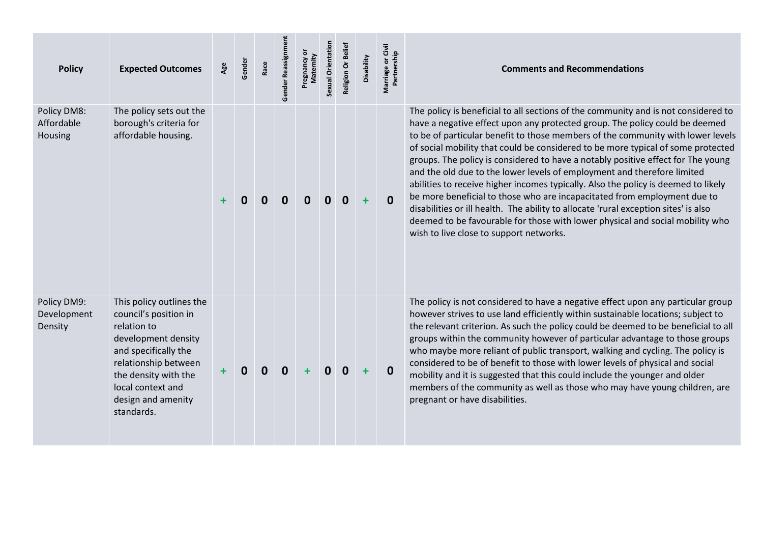| Policy | Expected Outcomes | Age | Gender | Race | Gender Reassignment | Pregnancy or Maternity | Sexual Orientation | Religion Or Belief | Disability | Marriage or Civil Partnership | Comments and Recommendations |
|---|---|---|---|---|---|---|---|---|---|---|---|
| Policy DM8: Affordable Housing | The policy sets out the borough's criteria for affordable housing. | + | 0 | 0 | 0 | 0 | 0 | 0 | + | 0 | The policy is beneficial to all sections of the community and is not considered to have a negative effect upon any protected group. The policy could be deemed to be of particular benefit to those members of the community with lower levels of social mobility that could be considered to be more typical of some protected groups. The policy is considered to have a notably positive effect for The young and the old due to the lower levels of employment and therefore limited abilities to receive higher incomes typically. Also the policy is deemed to likely be more beneficial to those who are incapacitated from employment due to disabilities or ill health. The ability to allocate 'rural exception sites' is also deemed to be favourable for those with lower physical and social mobility who wish to live close to support networks. |
| Policy DM9: Development Density | This policy outlines the council's position in relation to development density and specifically the relationship between the density with the local context and design and amenity standards. | + | 0 | 0 | 0 | + | 0 | 0 | + | 0 | The policy is not considered to have a negative effect upon any particular group however strives to use land efficiently within sustainable locations; subject to the relevant criterion. As such the policy could be deemed to be beneficial to all groups within the community however of particular advantage to those groups who maybe more reliant of public transport, walking and cycling. The policy is considered to be of benefit to those with lower levels of physical and social mobility and it is suggested that this could include the younger and older members of the community as well as those who may have young children, are pregnant or have disabilities. |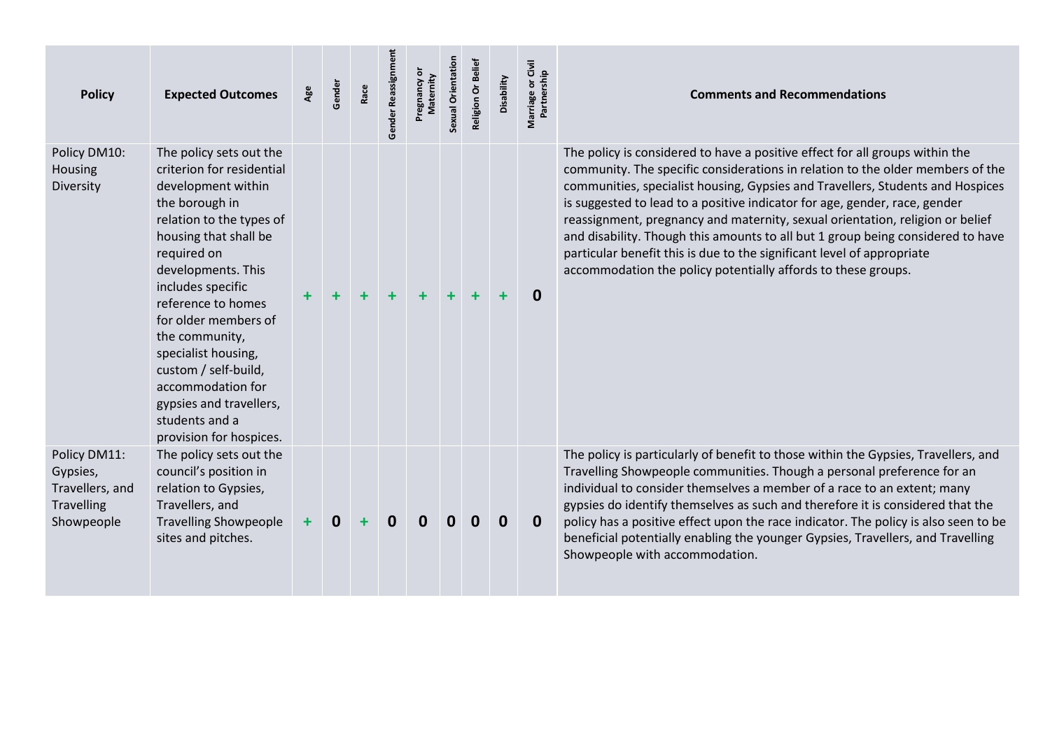| Policy | Expected Outcomes | Age | Gender | Race | Gender Reassignment | Pregnancy or Maternity | Sexual Orientation | Religion Or Belief | Disability | Marriage or Civil Partnership | Comments and Recommendations |
|---|---|---|---|---|---|---|---|---|---|---|---|
| Policy DM10: Housing Diversity | The policy sets out the criterion for residential development within the borough in relation to the types of housing that shall be required on developments. This includes specific reference to homes for older members of the community, specialist housing, custom / self-build, accommodation for gypsies and travellers, students and a provision for hospices. | + | + | + | + | + | + | + | + | 0 | The policy is considered to have a positive effect for all groups within the community. The specific considerations in relation to the older members of the communities, specialist housing, Gypsies and Travellers, Students and Hospices is suggested to lead to a positive indicator for age, gender, race, gender reassignment, pregnancy and maternity, sexual orientation, religion or belief and disability. Though this amounts to all but 1 group being considered to have particular benefit this is due to the significant level of appropriate accommodation the policy potentially affords to these groups. |
| Policy DM11: Gypsies, Travellers, and Travelling Showpeople | The policy sets out the council's position in relation to Gypsies, Travellers, and Travelling Showpeople sites and pitches. | + | 0 | + | 0 | 0 | 0 | 0 | 0 | 0 | The policy is particularly of benefit to those within the Gypsies, Travellers, and Travelling Showpeople communities. Though a personal preference for an individual to consider themselves a member of a race to an extent; many gypsies do identify themselves as such and therefore it is considered that the policy has a positive effect upon the race indicator. The policy is also seen to be beneficial potentially enabling the younger Gypsies, Travellers, and Travelling Showpeople with accommodation. |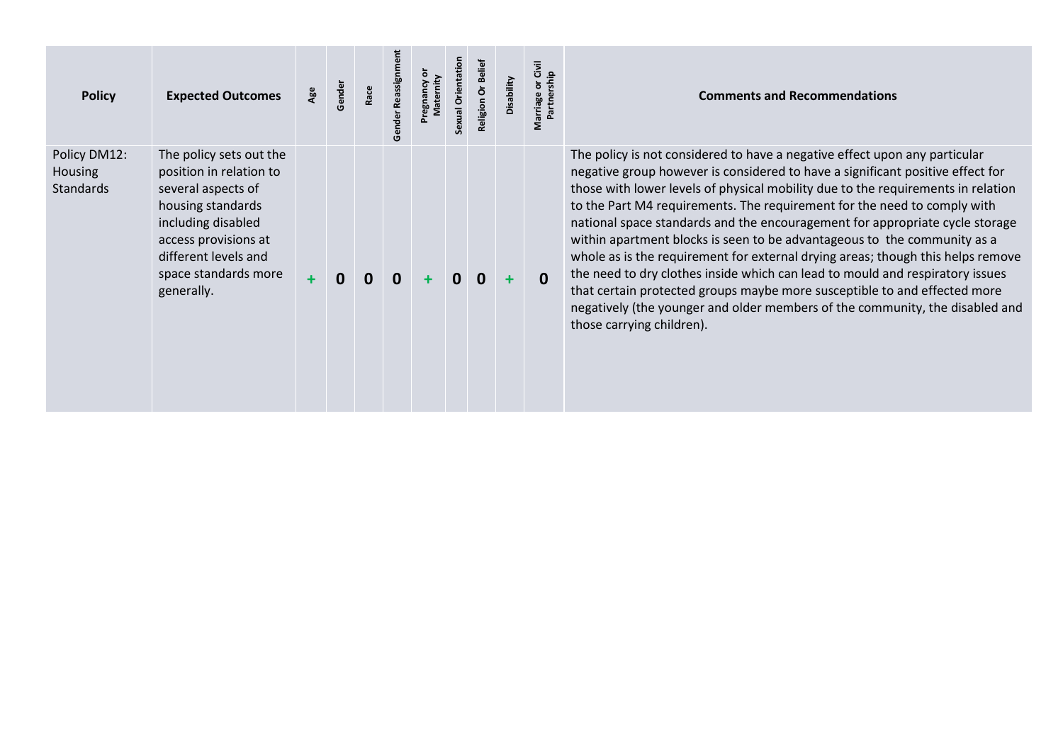| Policy | Expected Outcomes | Age | Gender | Race | Gender Reassignment | Pregnancy or Maternity | Sexual Orientation | Religion Or Belief | Disability | Marriage or Civil Partnership | Comments and Recommendations |
|---|---|---|---|---|---|---|---|---|---|---|---|
| Policy DM12: Housing Standards | The policy sets out the position in relation to several aspects of housing standards including disabled access provisions at different levels and space standards more generally. | + | 0 | 0 | 0 | + | 0 | 0 | + | 0 | The policy is not considered to have a negative effect upon any particular negative group however is considered to have a significant positive effect for those with lower levels of physical mobility due to the requirements in relation to the Part M4 requirements. The requirement for the need to comply with national space standards and the encouragement for appropriate cycle storage within apartment blocks is seen to be advantageous to the community as a whole as is the requirement for external drying areas; though this helps remove the need to dry clothes inside which can lead to mould and respiratory issues that certain protected groups maybe more susceptible to and effected more negatively (the younger and older members of the community, the disabled and those carrying children). |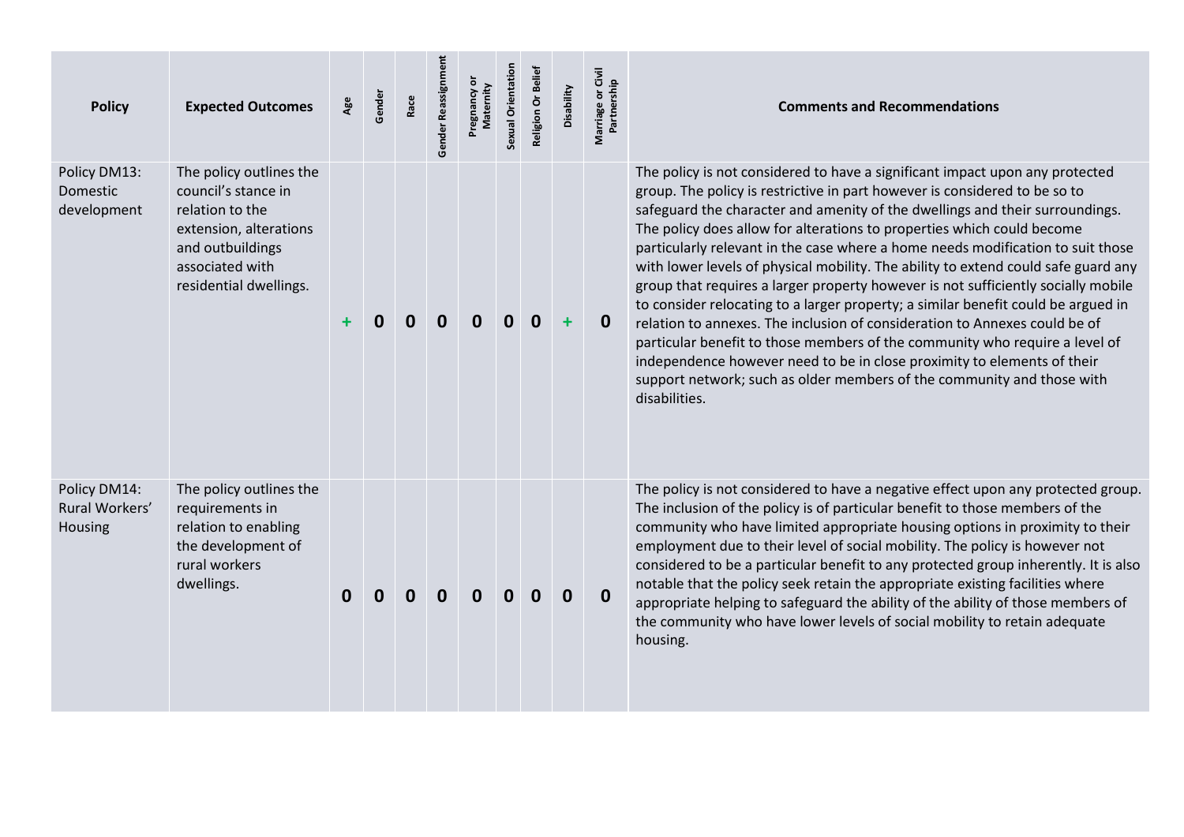| Policy | Expected Outcomes | Age | Gender | Race | Gender Reassignment | Pregnancy or Maternity | Sexual Orientation | Religion Or Belief | Disability | Marriage or Civil Partnership | Comments and Recommendations |
|---|---|---|---|---|---|---|---|---|---|---|---|
| Policy DM13: Domestic development | The policy outlines the council's stance in relation to the extension, alterations and outbuildings associated with residential dwellings. | + | 0 | 0 | 0 | 0 | 0 | 0 | + | 0 | The policy is not considered to have a significant impact upon any protected group. The policy is restrictive in part however is considered to be so to safeguard the character and amenity of the dwellings and their surroundings. The policy does allow for alterations to properties which could become particularly relevant in the case where a home needs modification to suit those with lower levels of physical mobility. The ability to extend could safe guard any group that requires a larger property however is not sufficiently socially mobile to consider relocating to a larger property; a similar benefit could be argued in relation to annexes. The inclusion of consideration to Annexes could be of particular benefit to those members of the community who require a level of independence however need to be in close proximity to elements of their support network; such as older members of the community and those with disabilities. |
| Policy DM14: Rural Workers' Housing | The policy outlines the requirements in relation to enabling the development of rural workers dwellings. | 0 | 0 | 0 | 0 | 0 | 0 | 0 | 0 | 0 | The policy is not considered to have a negative effect upon any protected group. The inclusion of the policy is of particular benefit to those members of the community who have limited appropriate housing options in proximity to their employment due to their level of social mobility. The policy is however not considered to be a particular benefit to any protected group inherently. It is also notable that the policy seek retain the appropriate existing facilities where appropriate helping to safeguard the ability of the ability of those members of the community who have lower levels of social mobility to retain adequate housing. |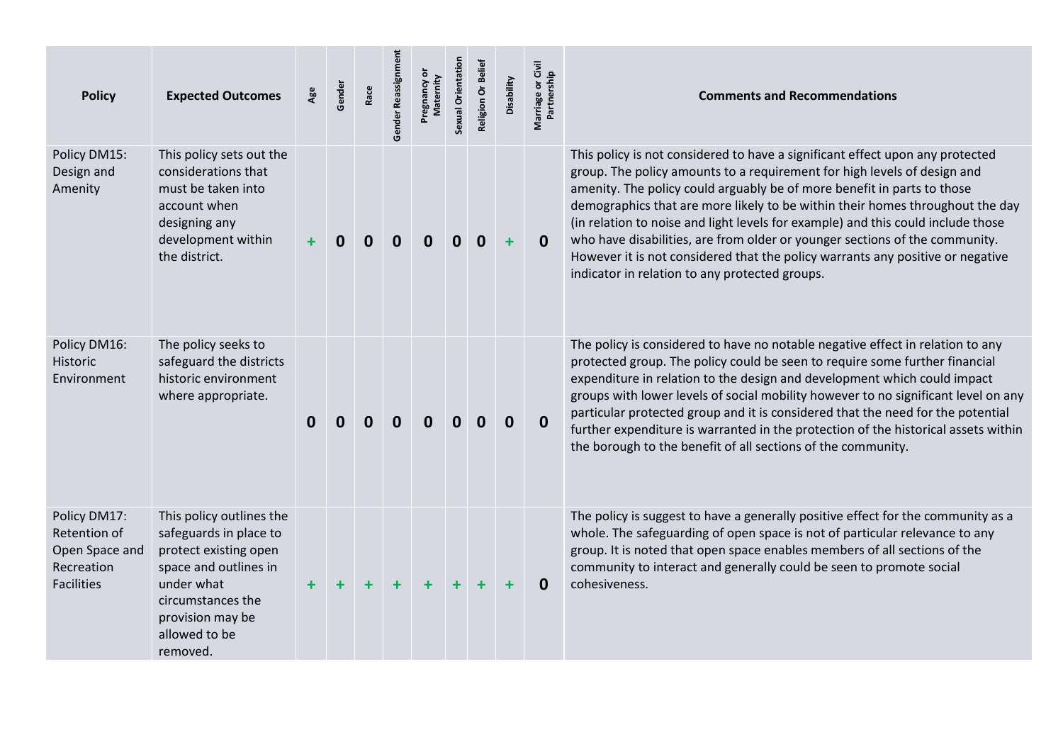| Policy | Expected Outcomes | Age | Gender | Race | Gender Reassignment | Pregnancy or Maternity | Sexual Orientation | Religion Or Belief | Disability | Marriage or Civil Partnership | Comments and Recommendations |
|---|---|---|---|---|---|---|---|---|---|---|---|
| Policy DM15: Design and Amenity | This policy sets out the considerations that must be taken into account when designing any development within the district. | + | 0 | 0 | 0 | 0 | 0 | 0 | + | 0 | This policy is not considered to have a significant effect upon any protected group. The policy amounts to a requirement for high levels of design and amenity. The policy could arguably be of more benefit in parts to those demographics that are more likely to be within their homes throughout the day (in relation to noise and light levels for example) and this could include those who have disabilities, are from older or younger sections of the community. However it is not considered that the policy warrants any positive or negative indicator in relation to any protected groups. |
| Policy DM16: Historic Environment | The policy seeks to safeguard the districts historic environment where appropriate. | 0 | 0 | 0 | 0 | 0 | 0 | 0 | 0 | 0 | The policy is considered to have no notable negative effect in relation to any protected group. The policy could be seen to require some further financial expenditure in relation to the design and development which could impact groups with lower levels of social mobility however to no significant level on any particular protected group and it is considered that the need for the potential further expenditure is warranted in the protection of the historical assets within the borough to the benefit of all sections of the community. |
| Policy DM17: Retention of Open Space and Recreation Facilities | This policy outlines the safeguards in place to protect existing open space and outlines in under what circumstances the provision may be allowed to be removed. | + | + | + | + | + | + | + | + | 0 | The policy is suggest to have a generally positive effect for the community as a whole. The safeguarding of open space is not of particular relevance to any group. It is noted that open space enables members of all sections of the community to interact and generally could be seen to promote social cohesiveness. |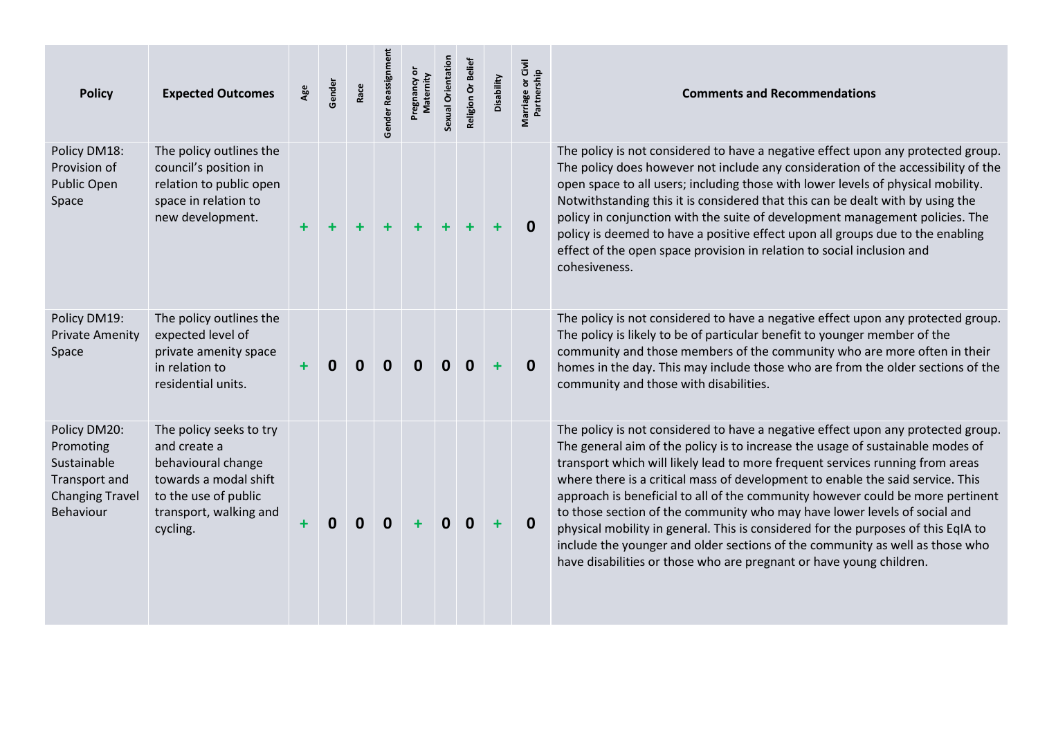| Policy | Expected Outcomes | Age | Gender | Race | Gender Reassignment | Pregnancy or Maternity | Sexual Orientation | Religion Or Belief | Disability | Marriage or Civil Partnership | Comments and Recommendations |
|---|---|---|---|---|---|---|---|---|---|---|---|
| Policy DM18: Provision of Public Open Space | The policy outlines the council's position in relation to public open space in relation to new development. | + | + | + | + | + | + | + | + | 0 | The policy is not considered to have a negative effect upon any protected group. The policy does however not include any consideration of the accessibility of the open space to all users; including those with lower levels of physical mobility. Notwithstanding this it is considered that this can be dealt with by using the policy in conjunction with the suite of development management policies. The policy is deemed to have a positive effect upon all groups due to the enabling effect of the open space provision in relation to social inclusion and cohesiveness. |
| Policy DM19: Private Amenity Space | The policy outlines the expected level of private amenity space in relation to residential units. | + | 0 | 0 | 0 | 0 | 0 | 0 | + | 0 | The policy is not considered to have a negative effect upon any protected group. The policy is likely to be of particular benefit to younger member of the community and those members of the community who are more often in their homes in the day. This may include those who are from the older sections of the community and those with disabilities. |
| Policy DM20: Promoting Sustainable Transport and Changing Travel Behaviour | The policy seeks to try and create a behavioural change towards a modal shift to the use of public transport, walking and cycling. | + | 0 | 0 | 0 | + | 0 | 0 | + | 0 | The policy is not considered to have a negative effect upon any protected group. The general aim of the policy is to increase the usage of sustainable modes of transport which will likely lead to more frequent services running from areas where there is a critical mass of development to enable the said service. This approach is beneficial to all of the community however could be more pertinent to those section of the community who may have lower levels of social and physical mobility in general. This is considered for the purposes of this EqIA to include the younger and older sections of the community as well as those who have disabilities or those who are pregnant or have young children. |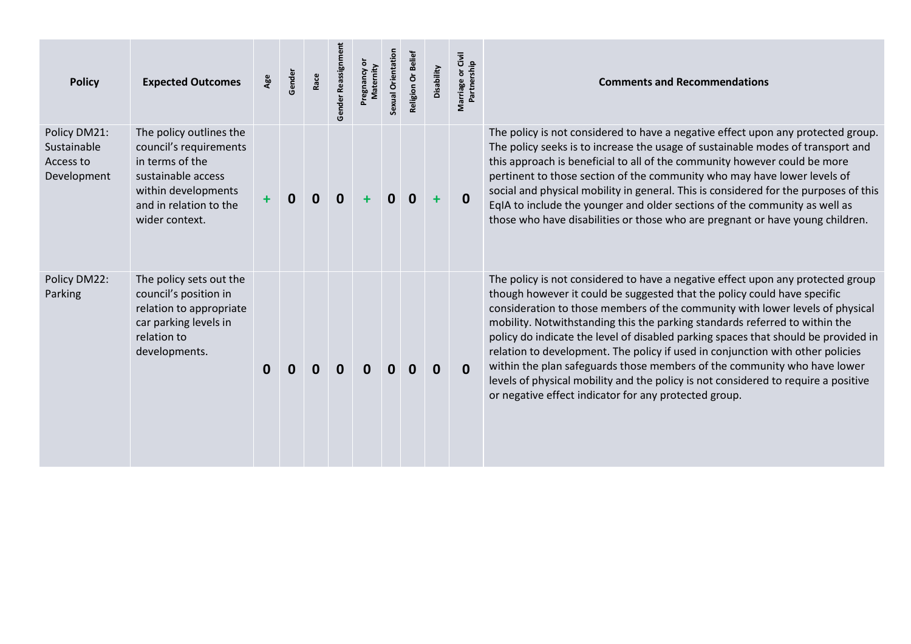| Policy | Expected Outcomes | Age | Gender | Race | Gender Reassignment | Pregnancy or Maternity | Sexual Orientation | Religion Or Belief | Disability | Marriage or Civil Partnership | Comments and Recommendations |
|---|---|---|---|---|---|---|---|---|---|---|---|
| Policy DM21: Sustainable Access to Development | The policy outlines the council's requirements in terms of the sustainable access within developments and in relation to the wider context. | + | 0 | 0 | 0 | + | 0 | 0 | + | 0 | The policy is not considered to have a negative effect upon any protected group. The policy seeks is to increase the usage of sustainable modes of transport and this approach is beneficial to all of the community however could be more pertinent to those section of the community who may have lower levels of social and physical mobility in general. This is considered for the purposes of this EqIA to include the younger and older sections of the community as well as those who have disabilities or those who are pregnant or have young children. |
| Policy DM22: Parking | The policy sets out the council's position in relation to appropriate car parking levels in relation to developments. | 0 | 0 | 0 | 0 | 0 | 0 | 0 | 0 | 0 | The policy is not considered to have a negative effect upon any protected group though however it could be suggested that the policy could have specific consideration to those members of the community with lower levels of physical mobility. Notwithstanding this the parking standards referred to within the policy do indicate the level of disabled parking spaces that should be provided in relation to development. The policy if used in conjunction with other policies within the plan safeguards those members of the community who have lower levels of physical mobility and the policy is not considered to require a positive or negative effect indicator for any protected group. |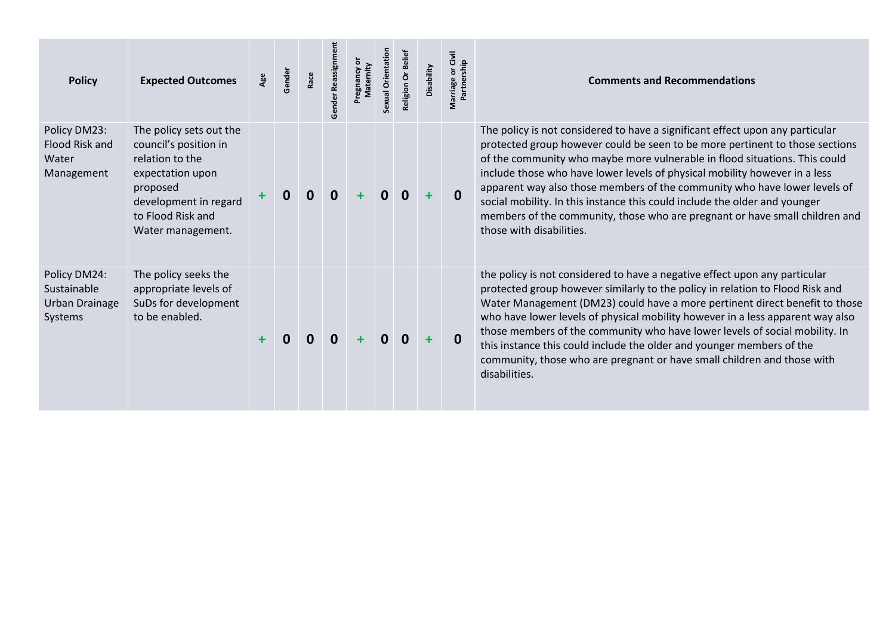| Policy | Expected Outcomes | Age | Gender | Race | Gender Reassignment | Pregnancy or Maternity | Sexual Orientation | Religion Or Belief | Disability | Marriage or Civil Partnership | Comments and Recommendations |
|---|---|---|---|---|---|---|---|---|---|---|---|
| Policy DM23: Flood Risk and Water Management | The policy sets out the council's position in relation to the expectation upon proposed development in regard to Flood Risk and Water management. | + | 0 | 0 | 0 | + | 0 | 0 | + | 0 | The policy is not considered to have a significant effect upon any particular protected group however could be seen to be more pertinent to those sections of the community who maybe more vulnerable in flood situations. This could include those who have lower levels of physical mobility however in a less apparent way also those members of the community who have lower levels of social mobility. In this instance this could include the older and younger members of the community, those who are pregnant or have small children and those with disabilities. |
| Policy DM24: Sustainable Urban Drainage Systems | The policy seeks the appropriate levels of SuDs for development to be enabled. | + | 0 | 0 | 0 | + | 0 | 0 | + | 0 | the policy is not considered to have a negative effect upon any particular protected group however similarly to the policy in relation to Flood Risk and Water Management (DM23) could have a more pertinent direct benefit to those who have lower levels of physical mobility however in a less apparent way also those members of the community who have lower levels of social mobility. In this instance this could include the older and younger members of the community, those who are pregnant or have small children and those with disabilities. |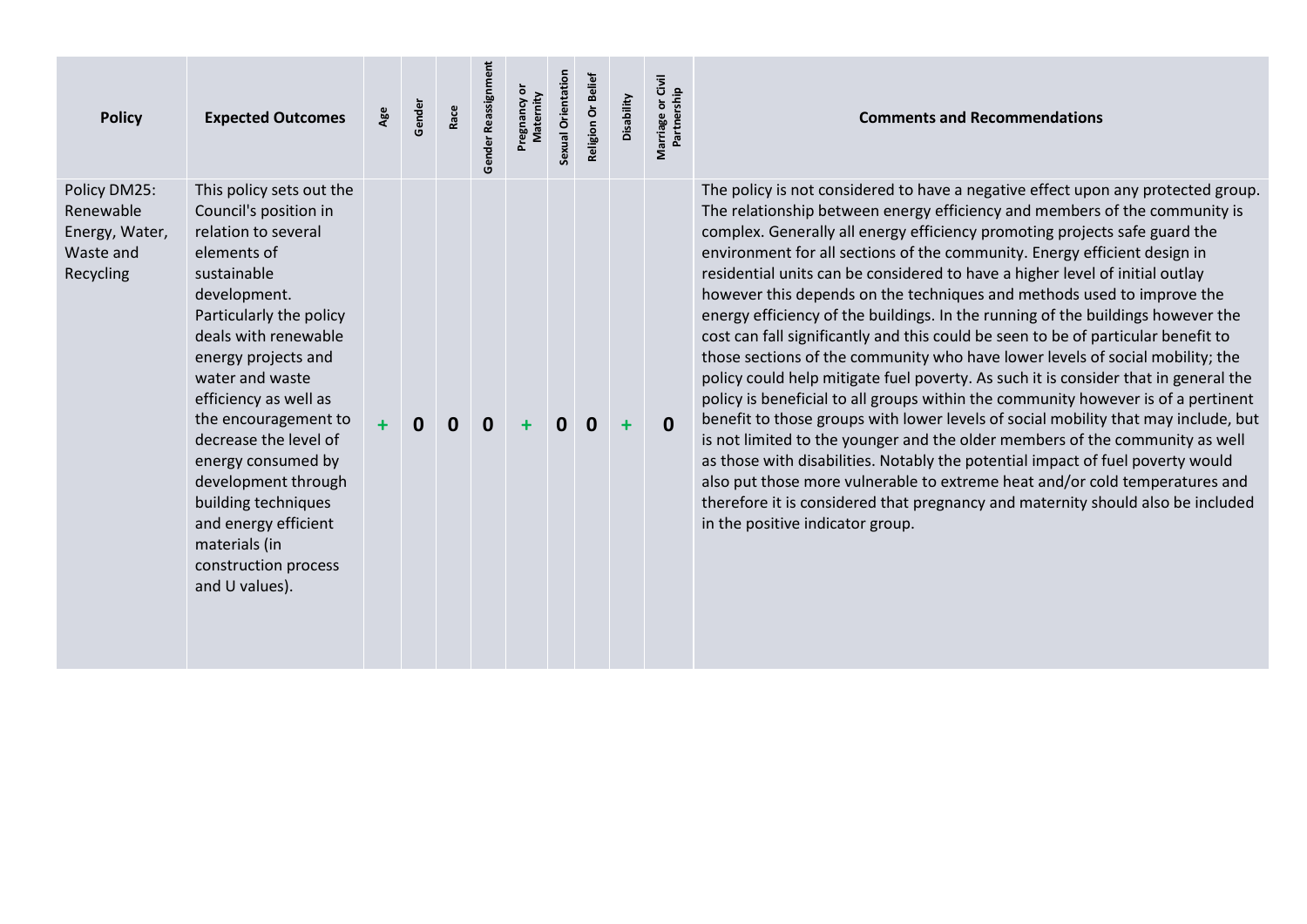| Policy | Expected Outcomes | Age | Gender | Race | Gender Reassignment | Pregnancy or Maternity | Sexual Orientation | Religion Or Belief | Disability | Marriage or Civil Partnership | Comments and Recommendations |
|---|---|---|---|---|---|---|---|---|---|---|---|
| Policy DM25: Renewable Energy, Water, Waste and Recycling | This policy sets out the Council's position in relation to several elements of sustainable development. Particularly the policy deals with renewable energy projects and water and waste efficiency as well as the encouragement to decrease the level of energy consumed by development through building techniques and energy efficient materials (in construction process and U values). | + | 0 | 0 | 0 | + | 0 | 0 | + | 0 | The policy is not considered to have a negative effect upon any protected group. The relationship between energy efficiency and members of the community is complex. Generally all energy efficiency promoting projects safe guard the environment for all sections of the community. Energy efficient design in residential units can be considered to have a higher level of initial outlay however this depends on the techniques and methods used to improve the energy efficiency of the buildings. In the running of the buildings however the cost can fall significantly and this could be seen to be of particular benefit to those sections of the community who have lower levels of social mobility; the policy could help mitigate fuel poverty. As such it is consider that in general the policy is beneficial to all groups within the community however is of a pertinent benefit to those groups with lower levels of social mobility that may include, but is not limited to the younger and the older members of the community as well as those with disabilities. Notably the potential impact of fuel poverty would also put those more vulnerable to extreme heat and/or cold temperatures and therefore it is considered that pregnancy and maternity should also be included in the positive indicator group. |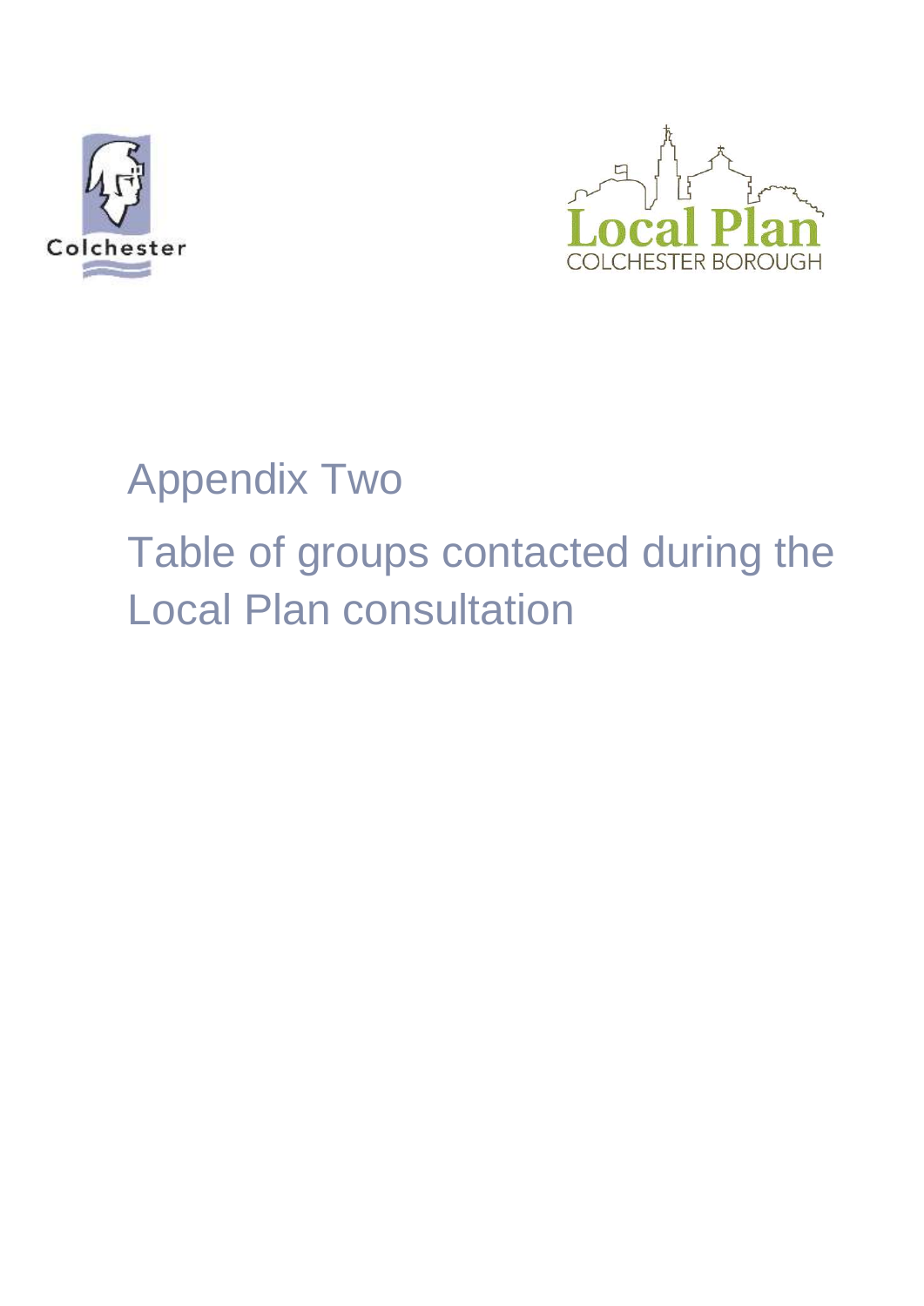# Appendix Two

## Table of groups contacted during the Local Plan consultation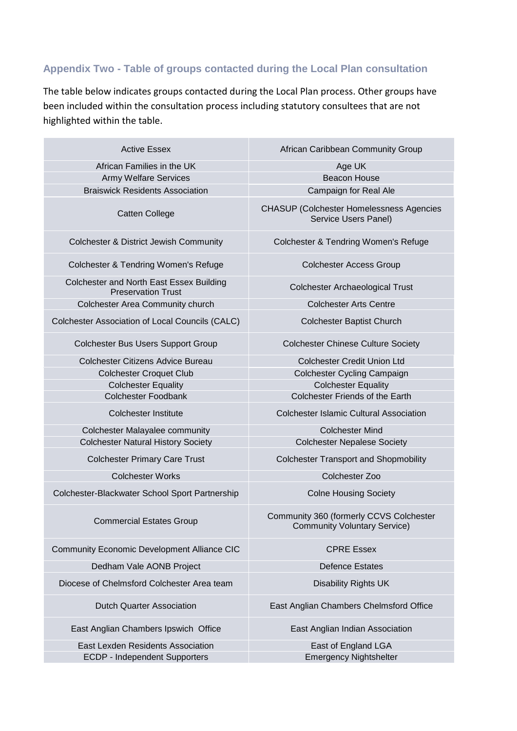## Appendix Two - Table of groups contacted during the Local Plan consultation

The table below indicates groups contacted during the Local Plan process. Other groups have been included within the consultation process including statutory consultees that are not highlighted within the table.

| | |
|---|---|
| Active Essex | African Caribbean Community Group |
| African Families in the UK | Age UK |
| Army Welfare Services | Beacon House |
| Braiswick Residents Association | Campaign for Real Ale |
| Catten College | CHASUP (Colchester Homelessness Agencies Service Users Panel) |
| Colchester & District Jewish Community | Colchester & Tendring Women's Refuge |
| Colchester & Tendring Women's Refuge | Colchester Access Group |
| Colchester and North East Essex Building Preservation Trust | Colchester Archaeological Trust |
| Colchester Area Community church | Colchester Arts Centre |
| Colchester Association of Local Councils (CALC) | Colchester Baptist Church |
| Colchester Bus Users Support Group | Colchester Chinese Culture Society |
| Colchester Citizens Advice Bureau | Colchester Credit Union Ltd |
| Colchester Croquet Club | Colchester Cycling Campaign |
| Colchester Equality | Colchester Equality |
| Colchester Foodbank | Colchester Friends of the Earth |
| Colchester Institute | Colchester Islamic Cultural Association |
| Colchester Malayalee community | Colchester Mind |
| Colchester Natural History Society | Colchester Nepalese Society |
| Colchester Primary Care Trust | Colchester Transport and Shopmobility |
| Colchester Works | Colchester Zoo |
| Colchester-Blackwater School Sport Partnership | Colne Housing Society |
| Commercial Estates Group | Community 360 (formerly CCVS Colchester Community Voluntary Service) |
| Community Economic Development Alliance CIC | CPRE Essex |
| Dedham Vale AONB Project | Defence Estates |
| Diocese of Chelmsford Colchester Area team | Disability Rights UK |
| Dutch Quarter Association | East Anglian Chambers Chelmsford Office |
| East Anglian Chambers Ipswich Office | East Anglian Indian Association |
| East Lexden Residents Association | East of England LGA |
| ECDP - Independent Supporters | Emergency Nightshelter |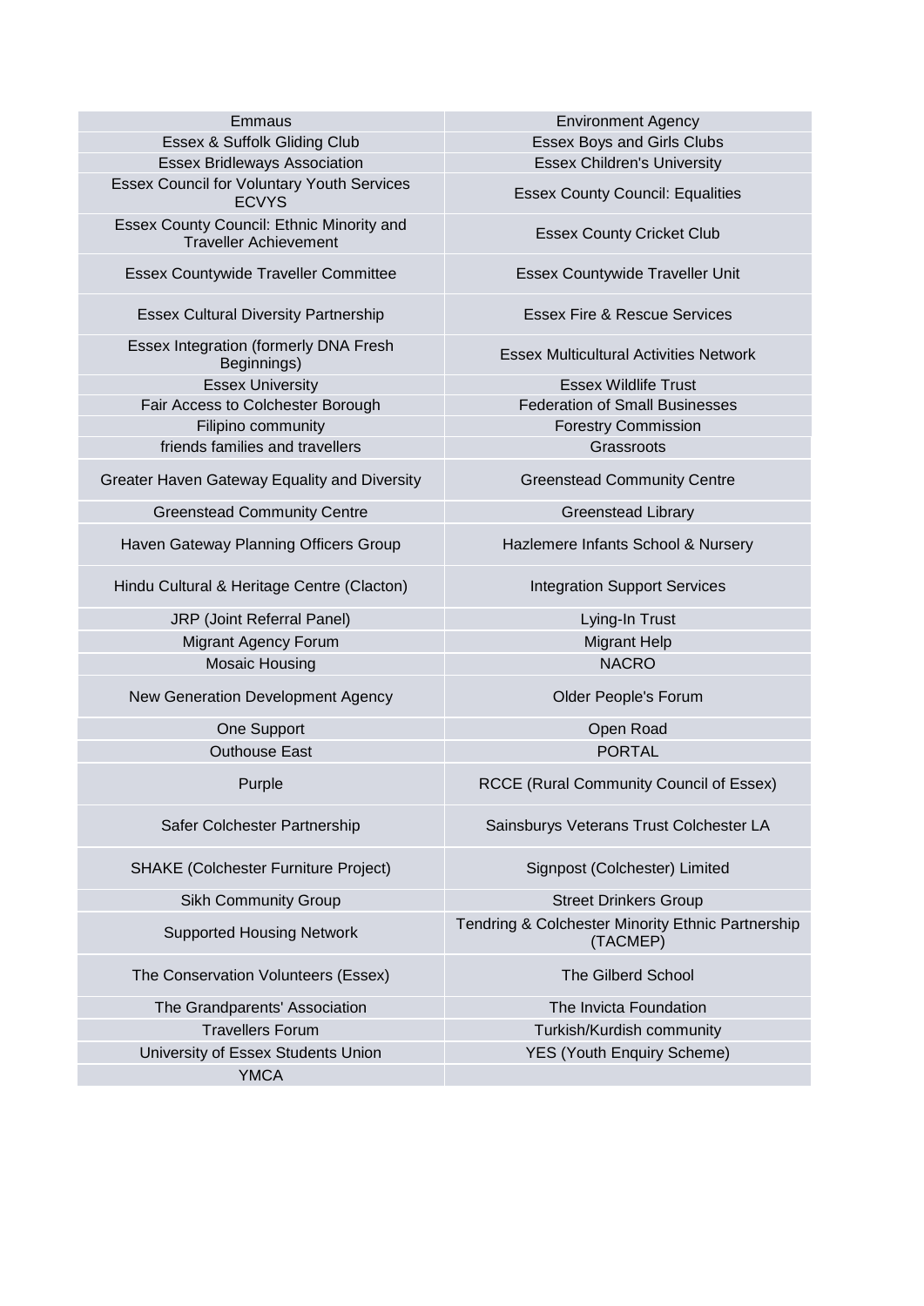| | |
|---|---|
| Emmaus | Environment Agency |
| Essex & Suffolk Gliding Club | Essex Boys and Girls Clubs |
| Essex Bridleways Association | Essex Children's University |
| Essex Council for Voluntary Youth Services ECVYS | Essex County Council: Equalities |
| Essex County Council: Ethnic Minority and Traveller Achievement | Essex County Cricket Club |
| Essex Countywide Traveller Committee | Essex Countywide Traveller Unit |
| Essex Cultural Diversity Partnership | Essex Fire & Rescue Services |
| Essex Integration (formerly DNA Fresh Beginnings) | Essex Multicultural Activities Network |
| Essex University | Essex Wildlife Trust |
| Fair Access to Colchester Borough | Federation of Small Businesses |
| Filipino community | Forestry Commission |
| friends families and travellers | Grassroots |
| Greater Haven Gateway Equality and Diversity | Greenstead Community Centre |
| Greenstead Community Centre | Greenstead Library |
| Haven Gateway Planning Officers Group | Hazlemere Infants School & Nursery |
| Hindu Cultural & Heritage Centre (Clacton) | Integration Support Services |
| JRP (Joint Referral Panel) | Lying-In Trust |
| Migrant Agency Forum | Migrant Help |
| Mosaic Housing | NACRO |
| New Generation Development Agency | Older People's Forum |
| One Support | Open Road |
| Outhouse East | PORTAL |
| Purple | RCCE (Rural Community Council of Essex) |
| Safer Colchester Partnership | Sainsburys Veterans Trust Colchester LA |
| SHAKE (Colchester Furniture Project) | Signpost (Colchester) Limited |
| Sikh Community Group | Street Drinkers Group |
| Supported Housing Network | Tendring & Colchester Minority Ethnic Partnership (TACMEP) |
| The Conservation Volunteers (Essex) | The Gilberd School |
| The Grandparents' Association | The Invicta Foundation |
| Travellers Forum | Turkish/Kurdish community |
| University of Essex Students Union | YES (Youth Enquiry Scheme) |
| YMCA | |